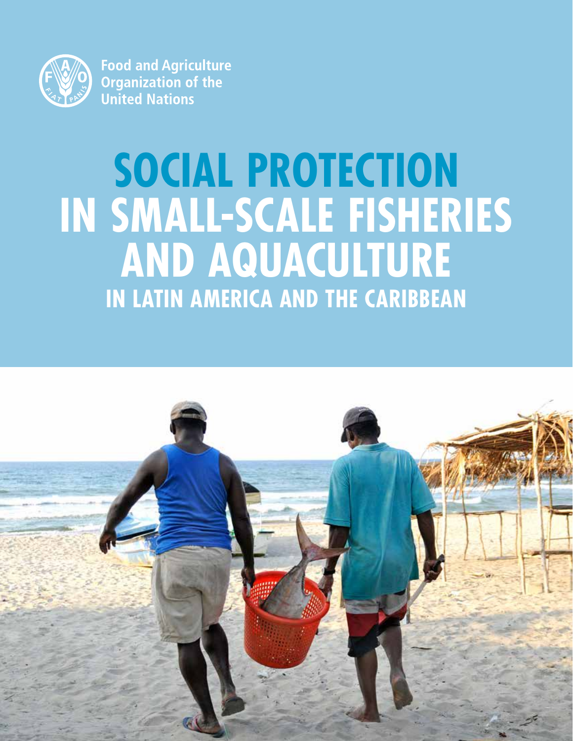Food and Agriculture Organization of the United Nations

# SOCIAL PROTECTION IN SMALL-SCALE FISHERIES AND AQUACULTURE

## IN LATIN AMERICA AND THE CARIBBEAN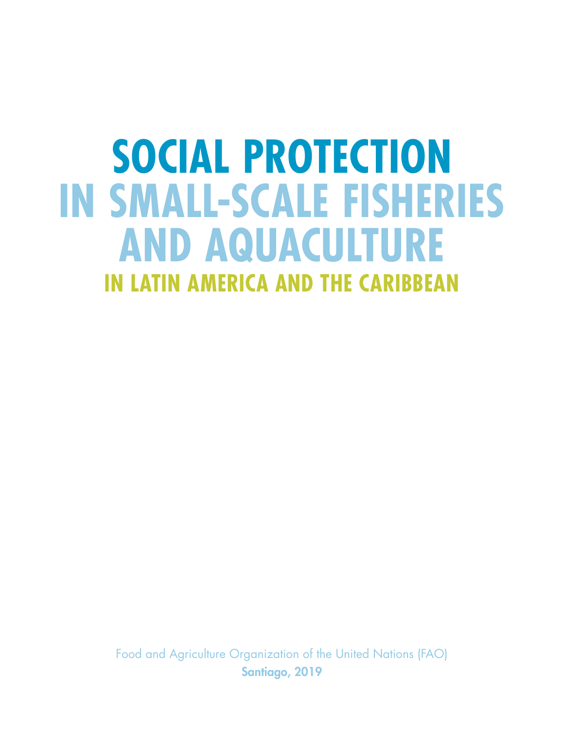# SOCIAL PROTECTION IN SMALL-SCALE FISHERIES AND AQUACULTURE

## IN LATIN AMERICA AND THE CARIBBEAN

Food and Agriculture Organization of the United Nations (FAO)

**Santiago, 2019**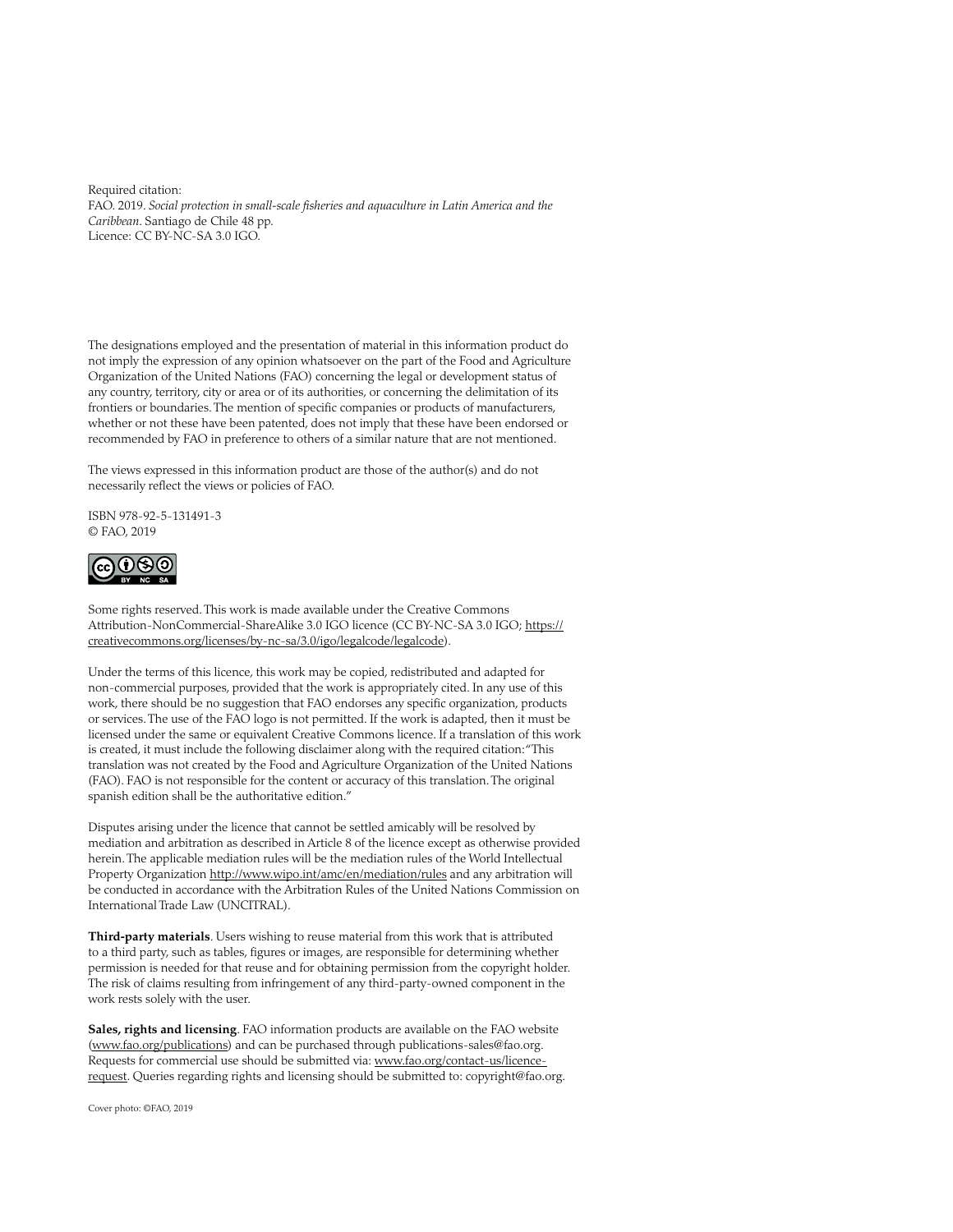Required citation:
FAO. 2019. *Social protection in small-scale fisheries and aquaculture in Latin America and the Caribbean*. Santiago de Chile 48 pp.
Licence: CC BY-NC-SA 3.0 IGO.

The designations employed and the presentation of material in this information product do not imply the expression of any opinion whatsoever on the part of the Food and Agriculture Organization of the United Nations (FAO) concerning the legal or development status of any country, territory, city or area or of its authorities, or concerning the delimitation of its frontiers or boundaries. The mention of specific companies or products of manufacturers, whether or not these have been patented, does not imply that these have been endorsed or recommended by FAO in preference to others of a similar nature that are not mentioned.

The views expressed in this information product are those of the author(s) and do not necessarily reflect the views or policies of FAO.

ISBN 978-92-5-131491-3
© FAO, 2019

Some rights reserved. This work is made available under the Creative Commons Attribution-NonCommercial-ShareAlike 3.0 IGO licence (CC BY-NC-SA 3.0 IGO; https://creativecommons.org/licenses/by-nc-sa/3.0/igo/legalcode/legalcode).

Under the terms of this licence, this work may be copied, redistributed and adapted for non-commercial purposes, provided that the work is appropriately cited. In any use of this work, there should be no suggestion that FAO endorses any specific organization, products or services. The use of the FAO logo is not permitted. If the work is adapted, then it must be licensed under the same or equivalent Creative Commons licence. If a translation of this work is created, it must include the following disclaimer along with the required citation: "This translation was not created by the Food and Agriculture Organization of the United Nations (FAO). FAO is not responsible for the content or accuracy of this translation. The original spanish edition shall be the authoritative edition."

Disputes arising under the licence that cannot be settled amicably will be resolved by mediation and arbitration as described in Article 8 of the licence except as otherwise provided herein. The applicable mediation rules will be the mediation rules of the World Intellectual Property Organization http://www.wipo.int/amc/en/mediation/rules and any arbitration will be conducted in accordance with the Arbitration Rules of the United Nations Commission on International Trade Law (UNCITRAL).

**Third-party materials**. Users wishing to reuse material from this work that is attributed to a third party, such as tables, figures or images, are responsible for determining whether permission is needed for that reuse and for obtaining permission from the copyright holder. The risk of claims resulting from infringement of any third-party-owned component in the work rests solely with the user.

**Sales, rights and licensing**. FAO information products are available on the FAO website (www.fao.org/publications) and can be purchased through publications-sales@fao.org. Requests for commercial use should be submitted via: www.fao.org/contact-us/licence-request. Queries regarding rights and licensing should be submitted to: copyright@fao.org.

Cover photo: ©FAO, 2019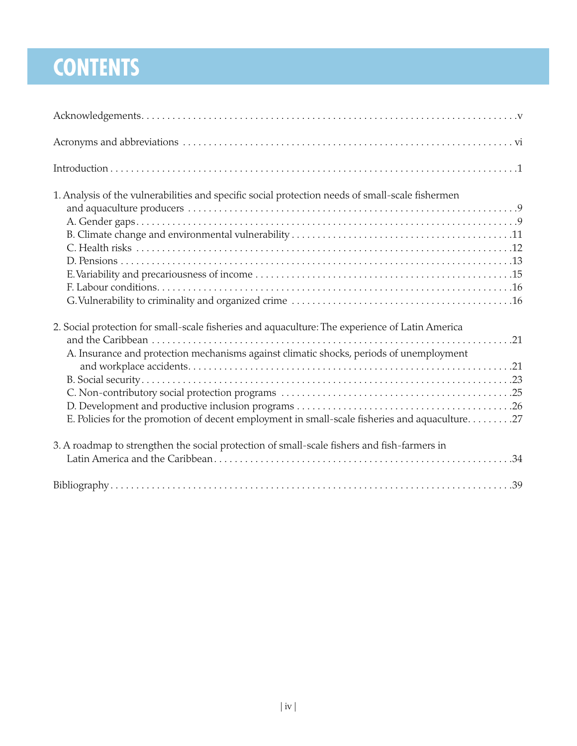# CONTENTS

Acknowledgements . . . . . v

Acronyms and abbreviations . . . . . vi

Introduction . . . . . 1

1. Analysis of the vulnerabilities and specific social protection needs of small-scale fishermen and aquaculture producers . . . . . 9
   - A. Gender gaps . . . . . 9
   - B. Climate change and environmental vulnerability . . . . . 11
   - C. Health risks . . . . . 12
   - D. Pensions . . . . . 13
   - E. Variability and precariousness of income . . . . . 15
   - F. Labour conditions . . . . . 16
   - G. Vulnerability to criminality and organized crime . . . . . 16

2. Social protection for small-scale fisheries and aquaculture: The experience of Latin America and the Caribbean . . . . . 21
   - A. Insurance and protection mechanisms against climatic shocks, periods of unemployment and workplace accidents . . . . . 21
   - B. Social security . . . . . 23
   - C. Non-contributory social protection programs . . . . . 25
   - D. Development and productive inclusion programs . . . . . 26
   - E. Policies for the promotion of decent employment in small-scale fisheries and aquaculture . . . . . 27

3. A roadmap to strengthen the social protection of small-scale fishers and fish-farmers in Latin America and the Caribbean . . . . . 34

Bibliography . . . . . 39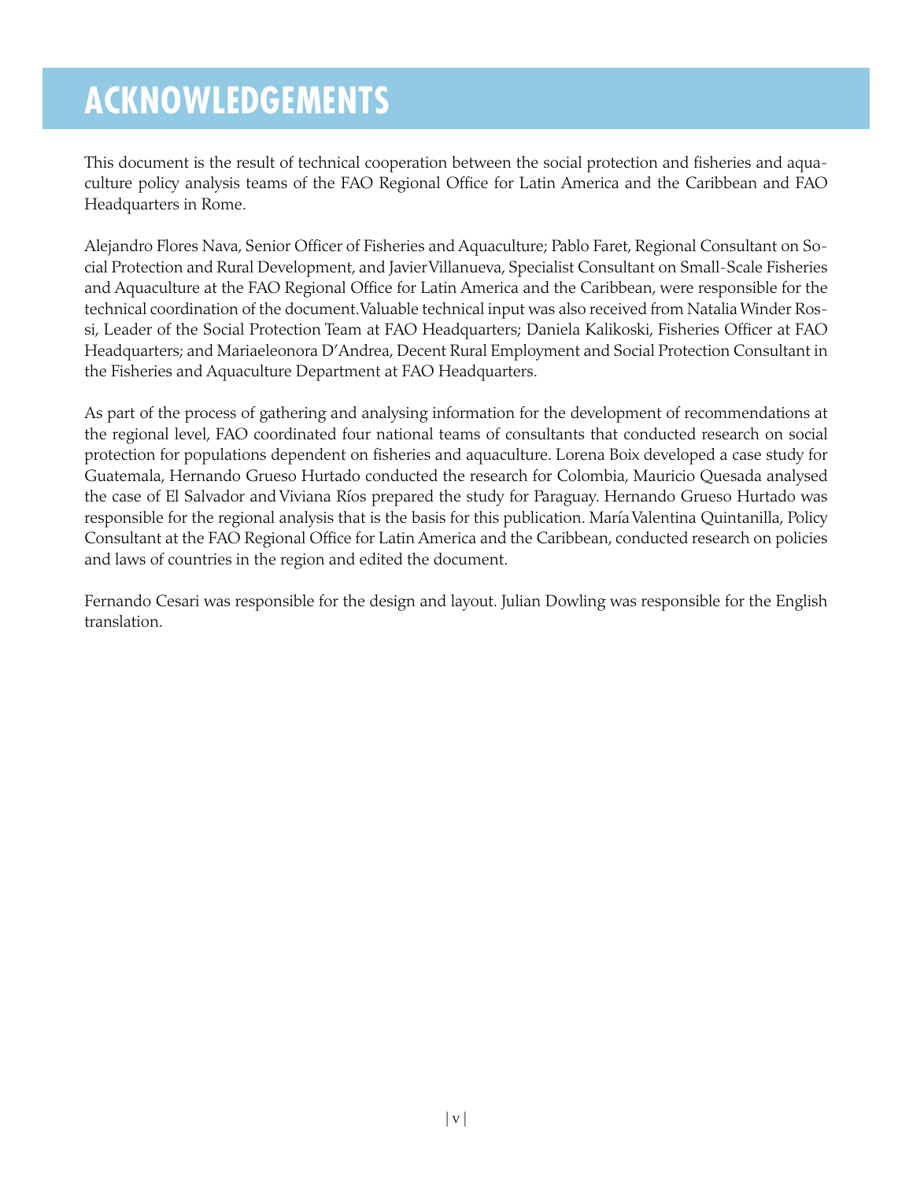# ACKNOWLEDGEMENTS

This document is the result of technical cooperation between the social protection and fisheries and aquaculture policy analysis teams of the FAO Regional Office for Latin America and the Caribbean and FAO Headquarters in Rome.

Alejandro Flores Nava, Senior Officer of Fisheries and Aquaculture; Pablo Faret, Regional Consultant on Social Protection and Rural Development, and Javier Villanueva, Specialist Consultant on Small-Scale Fisheries and Aquaculture at the FAO Regional Office for Latin America and the Caribbean, were responsible for the technical coordination of the document. Valuable technical input was also received from Natalia Winder Rossi, Leader of the Social Protection Team at FAO Headquarters; Daniela Kalikoski, Fisheries Officer at FAO Headquarters; and Mariaeleonora D'Andrea, Decent Rural Employment and Social Protection Consultant in the Fisheries and Aquaculture Department at FAO Headquarters.

As part of the process of gathering and analysing information for the development of recommendations at the regional level, FAO coordinated four national teams of consultants that conducted research on social protection for populations dependent on fisheries and aquaculture. Lorena Boix developed a case study for Guatemala, Hernando Grueso Hurtado conducted the research for Colombia, Mauricio Quesada analysed the case of El Salvador and Viviana Ríos prepared the study for Paraguay. Hernando Grueso Hurtado was responsible for the regional analysis that is the basis for this publication. María Valentina Quintanilla, Policy Consultant at the FAO Regional Office for Latin America and the Caribbean, conducted research on policies and laws of countries in the region and edited the document.

Fernando Cesari was responsible for the design and layout. Julian Dowling was responsible for the English translation.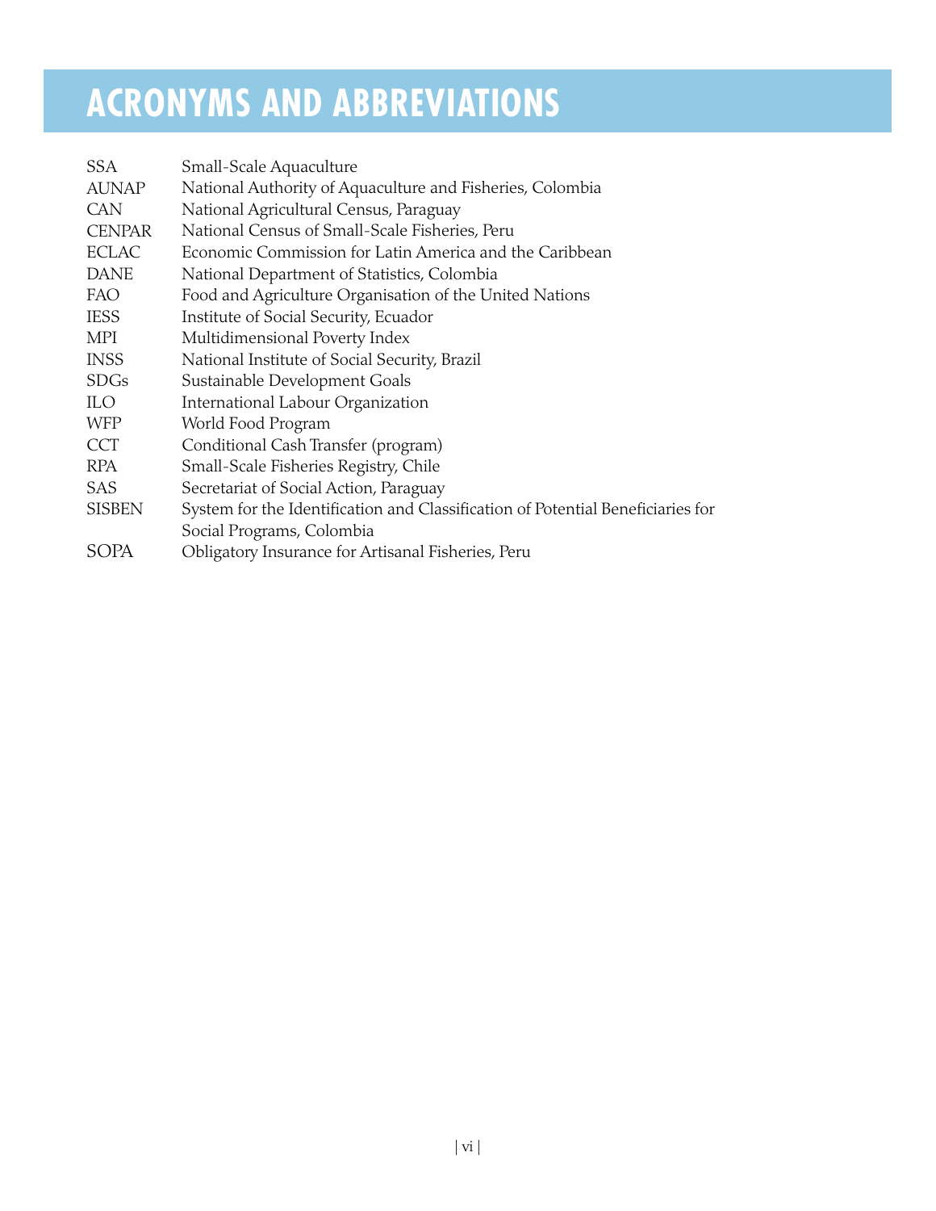# ACRONYMS AND ABBREVIATIONS

| | |
|---|---|
| SSA | Small-Scale Aquaculture |
| AUNAP | National Authority of Aquaculture and Fisheries, Colombia |
| CAN | National Agricultural Census, Paraguay |
| CENPAR | National Census of Small-Scale Fisheries, Peru |
| ECLAC | Economic Commission for Latin America and the Caribbean |
| DANE | National Department of Statistics, Colombia |
| FAO | Food and Agriculture Organisation of the United Nations |
| IESS | Institute of Social Security, Ecuador |
| MPI | Multidimensional Poverty Index |
| INSS | National Institute of Social Security, Brazil |
| SDGs | Sustainable Development Goals |
| ILO | International Labour Organization |
| WFP | World Food Program |
| CCT | Conditional Cash Transfer (program) |
| RPA | Small-Scale Fisheries Registry, Chile |
| SAS | Secretariat of Social Action, Paraguay |
| SISBEN | System for the Identification and Classification of Potential Beneficiaries for Social Programs, Colombia |
| SOPA | Obligatory Insurance for Artisanal Fisheries, Peru |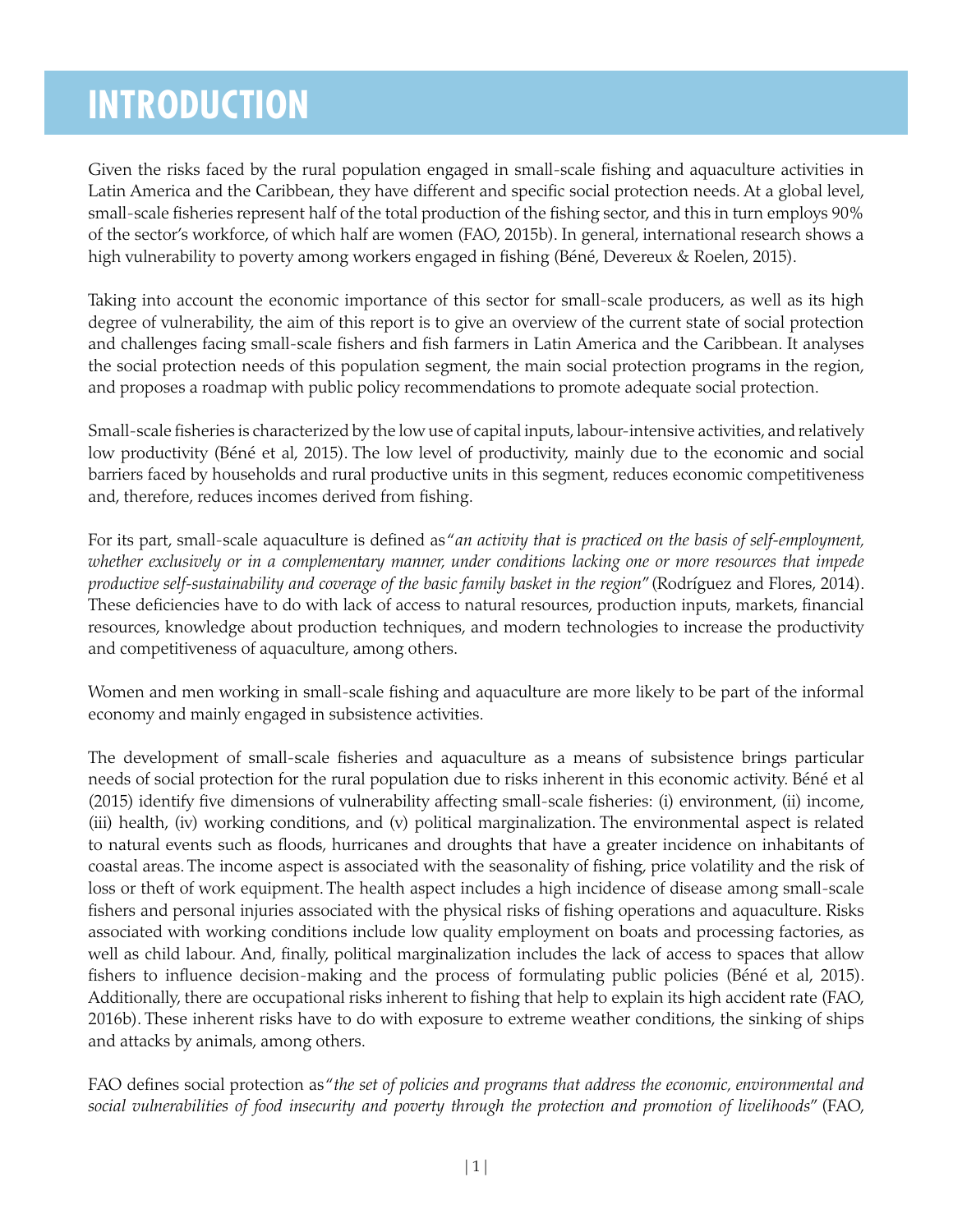# INTRODUCTION

Given the risks faced by the rural population engaged in small-scale fishing and aquaculture activities in Latin America and the Caribbean, they have different and specific social protection needs. At a global level, small-scale fisheries represent half of the total production of the fishing sector, and this in turn employs 90% of the sector's workforce, of which half are women (FAO, 2015b). In general, international research shows a high vulnerability to poverty among workers engaged in fishing (Béné, Devereux & Roelen, 2015).

Taking into account the economic importance of this sector for small-scale producers, as well as its high degree of vulnerability, the aim of this report is to give an overview of the current state of social protection and challenges facing small-scale fishers and fish farmers in Latin America and the Caribbean. It analyses the social protection needs of this population segment, the main social protection programs in the region, and proposes a roadmap with public policy recommendations to promote adequate social protection.

Small-scale fisheries is characterized by the low use of capital inputs, labour-intensive activities, and relatively low productivity (Béné et al, 2015). The low level of productivity, mainly due to the economic and social barriers faced by households and rural productive units in this segment, reduces economic competitiveness and, therefore, reduces incomes derived from fishing.

For its part, small-scale aquaculture is defined as "*an activity that is practiced on the basis of self-employment, whether exclusively or in a complementary manner, under conditions lacking one or more resources that impede productive self-sustainability and coverage of the basic family basket in the region*" (Rodríguez and Flores, 2014). These deficiencies have to do with lack of access to natural resources, production inputs, markets, financial resources, knowledge about production techniques, and modern technologies to increase the productivity and competitiveness of aquaculture, among others.

Women and men working in small-scale fishing and aquaculture are more likely to be part of the informal economy and mainly engaged in subsistence activities.

The development of small-scale fisheries and aquaculture as a means of subsistence brings particular needs of social protection for the rural population due to risks inherent in this economic activity. Béné et al (2015) identify five dimensions of vulnerability affecting small-scale fisheries: (i) environment, (ii) income, (iii) health, (iv) working conditions, and (v) political marginalization. The environmental aspect is related to natural events such as floods, hurricanes and droughts that have a greater incidence on inhabitants of coastal areas. The income aspect is associated with the seasonality of fishing, price volatility and the risk of loss or theft of work equipment. The health aspect includes a high incidence of disease among small-scale fishers and personal injuries associated with the physical risks of fishing operations and aquaculture. Risks associated with working conditions include low quality employment on boats and processing factories, as well as child labour. And, finally, political marginalization includes the lack of access to spaces that allow fishers to influence decision-making and the process of formulating public policies (Béné et al, 2015). Additionally, there are occupational risks inherent to fishing that help to explain its high accident rate (FAO, 2016b). These inherent risks have to do with exposure to extreme weather conditions, the sinking of ships and attacks by animals, among others.

FAO defines social protection as "*the set of policies and programs that address the economic, environmental and social vulnerabilities of food insecurity and poverty through the protection and promotion of livelihoods*" (FAO,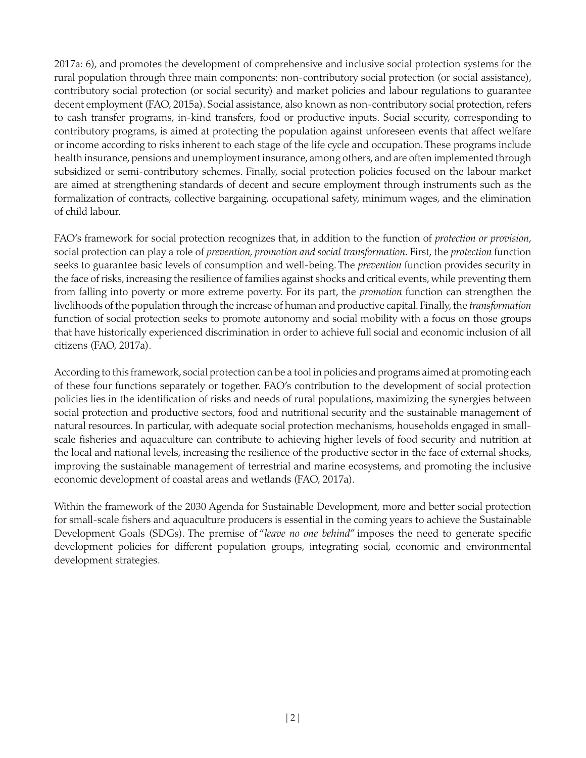2017a: 6), and promotes the development of comprehensive and inclusive social protection systems for the rural population through three main components: non-contributory social protection (or social assistance), contributory social protection (or social security) and market policies and labour regulations to guarantee decent employment (FAO, 2015a). Social assistance, also known as non-contributory social protection, refers to cash transfer programs, in-kind transfers, food or productive inputs. Social security, corresponding to contributory programs, is aimed at protecting the population against unforeseen events that affect welfare or income according to risks inherent to each stage of the life cycle and occupation. These programs include health insurance, pensions and unemployment insurance, among others, and are often implemented through subsidized or semi-contributory schemes. Finally, social protection policies focused on the labour market are aimed at strengthening standards of decent and secure employment through instruments such as the formalization of contracts, collective bargaining, occupational safety, minimum wages, and the elimination of child labour.

FAO's framework for social protection recognizes that, in addition to the function of *protection or provision*, social protection can play a role of *prevention, promotion and social transformation*. First, the *protection* function seeks to guarantee basic levels of consumption and well-being. The *prevention* function provides security in the face of risks, increasing the resilience of families against shocks and critical events, while preventing them from falling into poverty or more extreme poverty. For its part, the *promotion* function can strengthen the livelihoods of the population through the increase of human and productive capital. Finally, the *transformation* function of social protection seeks to promote autonomy and social mobility with a focus on those groups that have historically experienced discrimination in order to achieve full social and economic inclusion of all citizens (FAO, 2017a).

According to this framework, social protection can be a tool in policies and programs aimed at promoting each of these four functions separately or together. FAO's contribution to the development of social protection policies lies in the identification of risks and needs of rural populations, maximizing the synergies between social protection and productive sectors, food and nutritional security and the sustainable management of natural resources. In particular, with adequate social protection mechanisms, households engaged in small-scale fisheries and aquaculture can contribute to achieving higher levels of food security and nutrition at the local and national levels, increasing the resilience of the productive sector in the face of external shocks, improving the sustainable management of terrestrial and marine ecosystems, and promoting the inclusive economic development of coastal areas and wetlands (FAO, 2017a).

Within the framework of the 2030 Agenda for Sustainable Development, more and better social protection for small-scale fishers and aquaculture producers is essential in the coming years to achieve the Sustainable Development Goals (SDGs). The premise of "*leave no one behind*" imposes the need to generate specific development policies for different population groups, integrating social, economic and environmental development strategies.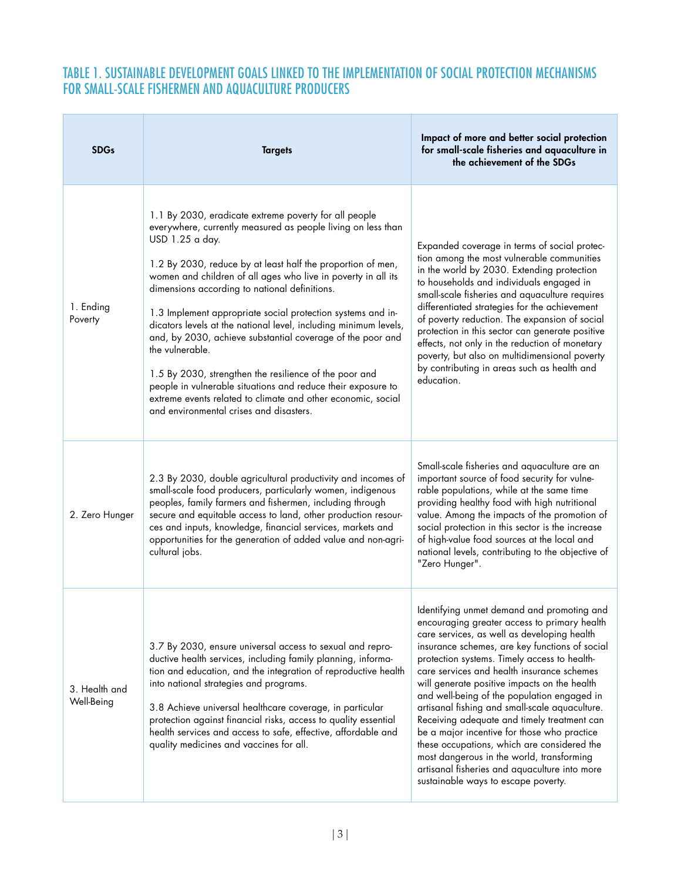## TABLE 1. SUSTAINABLE DEVELOPMENT GOALS LINKED TO THE IMPLEMENTATION OF SOCIAL PROTECTION MECHANISMS FOR SMALL-SCALE FISHERMEN AND AQUACULTURE PRODUCERS

| SDGs | Targets | Impact of more and better social protection for small-scale fisheries and aquaculture in the achievement of the SDGs |
|---|---|---|
| 1. Ending Poverty | 1.1 By 2030, eradicate extreme poverty for all people everywhere, currently measured as people living on less than USD 1.25 a day.<br><br>1.2 By 2030, reduce by at least half the proportion of men, women and children of all ages who live in poverty in all its dimensions according to national definitions.<br><br>1.3 Implement appropriate social protection systems and indicators levels at the national level, including minimum levels, and, by 2030, achieve substantial coverage of the poor and the vulnerable.<br><br>1.5 By 2030, strengthen the resilience of the poor and people in vulnerable situations and reduce their exposure to extreme events related to climate and other economic, social and environmental crises and disasters. | Expanded coverage in terms of social protection among the most vulnerable communities in the world by 2030. Extending protection to households and individuals engaged in small-scale fisheries and aquaculture requires differentiated strategies for the achievement of poverty reduction. The expansion of social protection in this sector can generate positive effects, not only in the reduction of monetary poverty, but also on multidimensional poverty by contributing in areas such as health and education. |
| 2. Zero Hunger | 2.3 By 2030, double agricultural productivity and incomes of small-scale food producers, particularly women, indigenous peoples, family farmers and fishermen, including through secure and equitable access to land, other production resources and inputs, knowledge, financial services, markets and opportunities for the generation of added value and non-agricultural jobs. | Small-scale fisheries and aquaculture are an important source of food security for vulnerable populations, while at the same time providing healthy food with high nutritional value. Among the impacts of the promotion of social protection in this sector is the increase of high-value food sources at the local and national levels, contributing to the objective of "Zero Hunger". |
| 3. Health and Well-Being | 3.7 By 2030, ensure universal access to sexual and reproductive health services, including family planning, information and education, and the integration of reproductive health into national strategies and programs.<br><br>3.8 Achieve universal healthcare coverage, in particular protection against financial risks, access to quality essential health services and access to safe, effective, affordable and quality medicines and vaccines for all. | Identifying unmet demand and promoting and encouraging greater access to primary health care services, as well as developing health insurance schemes, are key functions of social protection systems. Timely access to healthcare services and health insurance schemes will generate positive impacts on the health and well-being of the population engaged in artisanal fishing and small-scale aquaculture. Receiving adequate and timely treatment can be a major incentive for those who practice these occupations, which are considered the most dangerous in the world, transforming artisanal fisheries and aquaculture into more sustainable ways to escape poverty. |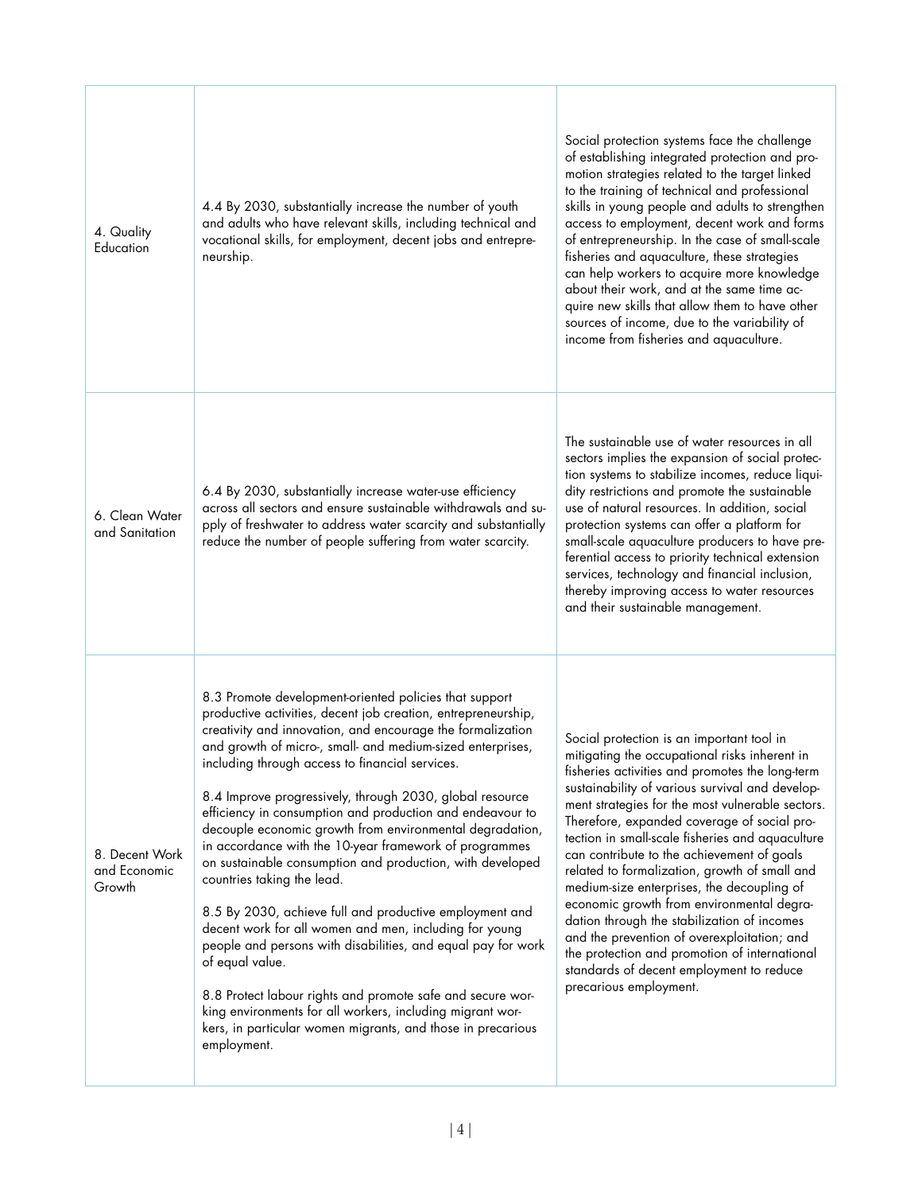| | | |
|---|---|---|
| 4. Quality Education | 4.4 By 2030, substantially increase the number of youth and adults who have relevant skills, including technical and vocational skills, for employment, decent jobs and entrepreneurship. | Social protection systems face the challenge of establishing integrated protection and promotion strategies related to the target linked to the training of technical and professional skills in young people and adults to strengthen access to employment, decent work and forms of entrepreneurship. In the case of small-scale fisheries and aquaculture, these strategies can help workers to acquire more knowledge about their work, and at the same time acquire new skills that allow them to have other sources of income, due to the variability of income from fisheries and aquaculture. |
| 6. Clean Water and Sanitation | 6.4 By 2030, substantially increase water-use efficiency across all sectors and ensure sustainable withdrawals and supply of freshwater to address water scarcity and substantially reduce the number of people suffering from water scarcity. | The sustainable use of water resources in all sectors implies the expansion of social protection systems to stabilize incomes, reduce liquidity restrictions and promote the sustainable use of natural resources. In addition, social protection systems can offer a platform for small-scale aquaculture producers to have preferential access to priority technical extension services, technology and financial inclusion, thereby improving access to water resources and their sustainable management. |
| 8. Decent Work and Economic Growth | 8.3 Promote development-oriented policies that support productive activities, decent job creation, entrepreneurship, creativity and innovation, and encourage the formalization and growth of micro-, small- and medium-sized enterprises, including through access to financial services.<br><br>8.4 Improve progressively, through 2030, global resource efficiency in consumption and production and endeavour to decouple economic growth from environmental degradation, in accordance with the 10-year framework of programmes on sustainable consumption and production, with developed countries taking the lead.<br><br>8.5 By 2030, achieve full and productive employment and decent work for all women and men, including for young people and persons with disabilities, and equal pay for work of equal value.<br><br>8.8 Protect labour rights and promote safe and secure working environments for all workers, including migrant workers, in particular women migrants, and those in precarious employment. | Social protection is an important tool in mitigating the occupational risks inherent in fisheries activities and promotes the long-term sustainability of various survival and development strategies for the most vulnerable sectors. Therefore, expanded coverage of social protection in small-scale fisheries and aquaculture can contribute to the achievement of goals related to formalization, growth of small and medium-size enterprises, the decoupling of economic growth from environmental degradation through the stabilization of incomes and the prevention of overexploitation; and the protection and promotion of international standards of decent employment to reduce precarious employment. |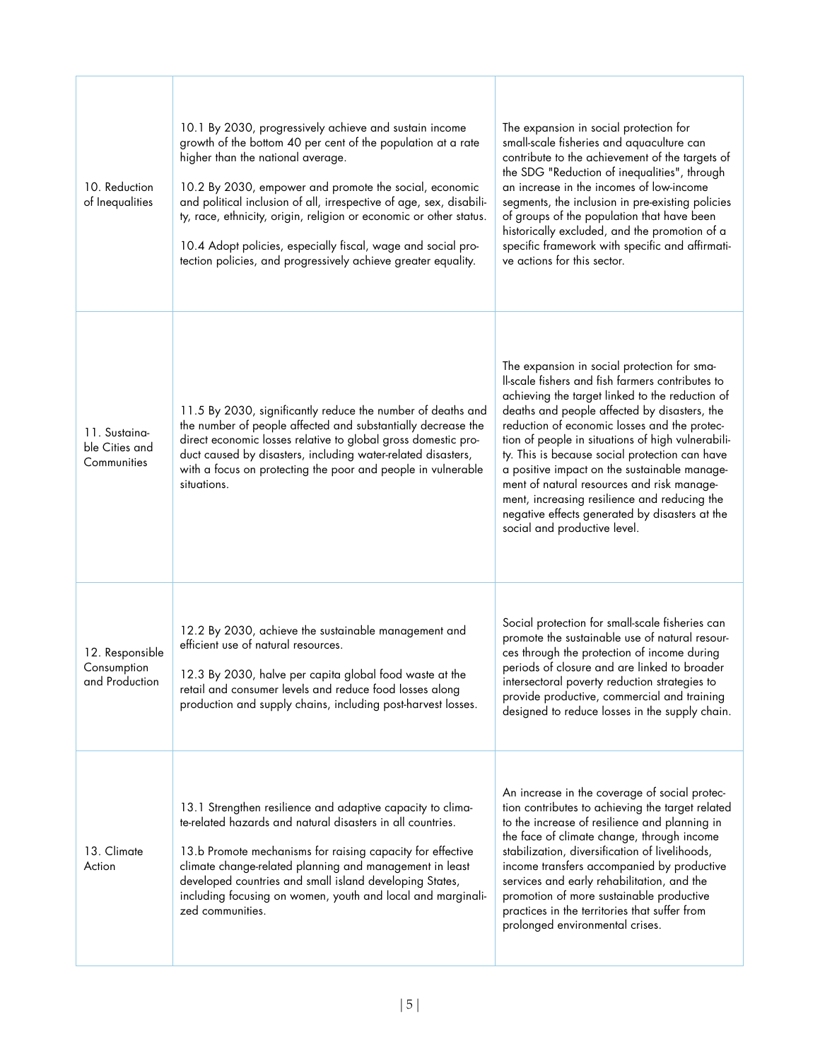| | | |
|---|---|---|
| 10. Reduction of Inequalities | 10.1 By 2030, progressively achieve and sustain income growth of the bottom 40 per cent of the population at a rate higher than the national average.<br><br>10.2 By 2030, empower and promote the social, economic and political inclusion of all, irrespective of age, sex, disability, race, ethnicity, origin, religion or economic or other status.<br><br>10.4 Adopt policies, especially fiscal, wage and social protection policies, and progressively achieve greater equality. | The expansion in social protection for small-scale fisheries and aquaculture can contribute to the achievement of the targets of the SDG "Reduction of inequalities", through an increase in the incomes of low-income segments, the inclusion in pre-existing policies of groups of the population that have been historically excluded, and the promotion of a specific framework with specific and affirmative actions for this sector. |
| 11. Sustainable Cities and Communities | 11.5 By 2030, significantly reduce the number of deaths and the number of people affected and substantially decrease the direct economic losses relative to global gross domestic product caused by disasters, including water-related disasters, with a focus on protecting the poor and people in vulnerable situations. | The expansion in social protection for small-scale fishers and fish farmers contributes to achieving the target linked to the reduction of deaths and people affected by disasters, the reduction of economic losses and the protection of people in situations of high vulnerability. This is because social protection can have a positive impact on the sustainable management of natural resources and risk management, increasing resilience and reducing the negative effects generated by disasters at the social and productive level. |
| 12. Responsible Consumption and Production | 12.2 By 2030, achieve the sustainable management and efficient use of natural resources.<br><br>12.3 By 2030, halve per capita global food waste at the retail and consumer levels and reduce food losses along production and supply chains, including post-harvest losses. | Social protection for small-scale fisheries can promote the sustainable use of natural resources through the protection of income during periods of closure and are linked to broader intersectoral poverty reduction strategies to provide productive, commercial and training designed to reduce losses in the supply chain. |
| 13. Climate Action | 13.1 Strengthen resilience and adaptive capacity to climate-related hazards and natural disasters in all countries.<br><br>13.b Promote mechanisms for raising capacity for effective climate change-related planning and management in least developed countries and small island developing States, including focusing on women, youth and local and marginalized communities. | An increase in the coverage of social protection contributes to achieving the target related to the increase of resilience and planning in the face of climate change, through income stabilization, diversification of livelihoods, income transfers accompanied by productive services and early rehabilitation, and the promotion of more sustainable productive practices in the territories that suffer from prolonged environmental crises. |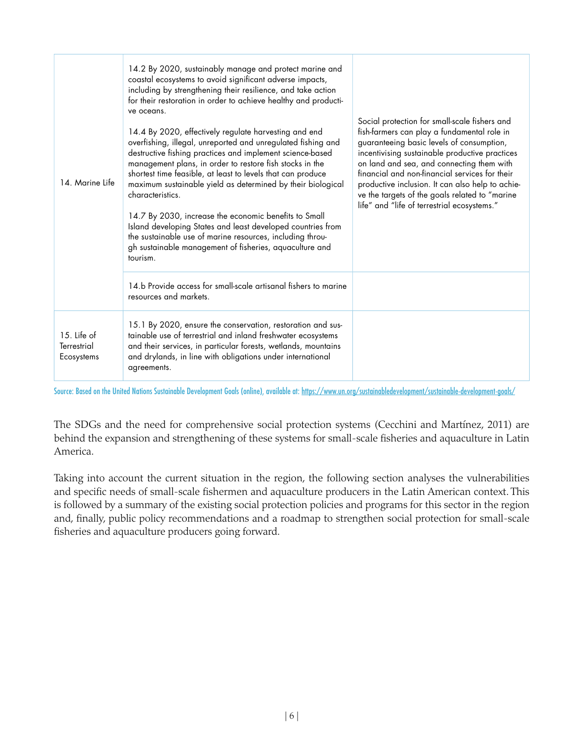| | | |
|---|---|---|
| 14. Marine Life | 14.2 By 2020, sustainably manage and protect marine and coastal ecosystems to avoid significant adverse impacts, including by strengthening their resilience, and take action for their restoration in order to achieve healthy and productive oceans.<br><br>14.4 By 2020, effectively regulate harvesting and end overfishing, illegal, unreported and unregulated fishing and destructive fishing practices and implement science-based management plans, in order to restore fish stocks in the shortest time feasible, at least to levels that can produce maximum sustainable yield as determined by their biological characteristics.<br><br>14.7 By 2030, increase the economic benefits to Small Island developing States and least developed countries from the sustainable use of marine resources, including through sustainable management of fisheries, aquaculture and tourism. | Social protection for small-scale fishers and fish-farmers can play a fundamental role in guaranteeing basic levels of consumption, incentivising sustainable productive practices on land and sea, and connecting them with financial and non-financial services for their productive inclusion. It can also help to achieve the targets of the goals related to "marine life" and "life of terrestrial ecosystems." |
| | 14.b Provide access for small-scale artisanal fishers to marine resources and markets. | |
| 15. Life of Terrestrial Ecosystems | 15.1 By 2020, ensure the conservation, restoration and sustainable use of terrestrial and inland freshwater ecosystems and their services, in particular forests, wetlands, mountains and drylands, in line with obligations under international agreements. | |

Source: Based on the United Nations Sustainable Development Goals (online), available at: https://www.un.org/sustainabledevelopment/sustainable-development-goals/

The SDGs and the need for comprehensive social protection systems (Cecchini and Martínez, 2011) are behind the expansion and strengthening of these systems for small-scale fisheries and aquaculture in Latin America.

Taking into account the current situation in the region, the following section analyses the vulnerabilities and specific needs of small-scale fishermen and aquaculture producers in the Latin American context. This is followed by a summary of the existing social protection policies and programs for this sector in the region and, finally, public policy recommendations and a roadmap to strengthen social protection for small-scale fisheries and aquaculture producers going forward.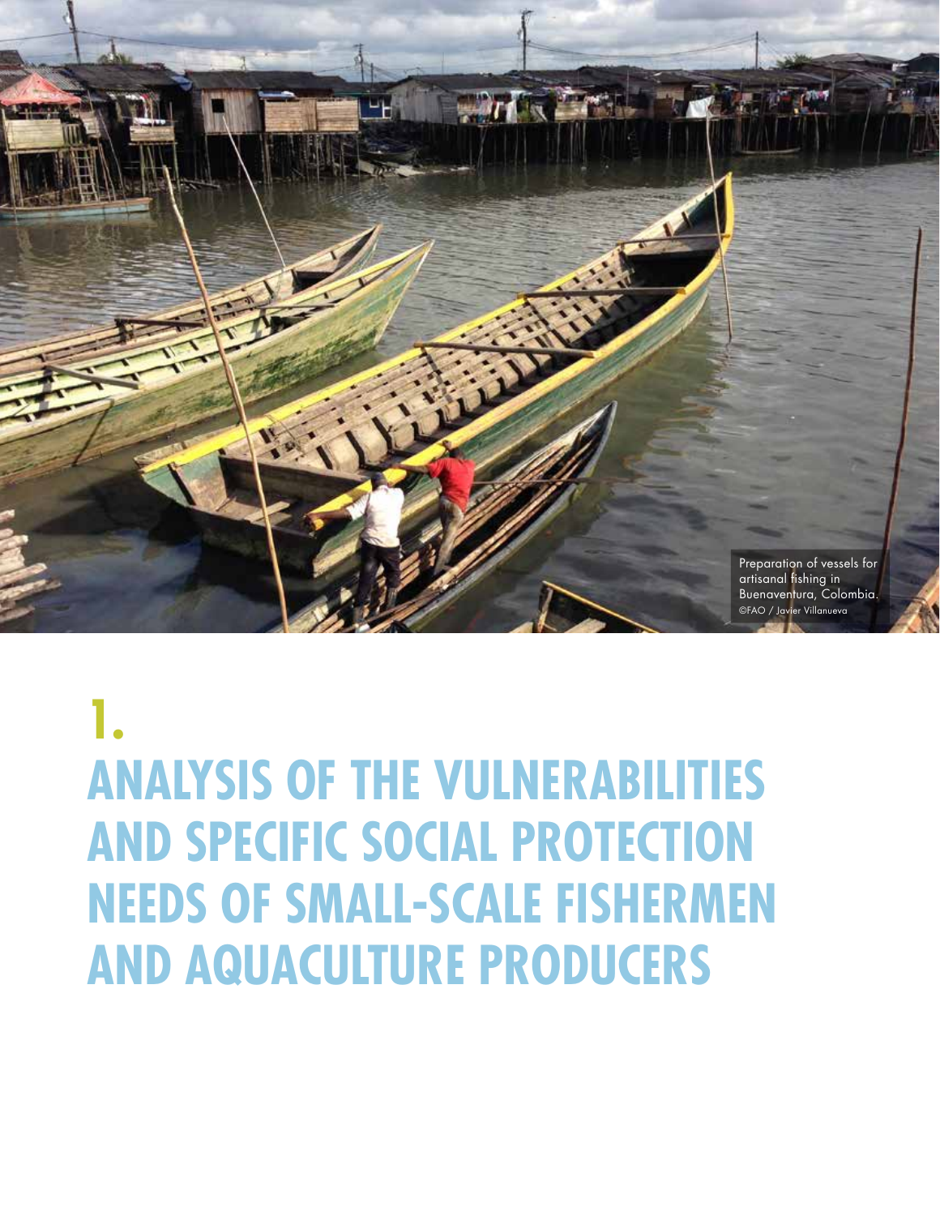Preparation of vessels for artisanal fishing in Buenaventura, Colombia.
©FAO / Javier Villanueva

# 1. ANALYSIS OF THE VULNERABILITIES AND SPECIFIC SOCIAL PROTECTION NEEDS OF SMALL-SCALE FISHERMEN AND AQUACULTURE PRODUCERS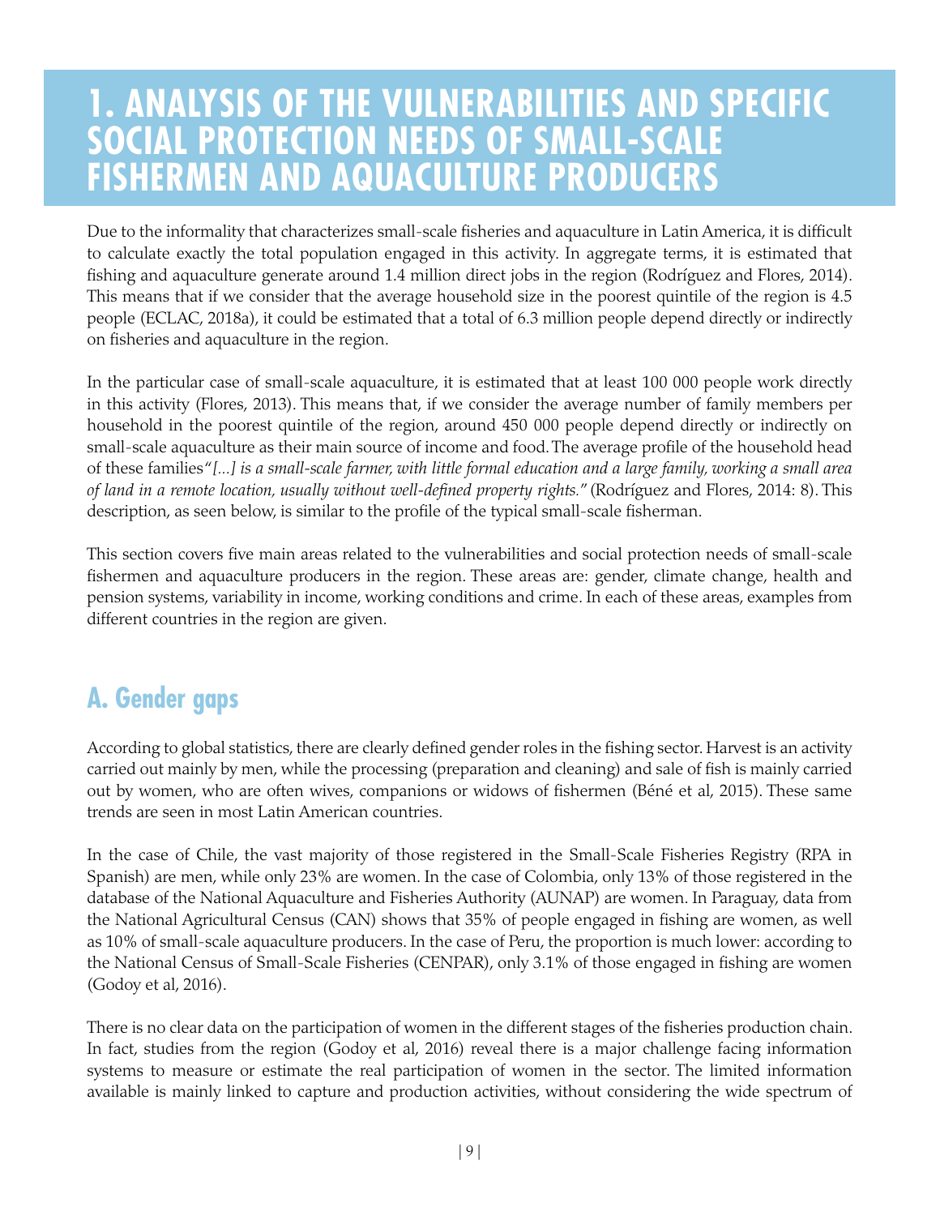# 1. ANALYSIS OF THE VULNERABILITIES AND SPECIFIC SOCIAL PROTECTION NEEDS OF SMALL-SCALE FISHERMEN AND AQUACULTURE PRODUCERS

Due to the informality that characterizes small-scale fisheries and aquaculture in Latin America, it is difficult to calculate exactly the total population engaged in this activity. In aggregate terms, it is estimated that fishing and aquaculture generate around 1.4 million direct jobs in the region (Rodríguez and Flores, 2014). This means that if we consider that the average household size in the poorest quintile of the region is 4.5 people (ECLAC, 2018a), it could be estimated that a total of 6.3 million people depend directly or indirectly on fisheries and aquaculture in the region.

In the particular case of small-scale aquaculture, it is estimated that at least 100 000 people work directly in this activity (Flores, 2013). This means that, if we consider the average number of family members per household in the poorest quintile of the region, around 450 000 people depend directly or indirectly on small-scale aquaculture as their main source of income and food. The average profile of the household head of these families "*[...] is a small-scale farmer, with little formal education and a large family, working a small area of land in a remote location, usually without well-defined property rights.*" (Rodríguez and Flores, 2014: 8). This description, as seen below, is similar to the profile of the typical small-scale fisherman.

This section covers five main areas related to the vulnerabilities and social protection needs of small-scale fishermen and aquaculture producers in the region. These areas are: gender, climate change, health and pension systems, variability in income, working conditions and crime. In each of these areas, examples from different countries in the region are given.

## A. Gender gaps

According to global statistics, there are clearly defined gender roles in the fishing sector. Harvest is an activity carried out mainly by men, while the processing (preparation and cleaning) and sale of fish is mainly carried out by women, who are often wives, companions or widows of fishermen (Béné et al, 2015). These same trends are seen in most Latin American countries.

In the case of Chile, the vast majority of those registered in the Small-Scale Fisheries Registry (RPA in Spanish) are men, while only 23% are women. In the case of Colombia, only 13% of those registered in the database of the National Aquaculture and Fisheries Authority (AUNAP) are women. In Paraguay, data from the National Agricultural Census (CAN) shows that 35% of people engaged in fishing are women, as well as 10% of small-scale aquaculture producers. In the case of Peru, the proportion is much lower: according to the National Census of Small-Scale Fisheries (CENPAR), only 3.1% of those engaged in fishing are women (Godoy et al, 2016).

There is no clear data on the participation of women in the different stages of the fisheries production chain. In fact, studies from the region (Godoy et al, 2016) reveal there is a major challenge facing information systems to measure or estimate the real participation of women in the sector. The limited information available is mainly linked to capture and production activities, without considering the wide spectrum of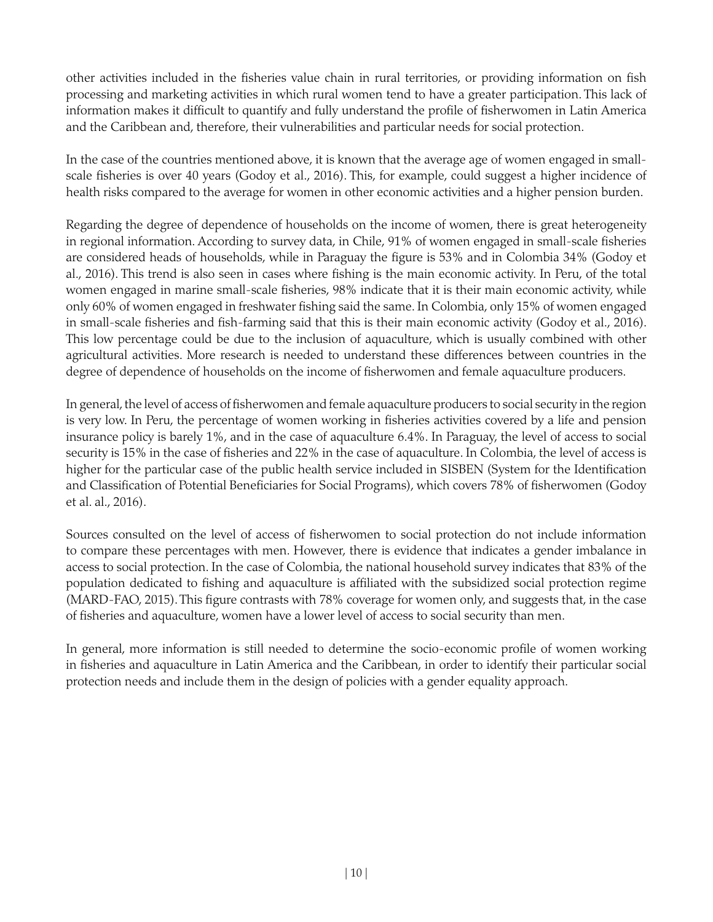other activities included in the fisheries value chain in rural territories, or providing information on fish processing and marketing activities in which rural women tend to have a greater participation. This lack of information makes it difficult to quantify and fully understand the profile of fisherwomen in Latin America and the Caribbean and, therefore, their vulnerabilities and particular needs for social protection.

In the case of the countries mentioned above, it is known that the average age of women engaged in small-scale fisheries is over 40 years (Godoy et al., 2016). This, for example, could suggest a higher incidence of health risks compared to the average for women in other economic activities and a higher pension burden.

Regarding the degree of dependence of households on the income of women, there is great heterogeneity in regional information. According to survey data, in Chile, 91% of women engaged in small-scale fisheries are considered heads of households, while in Paraguay the figure is 53% and in Colombia 34% (Godoy et al., 2016). This trend is also seen in cases where fishing is the main economic activity. In Peru, of the total women engaged in marine small-scale fisheries, 98% indicate that it is their main economic activity, while only 60% of women engaged in freshwater fishing said the same. In Colombia, only 15% of women engaged in small-scale fisheries and fish-farming said that this is their main economic activity (Godoy et al., 2016). This low percentage could be due to the inclusion of aquaculture, which is usually combined with other agricultural activities. More research is needed to understand these differences between countries in the degree of dependence of households on the income of fisherwomen and female aquaculture producers.

In general, the level of access of fisherwomen and female aquaculture producers to social security in the region is very low. In Peru, the percentage of women working in fisheries activities covered by a life and pension insurance policy is barely 1%, and in the case of aquaculture 6.4%. In Paraguay, the level of access to social security is 15% in the case of fisheries and 22% in the case of aquaculture. In Colombia, the level of access is higher for the particular case of the public health service included in SISBEN (System for the Identification and Classification of Potential Beneficiaries for Social Programs), which covers 78% of fisherwomen (Godoy et al. al., 2016).

Sources consulted on the level of access of fisherwomen to social protection do not include information to compare these percentages with men. However, there is evidence that indicates a gender imbalance in access to social protection. In the case of Colombia, the national household survey indicates that 83% of the population dedicated to fishing and aquaculture is affiliated with the subsidized social protection regime (MARD-FAO, 2015). This figure contrasts with 78% coverage for women only, and suggests that, in the case of fisheries and aquaculture, women have a lower level of access to social security than men.

In general, more information is still needed to determine the socio-economic profile of women working in fisheries and aquaculture in Latin America and the Caribbean, in order to identify their particular social protection needs and include them in the design of policies with a gender equality approach.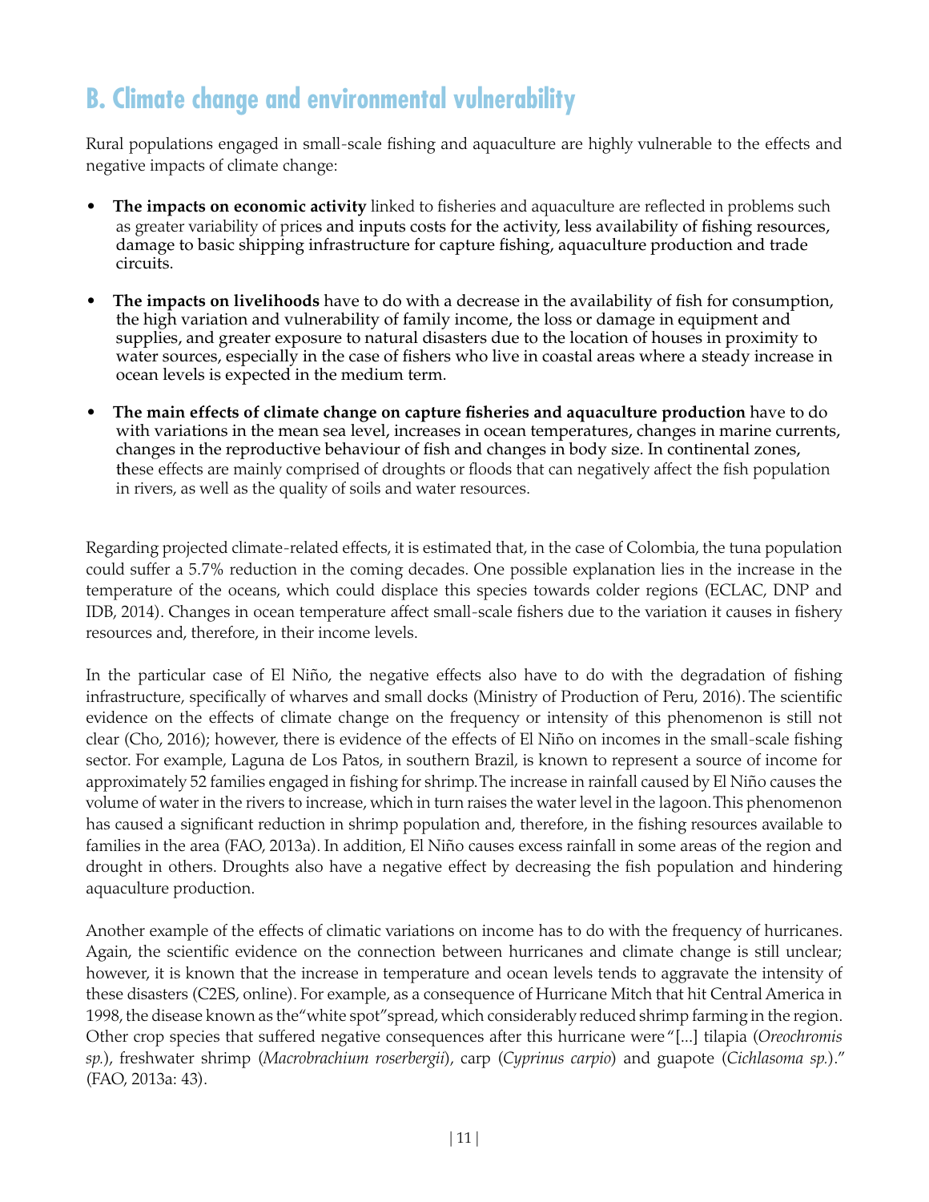## B. Climate change and environmental vulnerability

Rural populations engaged in small-scale fishing and aquaculture are highly vulnerable to the effects and negative impacts of climate change:

- **The impacts on economic activity** linked to fisheries and aquaculture are reflected in problems such as greater variability of prices and inputs costs for the activity, less availability of fishing resources, damage to basic shipping infrastructure for capture fishing, aquaculture production and trade circuits.

- **The impacts on livelihoods** have to do with a decrease in the availability of fish for consumption, the high variation and vulnerability of family income, the loss or damage in equipment and supplies, and greater exposure to natural disasters due to the location of houses in proximity to water sources, especially in the case of fishers who live in coastal areas where a steady increase in ocean levels is expected in the medium term.

- **The main effects of climate change on capture fisheries and aquaculture production** have to do with variations in the mean sea level, increases in ocean temperatures, changes in marine currents, changes in the reproductive behaviour of fish and changes in body size. In continental zones, these effects are mainly comprised of droughts or floods that can negatively affect the fish population in rivers, as well as the quality of soils and water resources.

Regarding projected climate-related effects, it is estimated that, in the case of Colombia, the tuna population could suffer a 5.7% reduction in the coming decades. One possible explanation lies in the increase in the temperature of the oceans, which could displace this species towards colder regions (ECLAC, DNP and IDB, 2014). Changes in ocean temperature affect small-scale fishers due to the variation it causes in fishery resources and, therefore, in their income levels.

In the particular case of El Niño, the negative effects also have to do with the degradation of fishing infrastructure, specifically of wharves and small docks (Ministry of Production of Peru, 2016). The scientific evidence on the effects of climate change on the frequency or intensity of this phenomenon is still not clear (Cho, 2016); however, there is evidence of the effects of El Niño on incomes in the small-scale fishing sector. For example, Laguna de Los Patos, in southern Brazil, is known to represent a source of income for approximately 52 families engaged in fishing for shrimp. The increase in rainfall caused by El Niño causes the volume of water in the rivers to increase, which in turn raises the water level in the lagoon. This phenomenon has caused a significant reduction in shrimp population and, therefore, in the fishing resources available to families in the area (FAO, 2013a). In addition, El Niño causes excess rainfall in some areas of the region and drought in others. Droughts also have a negative effect by decreasing the fish population and hindering aquaculture production.

Another example of the effects of climatic variations on income has to do with the frequency of hurricanes. Again, the scientific evidence on the connection between hurricanes and climate change is still unclear; however, it is known that the increase in temperature and ocean levels tends to aggravate the intensity of these disasters (C2ES, online). For example, as a consequence of Hurricane Mitch that hit Central America in 1998, the disease known as the "white spot" spread, which considerably reduced shrimp farming in the region. Other crop species that suffered negative consequences after this hurricane were "[...] tilapia (*Oreochromis sp.*), freshwater shrimp (*Macrobrachium roserbergii*), carp (*Cyprinus carpio*) and guapote (*Cichlasoma sp.*)." (FAO, 2013a: 43).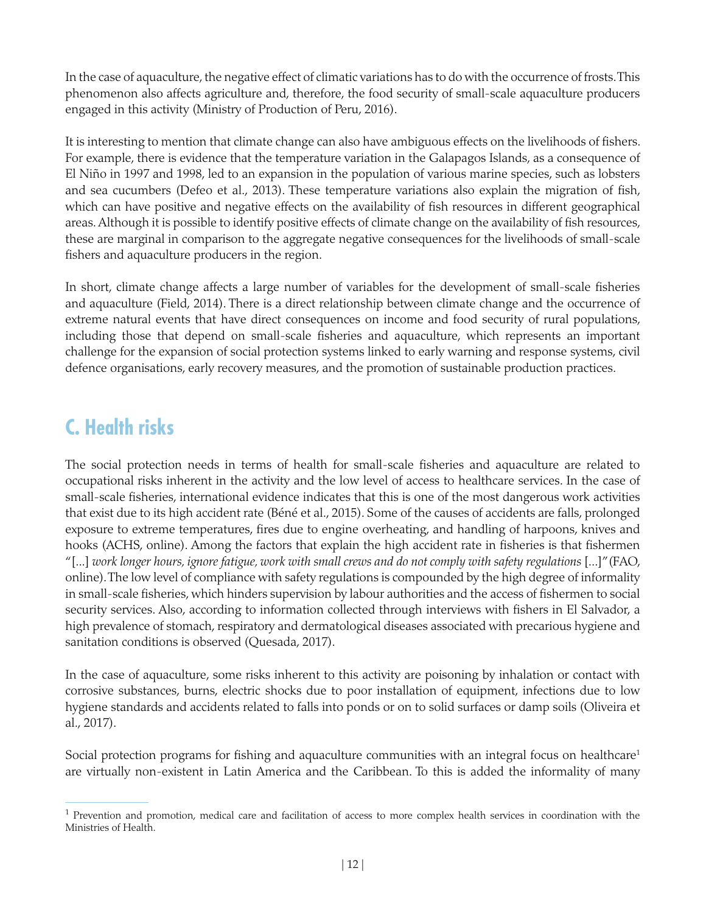In the case of aquaculture, the negative effect of climatic variations has to do with the occurrence of frosts. This phenomenon also affects agriculture and, therefore, the food security of small-scale aquaculture producers engaged in this activity (Ministry of Production of Peru, 2016).

It is interesting to mention that climate change can also have ambiguous effects on the livelihoods of fishers. For example, there is evidence that the temperature variation in the Galapagos Islands, as a consequence of El Niño in 1997 and 1998, led to an expansion in the population of various marine species, such as lobsters and sea cucumbers (Defeo et al., 2013). These temperature variations also explain the migration of fish, which can have positive and negative effects on the availability of fish resources in different geographical areas. Although it is possible to identify positive effects of climate change on the availability of fish resources, these are marginal in comparison to the aggregate negative consequences for the livelihoods of small-scale fishers and aquaculture producers in the region.

In short, climate change affects a large number of variables for the development of small-scale fisheries and aquaculture (Field, 2014). There is a direct relationship between climate change and the occurrence of extreme natural events that have direct consequences on income and food security of rural populations, including those that depend on small-scale fisheries and aquaculture, which represents an important challenge for the expansion of social protection systems linked to early warning and response systems, civil defence organisations, early recovery measures, and the promotion of sustainable production practices.

## C. Health risks

The social protection needs in terms of health for small-scale fisheries and aquaculture are related to occupational risks inherent in the activity and the low level of access to healthcare services. In the case of small-scale fisheries, international evidence indicates that this is one of the most dangerous work activities that exist due to its high accident rate (Béné et al., 2015). Some of the causes of accidents are falls, prolonged exposure to extreme temperatures, fires due to engine overheating, and handling of harpoons, knives and hooks (ACHS, online). Among the factors that explain the high accident rate in fisheries is that fishermen "[...] *work longer hours, ignore fatigue, work with small crews and do not comply with safety regulations* [...]" (FAO, online). The low level of compliance with safety regulations is compounded by the high degree of informality in small-scale fisheries, which hinders supervision by labour authorities and the access of fishermen to social security services. Also, according to information collected through interviews with fishers in El Salvador, a high prevalence of stomach, respiratory and dermatological diseases associated with precarious hygiene and sanitation conditions is observed (Quesada, 2017).

In the case of aquaculture, some risks inherent to this activity are poisoning by inhalation or contact with corrosive substances, burns, electric shocks due to poor installation of equipment, infections due to low hygiene standards and accidents related to falls into ponds or on to solid surfaces or damp soils (Oliveira et al., 2017).

Social protection programs for fishing and aquaculture communities with an integral focus on healthcare[1] are virtually non-existent in Latin America and the Caribbean. To this is added the informality of many

[1] Prevention and promotion, medical care and facilitation of access to more complex health services in coordination with the Ministries of Health.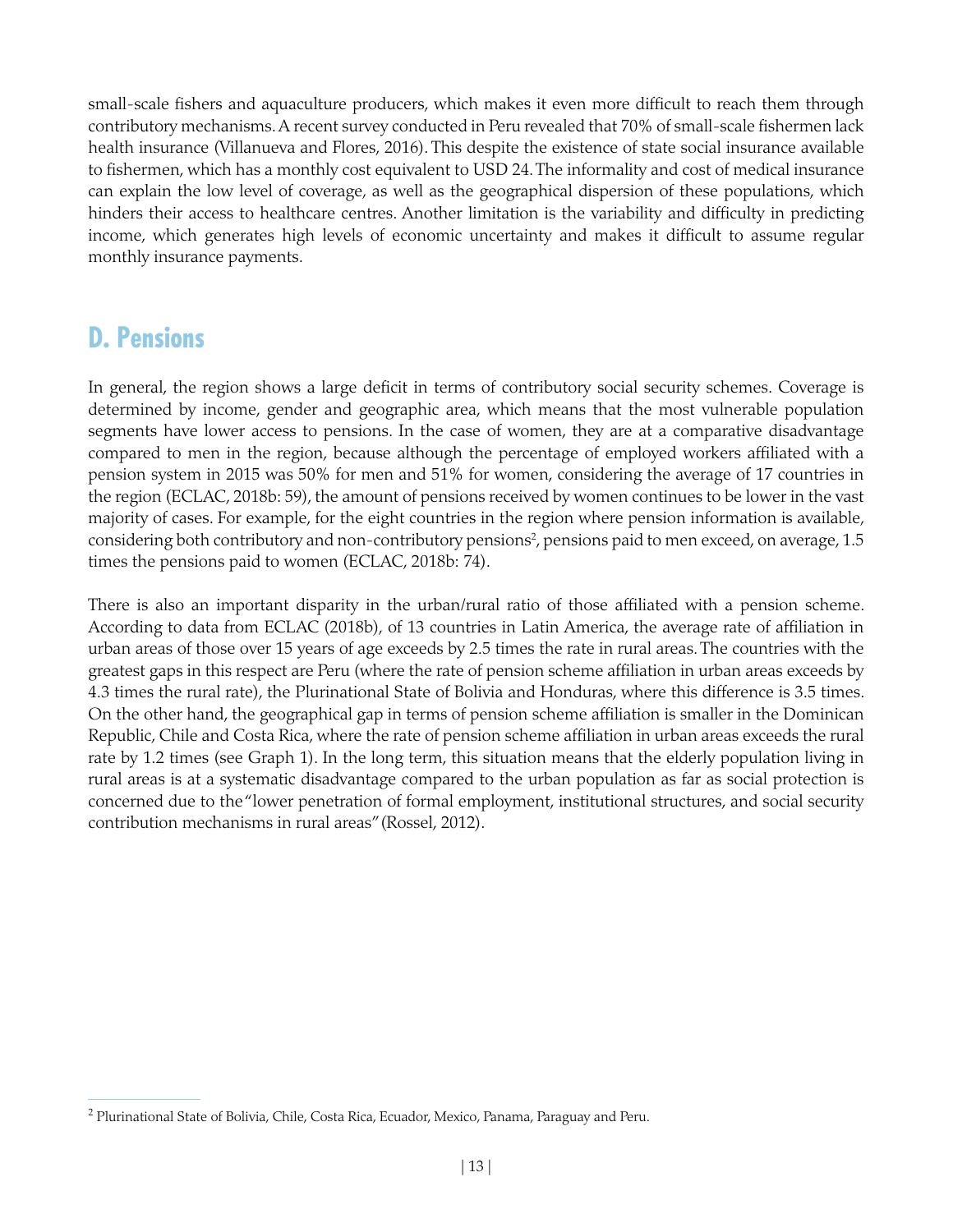small-scale fishers and aquaculture producers, which makes it even more difficult to reach them through contributory mechanisms. A recent survey conducted in Peru revealed that 70% of small-scale fishermen lack health insurance (Villanueva and Flores, 2016). This despite the existence of state social insurance available to fishermen, which has a monthly cost equivalent to USD 24. The informality and cost of medical insurance can explain the low level of coverage, as well as the geographical dispersion of these populations, which hinders their access to healthcare centres. Another limitation is the variability and difficulty in predicting income, which generates high levels of economic uncertainty and makes it difficult to assume regular monthly insurance payments.

## D. Pensions

In general, the region shows a large deficit in terms of contributory social security schemes. Coverage is determined by income, gender and geographic area, which means that the most vulnerable population segments have lower access to pensions. In the case of women, they are at a comparative disadvantage compared to men in the region, because although the percentage of employed workers affiliated with a pension system in 2015 was 50% for men and 51% for women, considering the average of 17 countries in the region (ECLAC, 2018b: 59), the amount of pensions received by women continues to be lower in the vast majority of cases. For example, for the eight countries in the region where pension information is available, considering both contributory and non-contributory pensions[2], pensions paid to men exceed, on average, 1.5 times the pensions paid to women (ECLAC, 2018b: 74).

There is also an important disparity in the urban/rural ratio of those affiliated with a pension scheme. According to data from ECLAC (2018b), of 13 countries in Latin America, the average rate of affiliation in urban areas of those over 15 years of age exceeds by 2.5 times the rate in rural areas. The countries with the greatest gaps in this respect are Peru (where the rate of pension scheme affiliation in urban areas exceeds by 4.3 times the rural rate), the Plurinational State of Bolivia and Honduras, where this difference is 3.5 times. On the other hand, the geographical gap in terms of pension scheme affiliation is smaller in the Dominican Republic, Chile and Costa Rica, where the rate of pension scheme affiliation in urban areas exceeds the rural rate by 1.2 times (see Graph 1). In the long term, this situation means that the elderly population living in rural areas is at a systematic disadvantage compared to the urban population as far as social protection is concerned due to the "lower penetration of formal employment, institutional structures, and social security contribution mechanisms in rural areas" (Rossel, 2012).

[2] Plurinational State of Bolivia, Chile, Costa Rica, Ecuador, Mexico, Panama, Paraguay and Peru.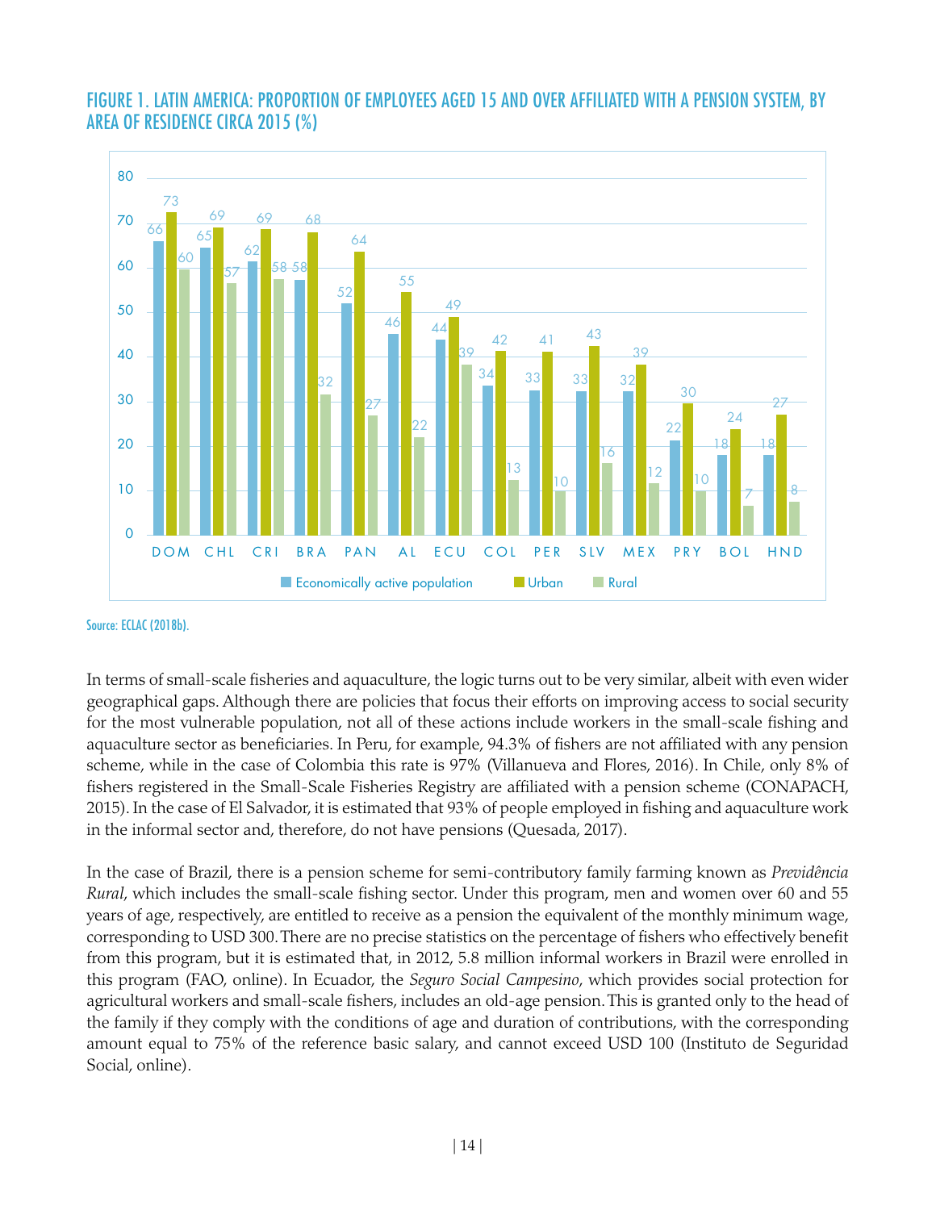## FIGURE 1. LATIN AMERICA: PROPORTION OF EMPLOYEES AGED 15 AND OVER AFFILIATED WITH A PENSION SYSTEM, BY AREA OF RESIDENCE CIRCA 2015 (%)

| | Economically active population | Urban | Rural |
|---|---|---|---|
| DOM | 66 | 73 | 60 |
| CHL | 65 | 69 | 57 |
| CRI | 62 | 69 | 58 |
| BRA | 58 | 68 | 32 |
| PAN | 52 | 64 | 27 |
| AL | 46 | 55 | 22 |
| ECU | 44 | 49 | 39 |
| COL | 34 | 42 | 13 |
| PER | 33 | 41 | 10 |
| SLV | 33 | 43 | 16 |
| MEX | 32 | 39 | 12 |
| PRY | 22 | 30 | 10 |
| BOL | 18 | 24 | 7 |
| HND | 18 | 27 | 8 |

Source: ECLAC (2018b).

In terms of small-scale fisheries and aquaculture, the logic turns out to be very similar, albeit with even wider geographical gaps. Although there are policies that focus their efforts on improving access to social security for the most vulnerable population, not all of these actions include workers in the small-scale fishing and aquaculture sector as beneficiaries. In Peru, for example, 94.3% of fishers are not affiliated with any pension scheme, while in the case of Colombia this rate is 97% (Villanueva and Flores, 2016). In Chile, only 8% of fishers registered in the Small-Scale Fisheries Registry are affiliated with a pension scheme (CONAPACH, 2015). In the case of El Salvador, it is estimated that 93% of people employed in fishing and aquaculture work in the informal sector and, therefore, do not have pensions (Quesada, 2017).

In the case of Brazil, there is a pension scheme for semi-contributory family farming known as *Previdência Rural*, which includes the small-scale fishing sector. Under this program, men and women over 60 and 55 years of age, respectively, are entitled to receive as a pension the equivalent of the monthly minimum wage, corresponding to USD 300. There are no precise statistics on the percentage of fishers who effectively benefit from this program, but it is estimated that, in 2012, 5.8 million informal workers in Brazil were enrolled in this program (FAO, online). In Ecuador, the *Seguro Social Campesino*, which provides social protection for agricultural workers and small-scale fishers, includes an old-age pension. This is granted only to the head of the family if they comply with the conditions of age and duration of contributions, with the corresponding amount equal to 75% of the reference basic salary, and cannot exceed USD 100 (Instituto de Seguridad Social, online).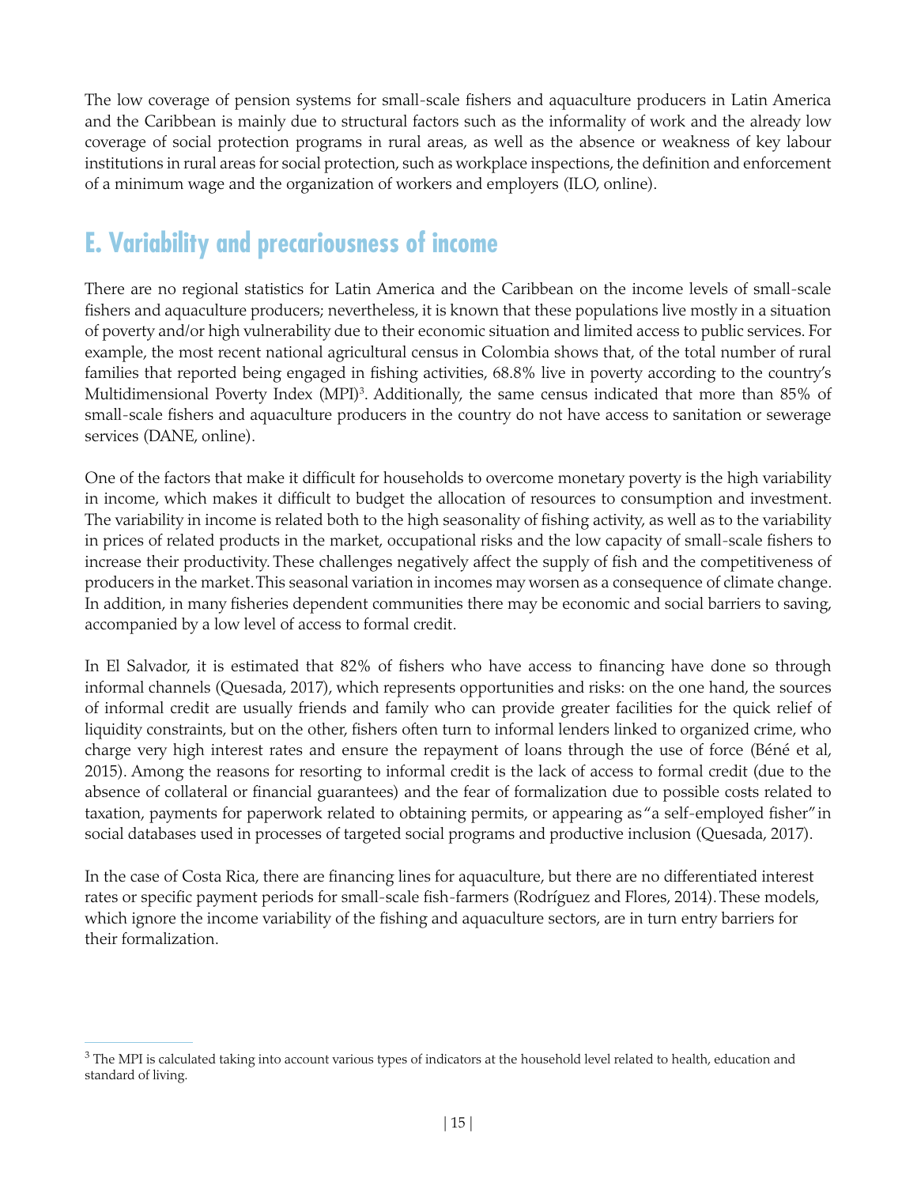The low coverage of pension systems for small-scale fishers and aquaculture producers in Latin America and the Caribbean is mainly due to structural factors such as the informality of work and the already low coverage of social protection programs in rural areas, as well as the absence or weakness of key labour institutions in rural areas for social protection, such as workplace inspections, the definition and enforcement of a minimum wage and the organization of workers and employers (ILO, online).

## E. Variability and precariousness of income

There are no regional statistics for Latin America and the Caribbean on the income levels of small-scale fishers and aquaculture producers; nevertheless, it is known that these populations live mostly in a situation of poverty and/or high vulnerability due to their economic situation and limited access to public services. For example, the most recent national agricultural census in Colombia shows that, of the total number of rural families that reported being engaged in fishing activities, 68.8% live in poverty according to the country's Multidimensional Poverty Index (MPI)[3]. Additionally, the same census indicated that more than 85% of small-scale fishers and aquaculture producers in the country do not have access to sanitation or sewerage services (DANE, online).

One of the factors that make it difficult for households to overcome monetary poverty is the high variability in income, which makes it difficult to budget the allocation of resources to consumption and investment. The variability in income is related both to the high seasonality of fishing activity, as well as to the variability in prices of related products in the market, occupational risks and the low capacity of small-scale fishers to increase their productivity. These challenges negatively affect the supply of fish and the competitiveness of producers in the market. This seasonal variation in incomes may worsen as a consequence of climate change. In addition, in many fisheries dependent communities there may be economic and social barriers to saving, accompanied by a low level of access to formal credit.

In El Salvador, it is estimated that 82% of fishers who have access to financing have done so through informal channels (Quesada, 2017), which represents opportunities and risks: on the one hand, the sources of informal credit are usually friends and family who can provide greater facilities for the quick relief of liquidity constraints, but on the other, fishers often turn to informal lenders linked to organized crime, who charge very high interest rates and ensure the repayment of loans through the use of force (Béné et al, 2015). Among the reasons for resorting to informal credit is the lack of access to formal credit (due to the absence of collateral or financial guarantees) and the fear of formalization due to possible costs related to taxation, payments for paperwork related to obtaining permits, or appearing as "a self-employed fisher" in social databases used in processes of targeted social programs and productive inclusion (Quesada, 2017).

In the case of Costa Rica, there are financing lines for aquaculture, but there are no differentiated interest rates or specific payment periods for small-scale fish-farmers (Rodríguez and Flores, 2014). These models, which ignore the income variability of the fishing and aquaculture sectors, are in turn entry barriers for their formalization.

[3] The MPI is calculated taking into account various types of indicators at the household level related to health, education and standard of living.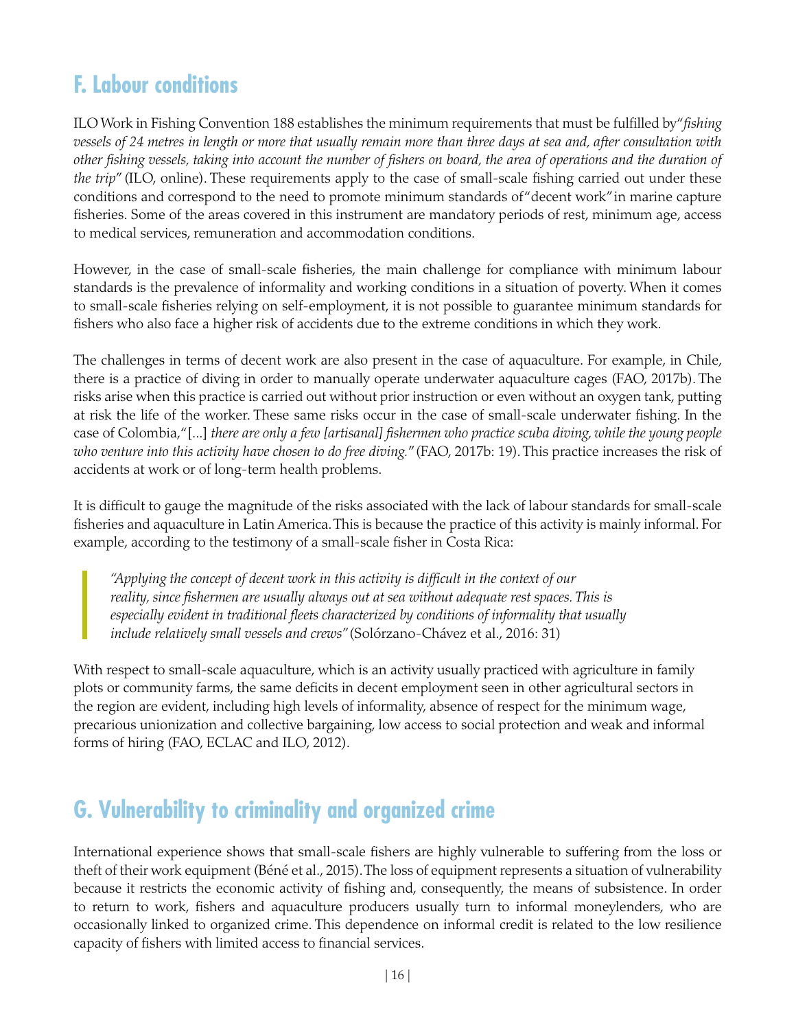## F. Labour conditions

ILO Work in Fishing Convention 188 establishes the minimum requirements that must be fulfilled by "*fishing vessels of 24 metres in length or more that usually remain more than three days at sea and, after consultation with other fishing vessels, taking into account the number of fishers on board, the area of operations and the duration of the trip*" (ILO, online). These requirements apply to the case of small-scale fishing carried out under these conditions and correspond to the need to promote minimum standards of "decent work" in marine capture fisheries. Some of the areas covered in this instrument are mandatory periods of rest, minimum age, access to medical services, remuneration and accommodation conditions.

However, in the case of small-scale fisheries, the main challenge for compliance with minimum labour standards is the prevalence of informality and working conditions in a situation of poverty. When it comes to small-scale fisheries relying on self-employment, it is not possible to guarantee minimum standards for fishers who also face a higher risk of accidents due to the extreme conditions in which they work.

The challenges in terms of decent work are also present in the case of aquaculture. For example, in Chile, there is a practice of diving in order to manually operate underwater aquaculture cages (FAO, 2017b). The risks arise when this practice is carried out without prior instruction or even without an oxygen tank, putting at risk the life of the worker. These same risks occur in the case of small-scale underwater fishing. In the case of Colombia, "[...] *there are only a few [artisanal] fishermen who practice scuba diving, while the young people who venture into this activity have chosen to do free diving.*" (FAO, 2017b: 19). This practice increases the risk of accidents at work or of long-term health problems.

It is difficult to gauge the magnitude of the risks associated with the lack of labour standards for small-scale fisheries and aquaculture in Latin America. This is because the practice of this activity is mainly informal. For example, according to the testimony of a small-scale fisher in Costa Rica:

> *"Applying the concept of decent work in this activity is difficult in the context of our reality, since fishermen are usually always out at sea without adequate rest spaces. This is especially evident in traditional fleets characterized by conditions of informality that usually include relatively small vessels and crews"* (Solórzano-Chávez et al., 2016: 31)

With respect to small-scale aquaculture, which is an activity usually practiced with agriculture in family plots or community farms, the same deficits in decent employment seen in other agricultural sectors in the region are evident, including high levels of informality, absence of respect for the minimum wage, precarious unionization and collective bargaining, low access to social protection and weak and informal forms of hiring (FAO, ECLAC and ILO, 2012).

## G. Vulnerability to criminality and organized crime

International experience shows that small-scale fishers are highly vulnerable to suffering from the loss or theft of their work equipment (Béné et al., 2015). The loss of equipment represents a situation of vulnerability because it restricts the economic activity of fishing and, consequently, the means of subsistence. In order to return to work, fishers and aquaculture producers usually turn to informal moneylenders, who are occasionally linked to organized crime. This dependence on informal credit is related to the low resilience capacity of fishers with limited access to financial services.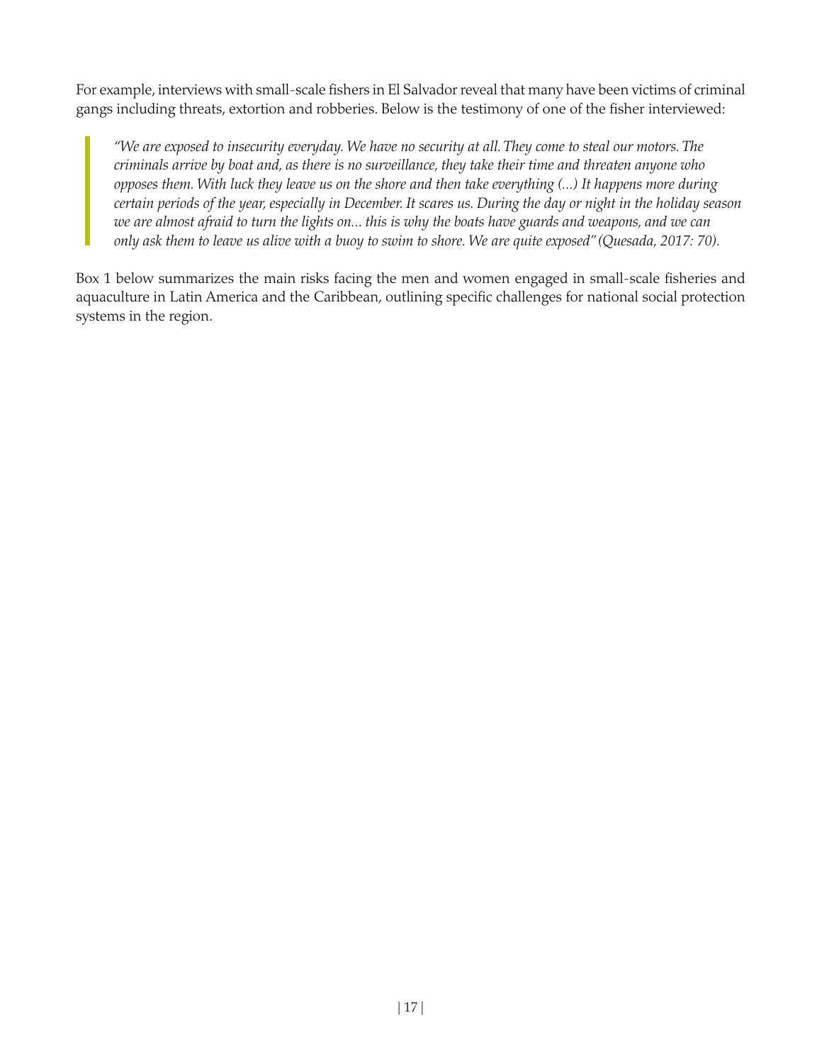For example, interviews with small-scale fishers in El Salvador reveal that many have been victims of criminal gangs including threats, extortion and robberies. Below is the testimony of one of the fisher interviewed:

> *"We are exposed to insecurity everyday. We have no security at all. They come to steal our motors. The criminals arrive by boat and, as there is no surveillance, they take their time and threaten anyone who opposes them. With luck they leave us on the shore and then take everything (...) It happens more during certain periods of the year, especially in December. It scares us. During the day or night in the holiday season we are almost afraid to turn the lights on... this is why the boats have guards and weapons, and we can only ask them to leave us alive with a buoy to swim to shore. We are quite exposed" (Quesada, 2017: 70).*

Box 1 below summarizes the main risks facing the men and women engaged in small-scale fisheries and aquaculture in Latin America and the Caribbean, outlining specific challenges for national social protection systems in the region.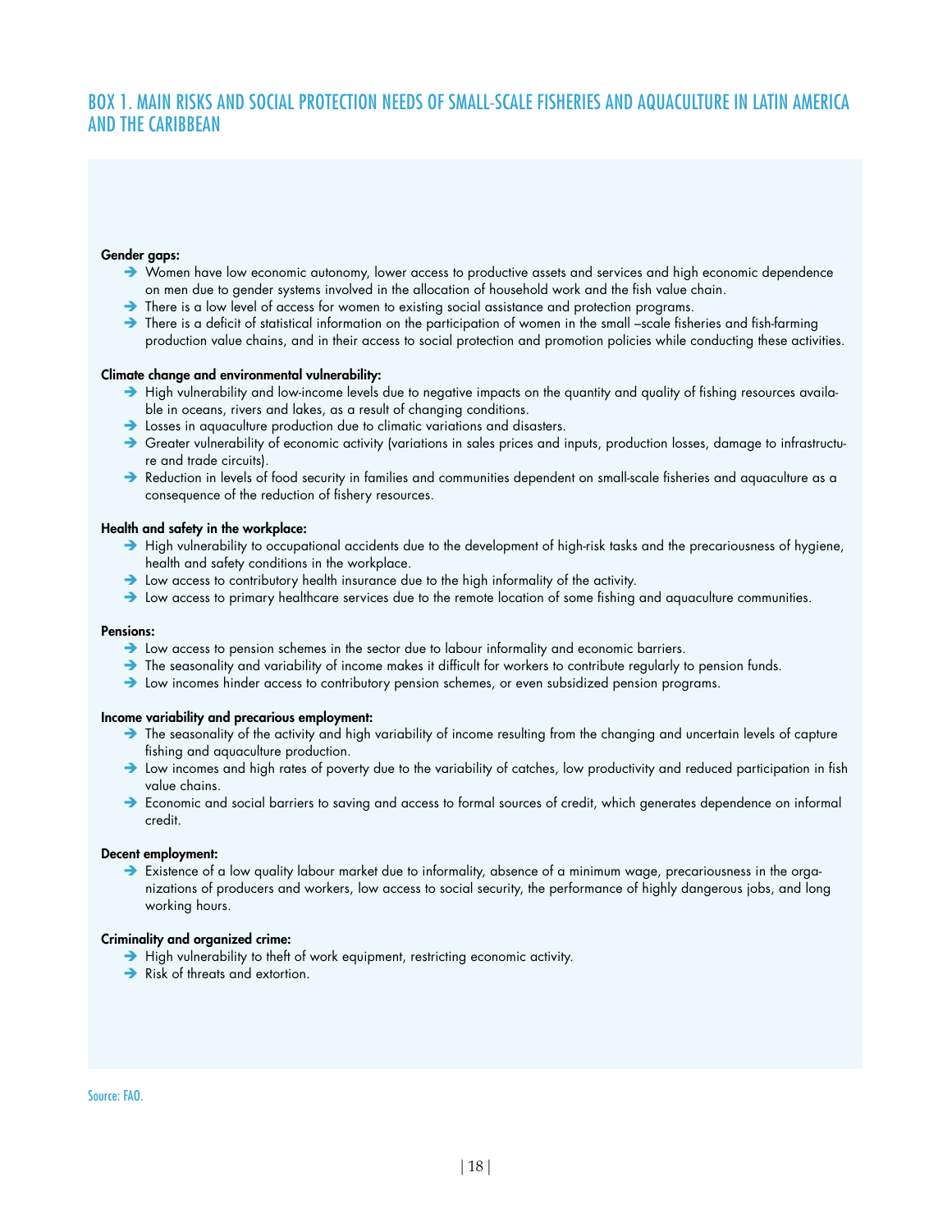## BOX 1. MAIN RISKS AND SOCIAL PROTECTION NEEDS OF SMALL-SCALE FISHERIES AND AQUACULTURE IN LATIN AMERICA AND THE CARIBBEAN

**Gender gaps:**

- Women have low economic autonomy, lower access to productive assets and services and high economic dependence on men due to gender systems involved in the allocation of household work and the fish value chain.
- There is a low level of access for women to existing social assistance and protection programs.
- There is a deficit of statistical information on the participation of women in the small –scale fisheries and fish-farming production value chains, and in their access to social protection and promotion policies while conducting these activities.

**Climate change and environmental vulnerability:**

- High vulnerability and low-income levels due to negative impacts on the quantity and quality of fishing resources available in oceans, rivers and lakes, as a result of changing conditions.
- Losses in aquaculture production due to climatic variations and disasters.
- Greater vulnerability of economic activity (variations in sales prices and inputs, production losses, damage to infrastructure and trade circuits).
- Reduction in levels of food security in families and communities dependent on small-scale fisheries and aquaculture as a consequence of the reduction of fishery resources.

**Health and safety in the workplace:**

- High vulnerability to occupational accidents due to the development of high-risk tasks and the precariousness of hygiene, health and safety conditions in the workplace.
- Low access to contributory health insurance due to the high informality of the activity.
- Low access to primary healthcare services due to the remote location of some fishing and aquaculture communities.

**Pensions:**

- Low access to pension schemes in the sector due to labour informality and economic barriers.
- The seasonality and variability of income makes it difficult for workers to contribute regularly to pension funds.
- Low incomes hinder access to contributory pension schemes, or even subsidized pension programs.

**Income variability and precarious employment:**

- The seasonality of the activity and high variability of income resulting from the changing and uncertain levels of capture fishing and aquaculture production.
- Low incomes and high rates of poverty due to the variability of catches, low productivity and reduced participation in fish value chains.
- Economic and social barriers to saving and access to formal sources of credit, which generates dependence on informal credit.

**Decent employment:**

- Existence of a low quality labour market due to informality, absence of a minimum wage, precariousness in the organizations of producers and workers, low access to social security, the performance of highly dangerous jobs, and long working hours.

**Criminality and organized crime:**

- High vulnerability to theft of work equipment, restricting economic activity.
- Risk of threats and extortion.

Source: FAO.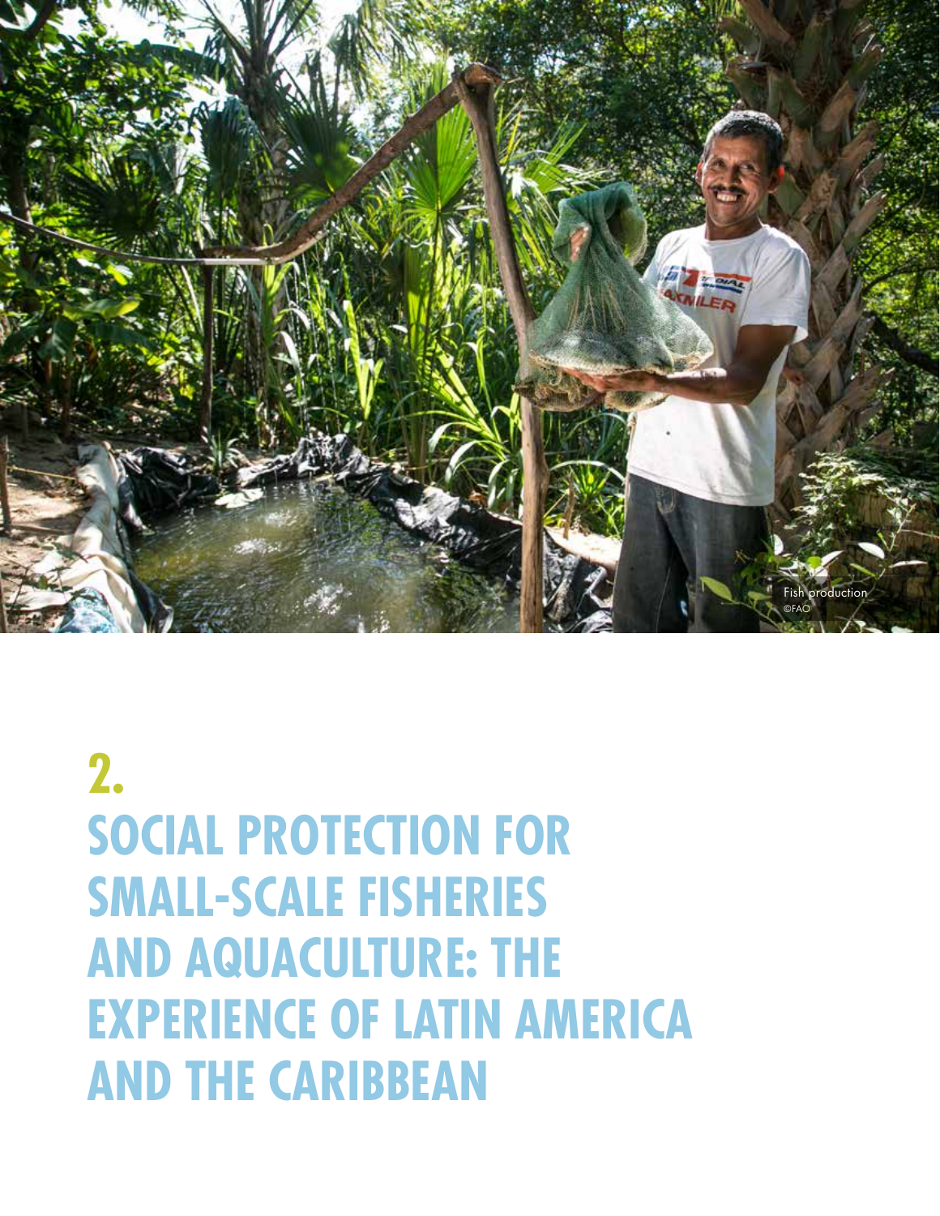Fish production
©FAO

# 2.
# SOCIAL PROTECTION FOR SMALL-SCALE FISHERIES AND AQUACULTURE: THE EXPERIENCE OF LATIN AMERICA AND THE CARIBBEAN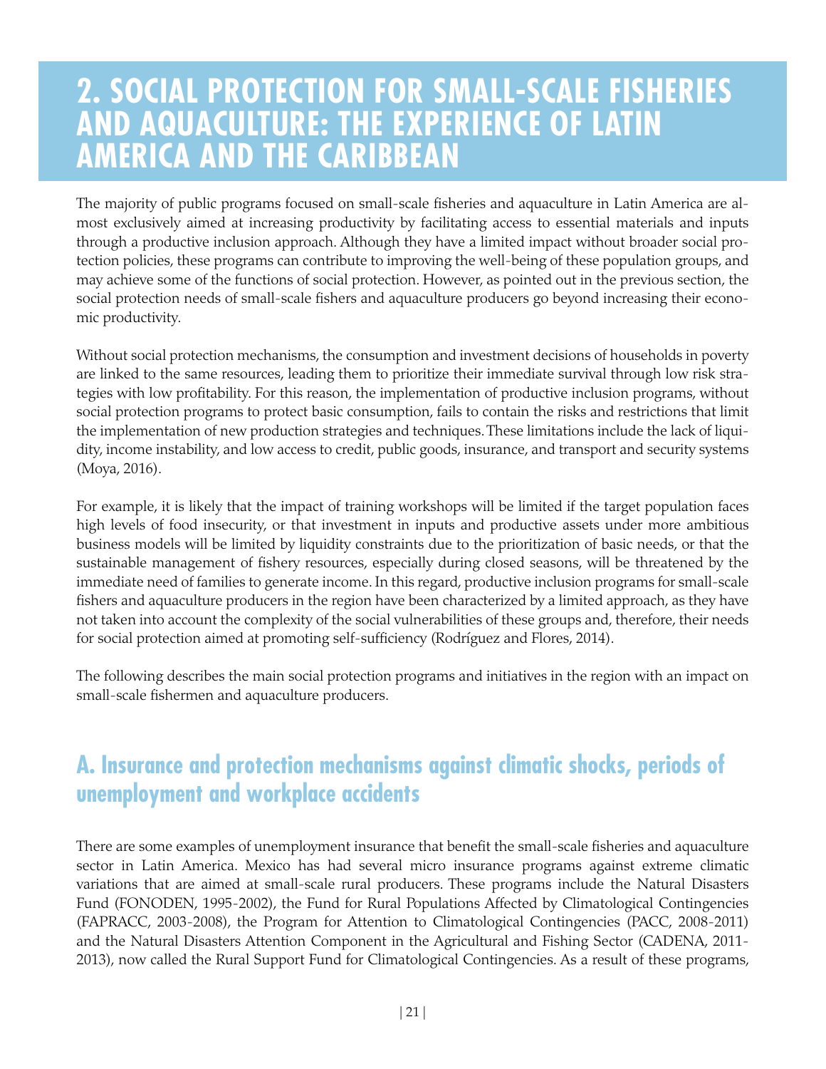# 2. SOCIAL PROTECTION FOR SMALL-SCALE FISHERIES AND AQUACULTURE: THE EXPERIENCE OF LATIN AMERICA AND THE CARIBBEAN

The majority of public programs focused on small-scale fisheries and aquaculture in Latin America are almost exclusively aimed at increasing productivity by facilitating access to essential materials and inputs through a productive inclusion approach. Although they have a limited impact without broader social protection policies, these programs can contribute to improving the well-being of these population groups, and may achieve some of the functions of social protection. However, as pointed out in the previous section, the social protection needs of small-scale fishers and aquaculture producers go beyond increasing their economic productivity.

Without social protection mechanisms, the consumption and investment decisions of households in poverty are linked to the same resources, leading them to prioritize their immediate survival through low risk strategies with low profitability. For this reason, the implementation of productive inclusion programs, without social protection programs to protect basic consumption, fails to contain the risks and restrictions that limit the implementation of new production strategies and techniques. These limitations include the lack of liquidity, income instability, and low access to credit, public goods, insurance, and transport and security systems (Moya, 2016).

For example, it is likely that the impact of training workshops will be limited if the target population faces high levels of food insecurity, or that investment in inputs and productive assets under more ambitious business models will be limited by liquidity constraints due to the prioritization of basic needs, or that the sustainable management of fishery resources, especially during closed seasons, will be threatened by the immediate need of families to generate income. In this regard, productive inclusion programs for small-scale fishers and aquaculture producers in the region have been characterized by a limited approach, as they have not taken into account the complexity of the social vulnerabilities of these groups and, therefore, their needs for social protection aimed at promoting self-sufficiency (Rodríguez and Flores, 2014).

The following describes the main social protection programs and initiatives in the region with an impact on small-scale fishermen and aquaculture producers.

## A. Insurance and protection mechanisms against climatic shocks, periods of unemployment and workplace accidents

There are some examples of unemployment insurance that benefit the small-scale fisheries and aquaculture sector in Latin America. Mexico has had several micro insurance programs against extreme climatic variations that are aimed at small-scale rural producers. These programs include the Natural Disasters Fund (FONODEN, 1995-2002), the Fund for Rural Populations Affected by Climatological Contingencies (FAPRACC, 2003-2008), the Program for Attention to Climatological Contingencies (PACC, 2008-2011) and the Natural Disasters Attention Component in the Agricultural and Fishing Sector (CADENA, 2011-2013), now called the Rural Support Fund for Climatological Contingencies. As a result of these programs,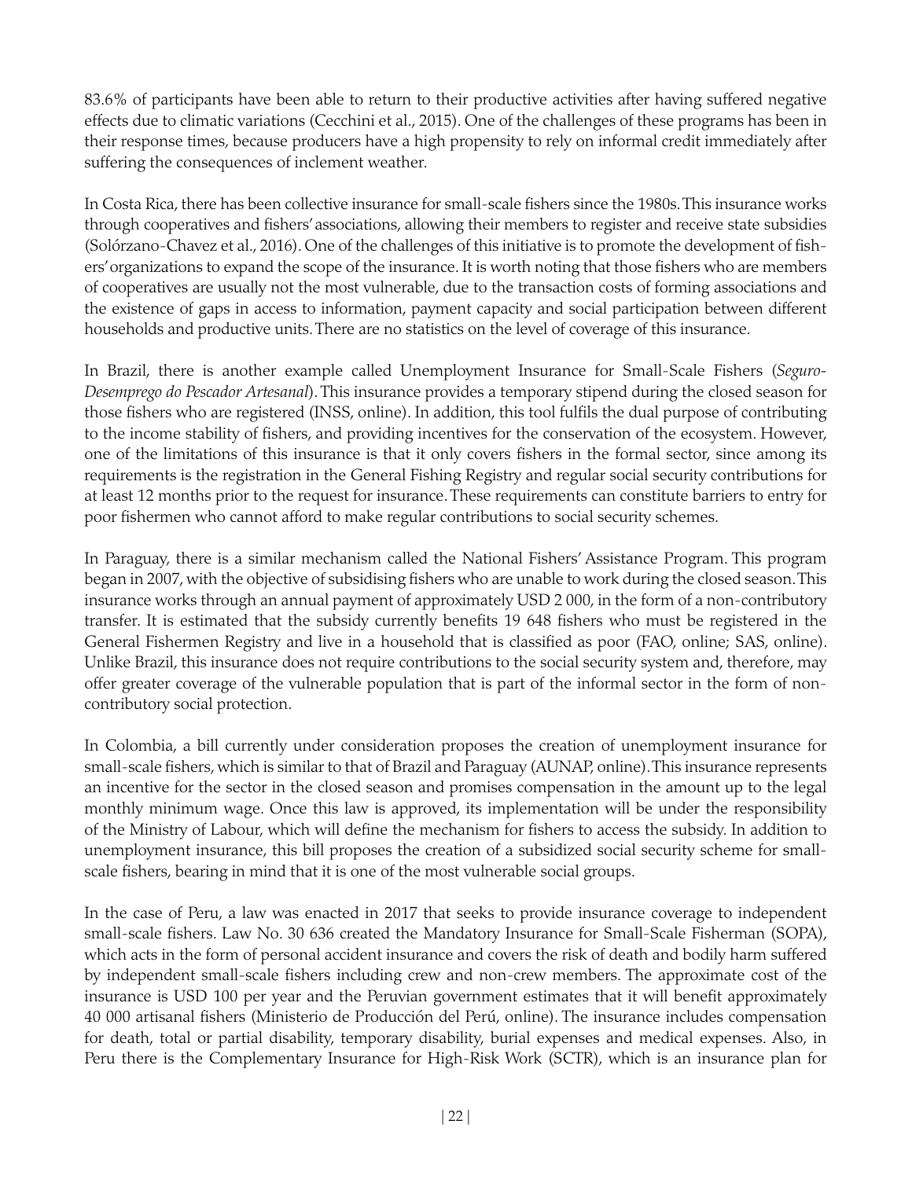83.6% of participants have been able to return to their productive activities after having suffered negative effects due to climatic variations (Cecchini et al., 2015). One of the challenges of these programs has been in their response times, because producers have a high propensity to rely on informal credit immediately after suffering the consequences of inclement weather.

In Costa Rica, there has been collective insurance for small-scale fishers since the 1980s. This insurance works through cooperatives and fishers' associations, allowing their members to register and receive state subsidies (Solórzano-Chavez et al., 2016). One of the challenges of this initiative is to promote the development of fishers' organizations to expand the scope of the insurance. It is worth noting that those fishers who are members of cooperatives are usually not the most vulnerable, due to the transaction costs of forming associations and the existence of gaps in access to information, payment capacity and social participation between different households and productive units. There are no statistics on the level of coverage of this insurance.

In Brazil, there is another example called Unemployment Insurance for Small-Scale Fishers (*Seguro-Desemprego do Pescador Artesanal*). This insurance provides a temporary stipend during the closed season for those fishers who are registered (INSS, online). In addition, this tool fulfils the dual purpose of contributing to the income stability of fishers, and providing incentives for the conservation of the ecosystem. However, one of the limitations of this insurance is that it only covers fishers in the formal sector, since among its requirements is the registration in the General Fishing Registry and regular social security contributions for at least 12 months prior to the request for insurance. These requirements can constitute barriers to entry for poor fishermen who cannot afford to make regular contributions to social security schemes.

In Paraguay, there is a similar mechanism called the National Fishers' Assistance Program. This program began in 2007, with the objective of subsidising fishers who are unable to work during the closed season. This insurance works through an annual payment of approximately USD 2 000, in the form of a non-contributory transfer. It is estimated that the subsidy currently benefits 19 648 fishers who must be registered in the General Fishermen Registry and live in a household that is classified as poor (FAO, online; SAS, online). Unlike Brazil, this insurance does not require contributions to the social security system and, therefore, may offer greater coverage of the vulnerable population that is part of the informal sector in the form of non-contributory social protection.

In Colombia, a bill currently under consideration proposes the creation of unemployment insurance for small-scale fishers, which is similar to that of Brazil and Paraguay (AUNAP, online). This insurance represents an incentive for the sector in the closed season and promises compensation in the amount up to the legal monthly minimum wage. Once this law is approved, its implementation will be under the responsibility of the Ministry of Labour, which will define the mechanism for fishers to access the subsidy. In addition to unemployment insurance, this bill proposes the creation of a subsidized social security scheme for small-scale fishers, bearing in mind that it is one of the most vulnerable social groups.

In the case of Peru, a law was enacted in 2017 that seeks to provide insurance coverage to independent small-scale fishers. Law No. 30 636 created the Mandatory Insurance for Small-Scale Fisherman (SOPA), which acts in the form of personal accident insurance and covers the risk of death and bodily harm suffered by independent small-scale fishers including crew and non-crew members. The approximate cost of the insurance is USD 100 per year and the Peruvian government estimates that it will benefit approximately 40 000 artisanal fishers (Ministerio de Producción del Perú, online). The insurance includes compensation for death, total or partial disability, temporary disability, burial expenses and medical expenses. Also, in Peru there is the Complementary Insurance for High-Risk Work (SCTR), which is an insurance plan for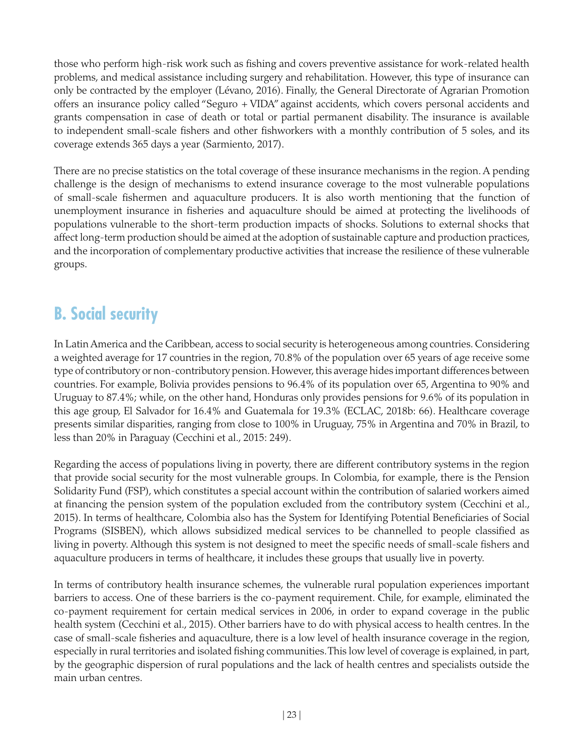those who perform high-risk work such as fishing and covers preventive assistance for work-related health problems, and medical assistance including surgery and rehabilitation. However, this type of insurance can only be contracted by the employer (Lévano, 2016). Finally, the General Directorate of Agrarian Promotion offers an insurance policy called "Seguro + VIDA" against accidents, which covers personal accidents and grants compensation in case of death or total or partial permanent disability. The insurance is available to independent small-scale fishers and other fishworkers with a monthly contribution of 5 soles, and its coverage extends 365 days a year (Sarmiento, 2017).

There are no precise statistics on the total coverage of these insurance mechanisms in the region. A pending challenge is the design of mechanisms to extend insurance coverage to the most vulnerable populations of small-scale fishermen and aquaculture producers. It is also worth mentioning that the function of unemployment insurance in fisheries and aquaculture should be aimed at protecting the livelihoods of populations vulnerable to the short-term production impacts of shocks. Solutions to external shocks that affect long-term production should be aimed at the adoption of sustainable capture and production practices, and the incorporation of complementary productive activities that increase the resilience of these vulnerable groups.

## B. Social security

In Latin America and the Caribbean, access to social security is heterogeneous among countries. Considering a weighted average for 17 countries in the region, 70.8% of the population over 65 years of age receive some type of contributory or non-contributory pension. However, this average hides important differences between countries. For example, Bolivia provides pensions to 96.4% of its population over 65, Argentina to 90% and Uruguay to 87.4%; while, on the other hand, Honduras only provides pensions for 9.6% of its population in this age group, El Salvador for 16.4% and Guatemala for 19.3% (ECLAC, 2018b: 66). Healthcare coverage presents similar disparities, ranging from close to 100% in Uruguay, 75% in Argentina and 70% in Brazil, to less than 20% in Paraguay (Cecchini et al., 2015: 249).

Regarding the access of populations living in poverty, there are different contributory systems in the region that provide social security for the most vulnerable groups. In Colombia, for example, there is the Pension Solidarity Fund (FSP), which constitutes a special account within the contribution of salaried workers aimed at financing the pension system of the population excluded from the contributory system (Cecchini et al., 2015). In terms of healthcare, Colombia also has the System for Identifying Potential Beneficiaries of Social Programs (SISBEN), which allows subsidized medical services to be channelled to people classified as living in poverty. Although this system is not designed to meet the specific needs of small-scale fishers and aquaculture producers in terms of healthcare, it includes these groups that usually live in poverty.

In terms of contributory health insurance schemes, the vulnerable rural population experiences important barriers to access. One of these barriers is the co-payment requirement. Chile, for example, eliminated the co-payment requirement for certain medical services in 2006, in order to expand coverage in the public health system (Cecchini et al., 2015). Other barriers have to do with physical access to health centres. In the case of small-scale fisheries and aquaculture, there is a low level of health insurance coverage in the region, especially in rural territories and isolated fishing communities. This low level of coverage is explained, in part, by the geographic dispersion of rural populations and the lack of health centres and specialists outside the main urban centres.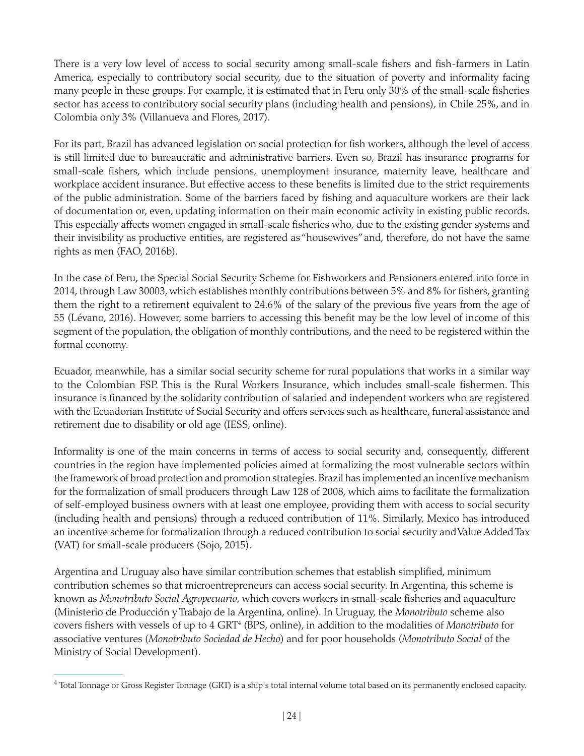There is a very low level of access to social security among small-scale fishers and fish-farmers in Latin America, especially to contributory social security, due to the situation of poverty and informality facing many people in these groups. For example, it is estimated that in Peru only 30% of the small-scale fisheries sector has access to contributory social security plans (including health and pensions), in Chile 25%, and in Colombia only 3% (Villanueva and Flores, 2017).

For its part, Brazil has advanced legislation on social protection for fish workers, although the level of access is still limited due to bureaucratic and administrative barriers. Even so, Brazil has insurance programs for small-scale fishers, which include pensions, unemployment insurance, maternity leave, healthcare and workplace accident insurance. But effective access to these benefits is limited due to the strict requirements of the public administration. Some of the barriers faced by fishing and aquaculture workers are their lack of documentation or, even, updating information on their main economic activity in existing public records. This especially affects women engaged in small-scale fisheries who, due to the existing gender systems and their invisibility as productive entities, are registered as "housewives" and, therefore, do not have the same rights as men (FAO, 2016b).

In the case of Peru, the Special Social Security Scheme for Fishworkers and Pensioners entered into force in 2014, through Law 30003, which establishes monthly contributions between 5% and 8% for fishers, granting them the right to a retirement equivalent to 24.6% of the salary of the previous five years from the age of 55 (Lévano, 2016). However, some barriers to accessing this benefit may be the low level of income of this segment of the population, the obligation of monthly contributions, and the need to be registered within the formal economy.

Ecuador, meanwhile, has a similar social security scheme for rural populations that works in a similar way to the Colombian FSP. This is the Rural Workers Insurance, which includes small-scale fishermen. This insurance is financed by the solidarity contribution of salaried and independent workers who are registered with the Ecuadorian Institute of Social Security and offers services such as healthcare, funeral assistance and retirement due to disability or old age (IESS, online).

Informality is one of the main concerns in terms of access to social security and, consequently, different countries in the region have implemented policies aimed at formalizing the most vulnerable sectors within the framework of broad protection and promotion strategies. Brazil has implemented an incentive mechanism for the formalization of small producers through Law 128 of 2008, which aims to facilitate the formalization of self-employed business owners with at least one employee, providing them with access to social security (including health and pensions) through a reduced contribution of 11%. Similarly, Mexico has introduced an incentive scheme for formalization through a reduced contribution to social security and Value Added Tax (VAT) for small-scale producers (Sojo, 2015).

Argentina and Uruguay also have similar contribution schemes that establish simplified, minimum contribution schemes so that microentrepreneurs can access social security. In Argentina, this scheme is known as *Monotributo Social Agropecuario*, which covers workers in small-scale fisheries and aquaculture (Ministerio de Producción y Trabajo de la Argentina, online). In Uruguay, the *Monotributo* scheme also covers fishers with vessels of up to 4 GRT[4] (BPS, online), in addition to the modalities of *Monotributo* for associative ventures (*Monotributo Sociedad de Hecho*) and for poor households (*Monotributo Social* of the Ministry of Social Development).

---

[4] Total Tonnage or Gross Register Tonnage (GRT) is a ship's total internal volume total based on its permanently enclosed capacity.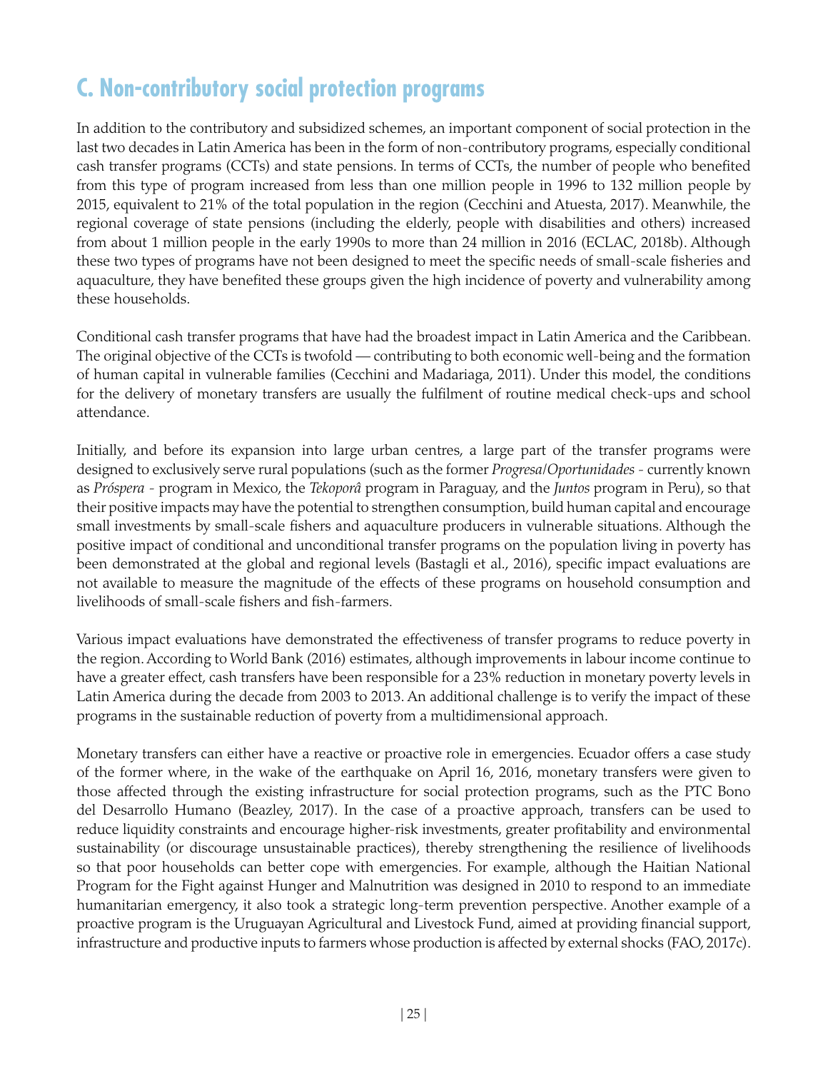## C. Non-contributory social protection programs

In addition to the contributory and subsidized schemes, an important component of social protection in the last two decades in Latin America has been in the form of non-contributory programs, especially conditional cash transfer programs (CCTs) and state pensions. In terms of CCTs, the number of people who benefited from this type of program increased from less than one million people in 1996 to 132 million people by 2015, equivalent to 21% of the total population in the region (Cecchini and Atuesta, 2017). Meanwhile, the regional coverage of state pensions (including the elderly, people with disabilities and others) increased from about 1 million people in the early 1990s to more than 24 million in 2016 (ECLAC, 2018b). Although these two types of programs have not been designed to meet the specific needs of small-scale fisheries and aquaculture, they have benefited these groups given the high incidence of poverty and vulnerability among these households.

Conditional cash transfer programs that have had the broadest impact in Latin America and the Caribbean. The original objective of the CCTs is twofold — contributing to both economic well-being and the formation of human capital in vulnerable families (Cecchini and Madariaga, 2011). Under this model, the conditions for the delivery of monetary transfers are usually the fulfilment of routine medical check-ups and school attendance.

Initially, and before its expansion into large urban centres, a large part of the transfer programs were designed to exclusively serve rural populations (such as the former *Progresa/Oportunidades* - currently known as *Próspera* - program in Mexico, the *Tekoporâ* program in Paraguay, and the *Juntos* program in Peru), so that their positive impacts may have the potential to strengthen consumption, build human capital and encourage small investments by small-scale fishers and aquaculture producers in vulnerable situations. Although the positive impact of conditional and unconditional transfer programs on the population living in poverty has been demonstrated at the global and regional levels (Bastagli et al., 2016), specific impact evaluations are not available to measure the magnitude of the effects of these programs on household consumption and livelihoods of small-scale fishers and fish-farmers.

Various impact evaluations have demonstrated the effectiveness of transfer programs to reduce poverty in the region. According to World Bank (2016) estimates, although improvements in labour income continue to have a greater effect, cash transfers have been responsible for a 23% reduction in monetary poverty levels in Latin America during the decade from 2003 to 2013. An additional challenge is to verify the impact of these programs in the sustainable reduction of poverty from a multidimensional approach.

Monetary transfers can either have a reactive or proactive role in emergencies. Ecuador offers a case study of the former where, in the wake of the earthquake on April 16, 2016, monetary transfers were given to those affected through the existing infrastructure for social protection programs, such as the PTC Bono del Desarrollo Humano (Beazley, 2017). In the case of a proactive approach, transfers can be used to reduce liquidity constraints and encourage higher-risk investments, greater profitability and environmental sustainability (or discourage unsustainable practices), thereby strengthening the resilience of livelihoods so that poor households can better cope with emergencies. For example, although the Haitian National Program for the Fight against Hunger and Malnutrition was designed in 2010 to respond to an immediate humanitarian emergency, it also took a strategic long-term prevention perspective. Another example of a proactive program is the Uruguayan Agricultural and Livestock Fund, aimed at providing financial support, infrastructure and productive inputs to farmers whose production is affected by external shocks (FAO, 2017c).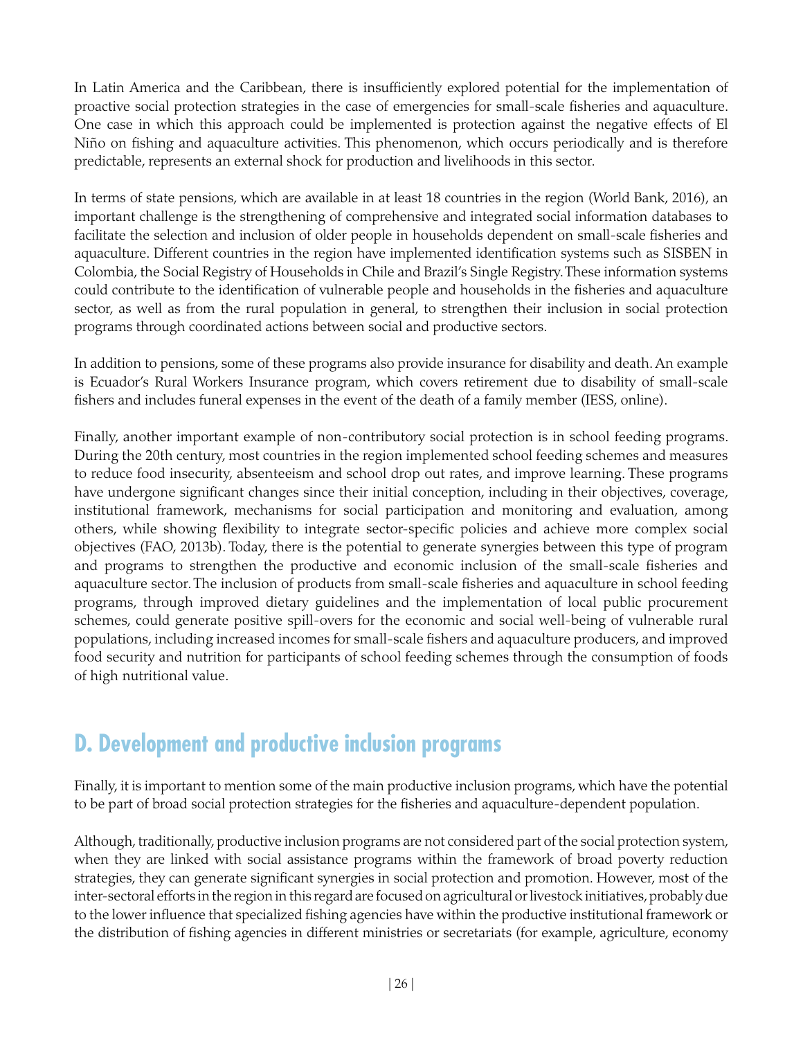In Latin America and the Caribbean, there is insufficiently explored potential for the implementation of proactive social protection strategies in the case of emergencies for small-scale fisheries and aquaculture. One case in which this approach could be implemented is protection against the negative effects of El Niño on fishing and aquaculture activities. This phenomenon, which occurs periodically and is therefore predictable, represents an external shock for production and livelihoods in this sector.

In terms of state pensions, which are available in at least 18 countries in the region (World Bank, 2016), an important challenge is the strengthening of comprehensive and integrated social information databases to facilitate the selection and inclusion of older people in households dependent on small-scale fisheries and aquaculture. Different countries in the region have implemented identification systems such as SISBEN in Colombia, the Social Registry of Households in Chile and Brazil's Single Registry. These information systems could contribute to the identification of vulnerable people and households in the fisheries and aquaculture sector, as well as from the rural population in general, to strengthen their inclusion in social protection programs through coordinated actions between social and productive sectors.

In addition to pensions, some of these programs also provide insurance for disability and death. An example is Ecuador's Rural Workers Insurance program, which covers retirement due to disability of small-scale fishers and includes funeral expenses in the event of the death of a family member (IESS, online).

Finally, another important example of non-contributory social protection is in school feeding programs. During the 20th century, most countries in the region implemented school feeding schemes and measures to reduce food insecurity, absenteeism and school drop out rates, and improve learning. These programs have undergone significant changes since their initial conception, including in their objectives, coverage, institutional framework, mechanisms for social participation and monitoring and evaluation, among others, while showing flexibility to integrate sector-specific policies and achieve more complex social objectives (FAO, 2013b). Today, there is the potential to generate synergies between this type of program and programs to strengthen the productive and economic inclusion of the small-scale fisheries and aquaculture sector. The inclusion of products from small-scale fisheries and aquaculture in school feeding programs, through improved dietary guidelines and the implementation of local public procurement schemes, could generate positive spill-overs for the economic and social well-being of vulnerable rural populations, including increased incomes for small-scale fishers and aquaculture producers, and improved food security and nutrition for participants of school feeding schemes through the consumption of foods of high nutritional value.

## D. Development and productive inclusion programs

Finally, it is important to mention some of the main productive inclusion programs, which have the potential to be part of broad social protection strategies for the fisheries and aquaculture-dependent population.

Although, traditionally, productive inclusion programs are not considered part of the social protection system, when they are linked with social assistance programs within the framework of broad poverty reduction strategies, they can generate significant synergies in social protection and promotion. However, most of the inter-sectoral efforts in the region in this regard are focused on agricultural or livestock initiatives, probably due to the lower influence that specialized fishing agencies have within the productive institutional framework or the distribution of fishing agencies in different ministries or secretariats (for example, agriculture, economy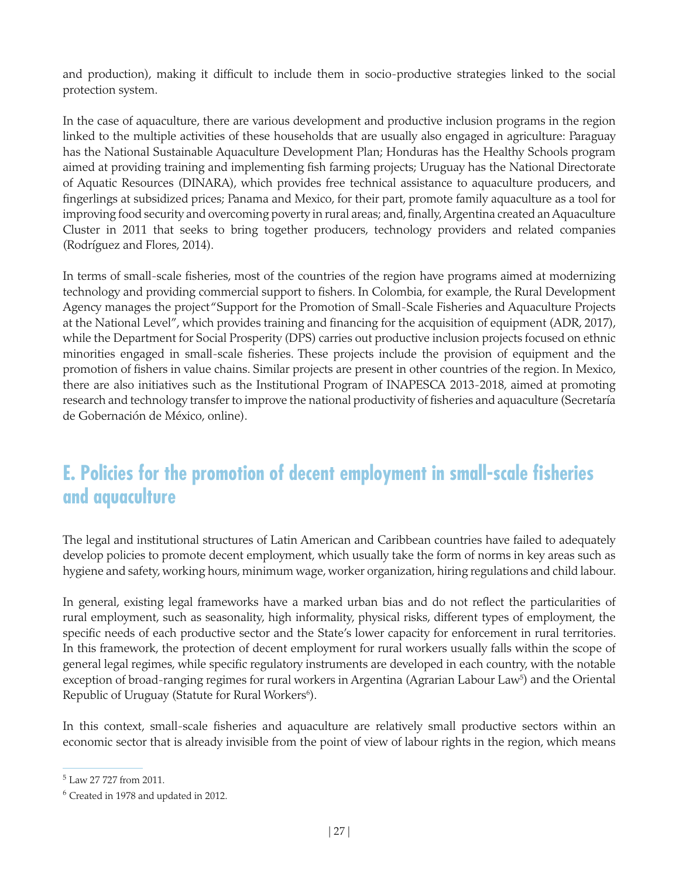and production), making it difficult to include them in socio-productive strategies linked to the social protection system.

In the case of aquaculture, there are various development and productive inclusion programs in the region linked to the multiple activities of these households that are usually also engaged in agriculture: Paraguay has the National Sustainable Aquaculture Development Plan; Honduras has the Healthy Schools program aimed at providing training and implementing fish farming projects; Uruguay has the National Directorate of Aquatic Resources (DINARA), which provides free technical assistance to aquaculture producers, and fingerlings at subsidized prices; Panama and Mexico, for their part, promote family aquaculture as a tool for improving food security and overcoming poverty in rural areas; and, finally, Argentina created an Aquaculture Cluster in 2011 that seeks to bring together producers, technology providers and related companies (Rodríguez and Flores, 2014).

In terms of small-scale fisheries, most of the countries of the region have programs aimed at modernizing technology and providing commercial support to fishers. In Colombia, for example, the Rural Development Agency manages the project "Support for the Promotion of Small-Scale Fisheries and Aquaculture Projects at the National Level", which provides training and financing for the acquisition of equipment (ADR, 2017), while the Department for Social Prosperity (DPS) carries out productive inclusion projects focused on ethnic minorities engaged in small-scale fisheries. These projects include the provision of equipment and the promotion of fishers in value chains. Similar projects are present in other countries of the region. In Mexico, there are also initiatives such as the Institutional Program of INAPESCA 2013-2018, aimed at promoting research and technology transfer to improve the national productivity of fisheries and aquaculture (Secretaría de Gobernación de México, online).

## E. Policies for the promotion of decent employment in small-scale fisheries and aquaculture

The legal and institutional structures of Latin American and Caribbean countries have failed to adequately develop policies to promote decent employment, which usually take the form of norms in key areas such as hygiene and safety, working hours, minimum wage, worker organization, hiring regulations and child labour.

In general, existing legal frameworks have a marked urban bias and do not reflect the particularities of rural employment, such as seasonality, high informality, physical risks, different types of employment, the specific needs of each productive sector and the State's lower capacity for enforcement in rural territories. In this framework, the protection of decent employment for rural workers usually falls within the scope of general legal regimes, while specific regulatory instruments are developed in each country, with the notable exception of broad-ranging regimes for rural workers in Argentina (Agrarian Labour Law[5]) and the Oriental Republic of Uruguay (Statute for Rural Workers[6]).

In this context, small-scale fisheries and aquaculture are relatively small productive sectors within an economic sector that is already invisible from the point of view of labour rights in the region, which means

[5] Law 27 727 from 2011.

[6] Created in 1978 and updated in 2012.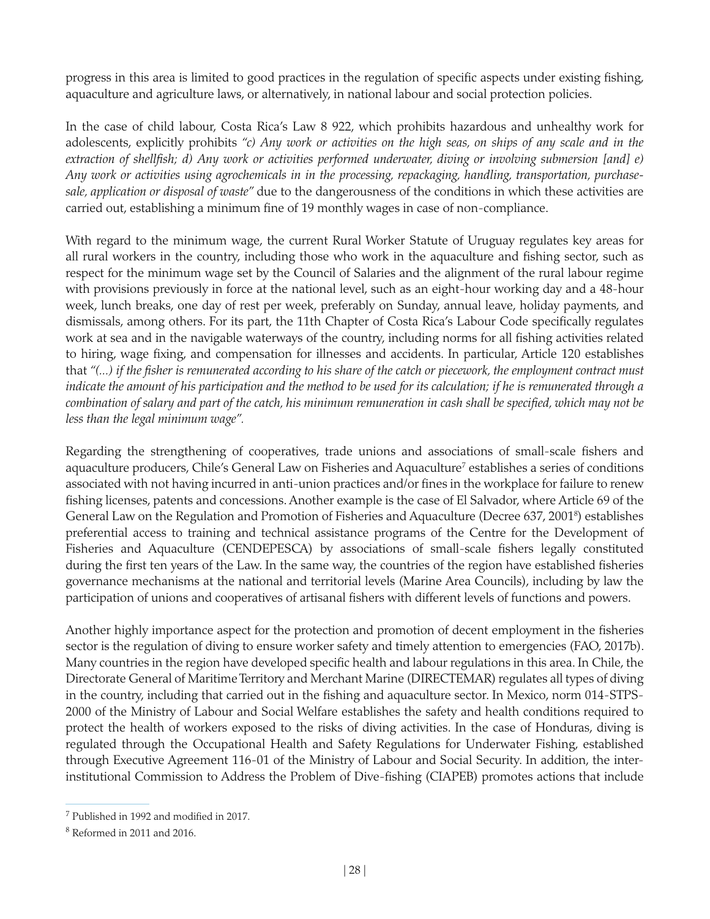progress in this area is limited to good practices in the regulation of specific aspects under existing fishing, aquaculture and agriculture laws, or alternatively, in national labour and social protection policies.

In the case of child labour, Costa Rica's Law 8 922, which prohibits hazardous and unhealthy work for adolescents, explicitly prohibits *"c) Any work or activities on the high seas, on ships of any scale and in the extraction of shellfish; d) Any work or activities performed underwater, diving or involving submersion [and] e) Any work or activities using agrochemicals in in the processing, repackaging, handling, transportation, purchase-sale, application or disposal of waste"* due to the dangerousness of the conditions in which these activities are carried out, establishing a minimum fine of 19 monthly wages in case of non-compliance.

With regard to the minimum wage, the current Rural Worker Statute of Uruguay regulates key areas for all rural workers in the country, including those who work in the aquaculture and fishing sector, such as respect for the minimum wage set by the Council of Salaries and the alignment of the rural labour regime with provisions previously in force at the national level, such as an eight-hour working day and a 48-hour week, lunch breaks, one day of rest per week, preferably on Sunday, annual leave, holiday payments, and dismissals, among others. For its part, the 11th Chapter of Costa Rica's Labour Code specifically regulates work at sea and in the navigable waterways of the country, including norms for all fishing activities related to hiring, wage fixing, and compensation for illnesses and accidents. In particular, Article 120 establishes that *"(...) if the fisher is remunerated according to his share of the catch or piecework, the employment contract must indicate the amount of his participation and the method to be used for its calculation; if he is remunerated through a combination of salary and part of the catch, his minimum remuneration in cash shall be specified, which may not be less than the legal minimum wage".*

Regarding the strengthening of cooperatives, trade unions and associations of small-scale fishers and aquaculture producers, Chile's General Law on Fisheries and Aquaculture[7] establishes a series of conditions associated with not having incurred in anti-union practices and/or fines in the workplace for failure to renew fishing licenses, patents and concessions. Another example is the case of El Salvador, where Article 69 of the General Law on the Regulation and Promotion of Fisheries and Aquaculture (Decree 637, 2001[8]) establishes preferential access to training and technical assistance programs of the Centre for the Development of Fisheries and Aquaculture (CENDEPESCA) by associations of small-scale fishers legally constituted during the first ten years of the Law. In the same way, the countries of the region have established fisheries governance mechanisms at the national and territorial levels (Marine Area Councils), including by law the participation of unions and cooperatives of artisanal fishers with different levels of functions and powers.

Another highly importance aspect for the protection and promotion of decent employment in the fisheries sector is the regulation of diving to ensure worker safety and timely attention to emergencies (FAO, 2017b). Many countries in the region have developed specific health and labour regulations in this area. In Chile, the Directorate General of Maritime Territory and Merchant Marine (DIRECTEMAR) regulates all types of diving in the country, including that carried out in the fishing and aquaculture sector. In Mexico, norm 014-STPS-2000 of the Ministry of Labour and Social Welfare establishes the safety and health conditions required to protect the health of workers exposed to the risks of diving activities. In the case of Honduras, diving is regulated through the Occupational Health and Safety Regulations for Underwater Fishing, established through Executive Agreement 116-01 of the Ministry of Labour and Social Security. In addition, the inter-institutional Commission to Address the Problem of Dive-fishing (CIAPEB) promotes actions that include

---

[7] Published in 1992 and modified in 2017.

[8] Reformed in 2011 and 2016.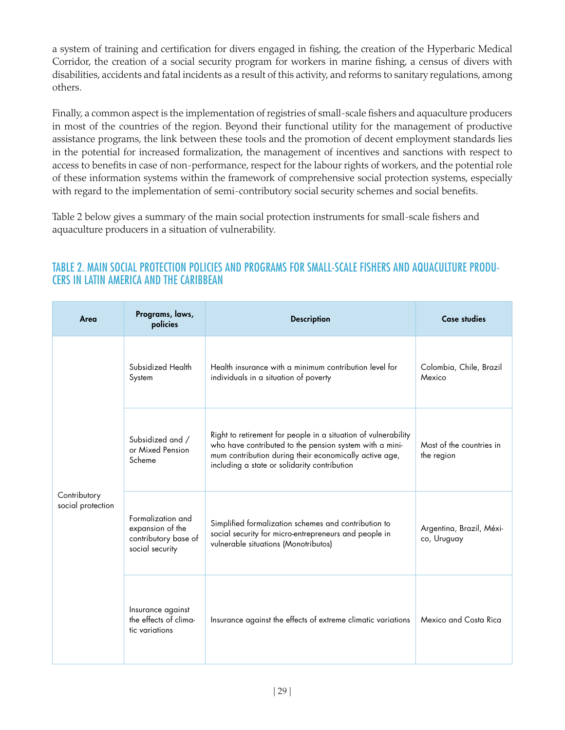a system of training and certification for divers engaged in fishing, the creation of the Hyperbaric Medical Corridor, the creation of a social security program for workers in marine fishing, a census of divers with disabilities, accidents and fatal incidents as a result of this activity, and reforms to sanitary regulations, among others.

Finally, a common aspect is the implementation of registries of small-scale fishers and aquaculture producers in most of the countries of the region. Beyond their functional utility for the management of productive assistance programs, the link between these tools and the promotion of decent employment standards lies in the potential for increased formalization, the management of incentives and sanctions with respect to access to benefits in case of non-performance, respect for the labour rights of workers, and the potential role of these information systems within the framework of comprehensive social protection systems, especially with regard to the implementation of semi-contributory social security schemes and social benefits.

Table 2 below gives a summary of the main social protection instruments for small-scale fishers and aquaculture producers in a situation of vulnerability.

## TABLE 2. MAIN SOCIAL PROTECTION POLICIES AND PROGRAMS FOR SMALL-SCALE FISHERS AND AQUACULTURE PRODUCERS IN LATIN AMERICA AND THE CARIBBEAN

| Area | Programs, laws, policies | Description | Case studies |
|---|---|---|---|
| Contributory social protection | Subsidized Health System | Health insurance with a minimum contribution level for individuals in a situation of poverty | Colombia, Chile, Brazil Mexico |
| | Subsidized and / or Mixed Pension Scheme | Right to retirement for people in a situation of vulnerability who have contributed to the pension system with a minimum contribution during their economically active age, including a state or solidarity contribution | Most of the countries in the region |
| | Formalization and expansion of the contributory base of social security | Simplified formalization schemes and contribution to social security for micro-entrepreneurs and people in vulnerable situations (Monotributos) | Argentina, Brazil, México, Uruguay |
| | Insurance against the effects of climatic variations | Insurance against the effects of extreme climatic variations | Mexico and Costa Rica |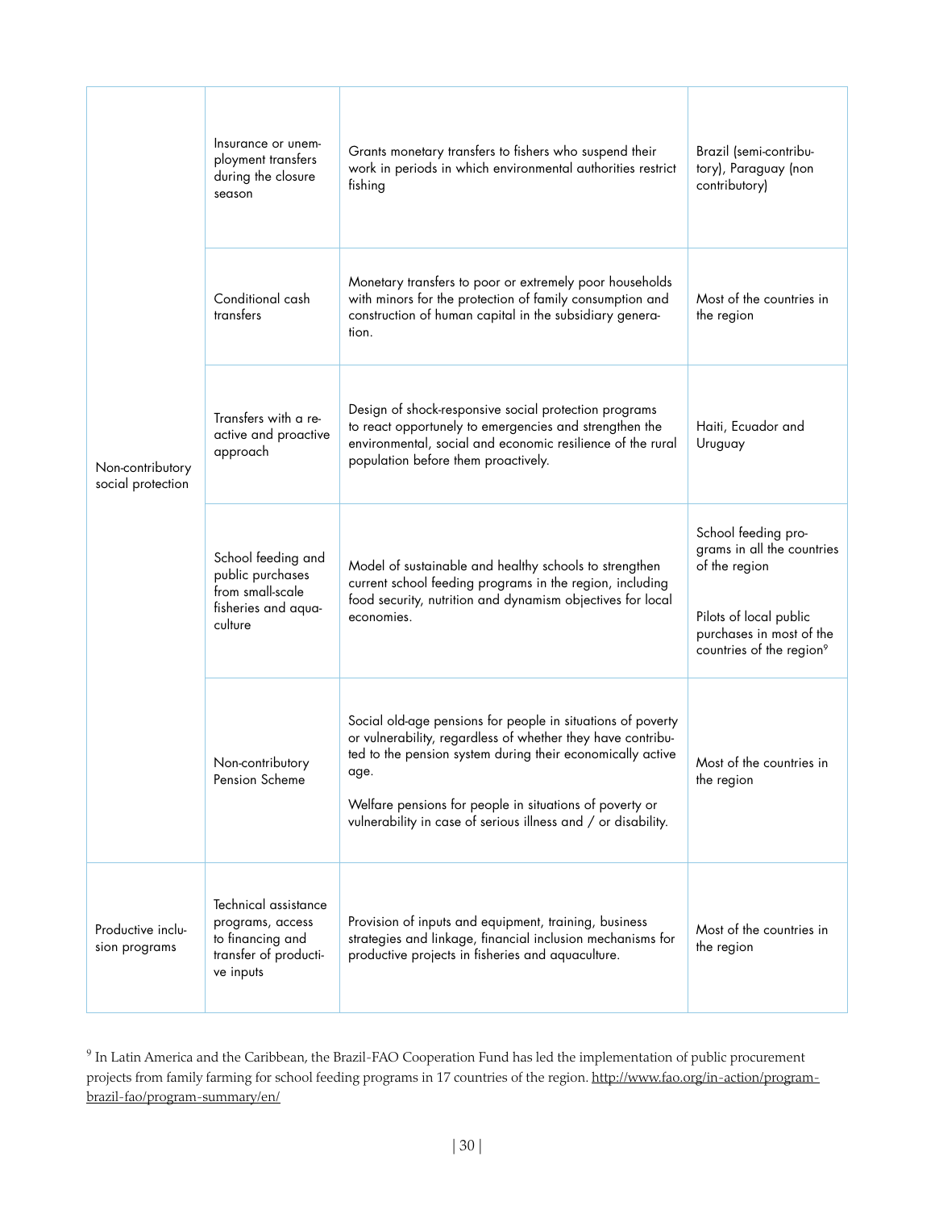| | | | |
|---|---|---|---|
| Non-contributory social protection | Insurance or unemployment transfers during the closure season | Grants monetary transfers to fishers who suspend their work in periods in which environmental authorities restrict fishing | Brazil (semi-contributory), Paraguay (non contributory) |
| | Conditional cash transfers | Monetary transfers to poor or extremely poor households with minors for the protection of family consumption and construction of human capital in the subsidiary generation. | Most of the countries in the region |
| | Transfers with a reactive and proactive approach | Design of shock-responsive social protection programs to react opportunely to emergencies and strengthen the environmental, social and economic resilience of the rural population before them proactively. | Haiti, Ecuador and Uruguay |
| | School feeding and public purchases from small-scale fisheries and aquaculture | Model of sustainable and healthy schools to strengthen current school feeding programs in the region, including food security, nutrition and dynamism objectives for local economies. | School feeding programs in all the countries of the region<br><br>Pilots of local public purchases in most of the countries of the region[9] |
| | Non-contributory Pension Scheme | Social old-age pensions for people in situations of poverty or vulnerability, regardless of whether they have contributed to the pension system during their economically active age.<br><br>Welfare pensions for people in situations of poverty or vulnerability in case of serious illness and / or disability. | Most of the countries in the region |
| Productive inclusion programs | Technical assistance programs, access to financing and transfer of productive inputs | Provision of inputs and equipment, training, business strategies and linkage, financial inclusion mechanisms for productive projects in fisheries and aquaculture. | Most of the countries in the region |

[9] In Latin America and the Caribbean, the Brazil-FAO Cooperation Fund has led the implementation of public procurement projects from family farming for school feeding programs in 17 countries of the region. http://www.fao.org/in-action/program-brazil-fao/program-summary/en/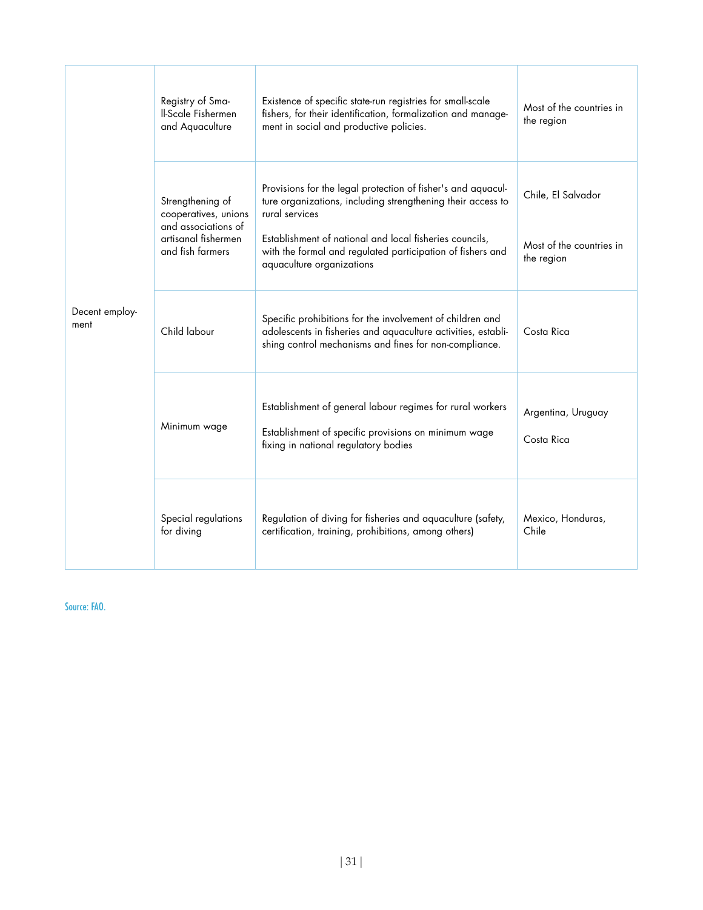| | | | |
|---|---|---|---|
| Decent employment | Registry of Small-Scale Fishermen and Aquaculture | Existence of specific state-run registries for small-scale fishers, for their identification, formalization and management in social and productive policies. | Most of the countries in the region |
| | Strengthening of cooperatives, unions and associations of artisanal fishermen and fish farmers | Provisions for the legal protection of fisher's and aquaculture organizations, including strengthening their access to rural services | Chile, El Salvador |
| | | Establishment of national and local fisheries councils, with the formal and regulated participation of fishers and aquaculture organizations | Most of the countries in the region |
| | Child labour | Specific prohibitions for the involvement of children and adolescents in fisheries and aquaculture activities, establishing control mechanisms and fines for non-compliance. | Costa Rica |
| | Minimum wage | Establishment of general labour regimes for rural workers | Argentina, Uruguay |
| | | Establishment of specific provisions on minimum wage fixing in national regulatory bodies | Costa Rica |
| | Special regulations for diving | Regulation of diving for fisheries and aquaculture (safety, certification, training, prohibitions, among others) | Mexico, Honduras, Chile |

Source: FAO.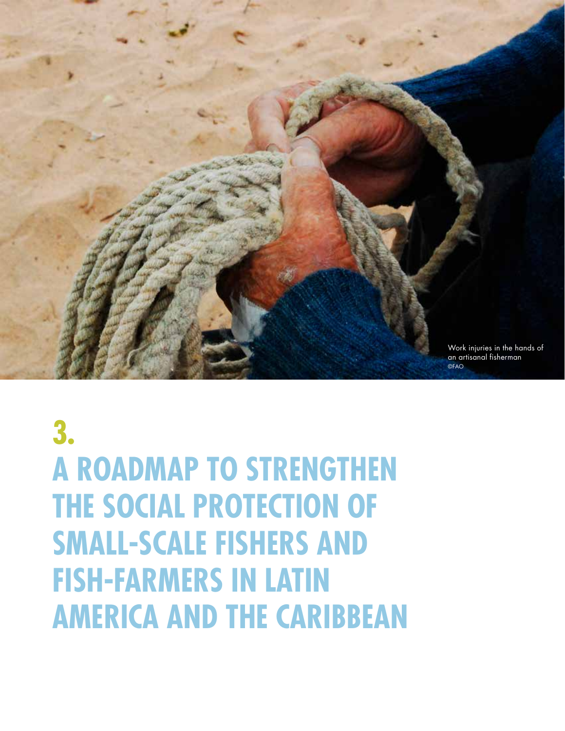Work injuries in the hands of an artisanal fisherman
©FAO

# 3. A ROADMAP TO STRENGTHEN THE SOCIAL PROTECTION OF SMALL-SCALE FISHERS AND FISH-FARMERS IN LATIN AMERICA AND THE CARIBBEAN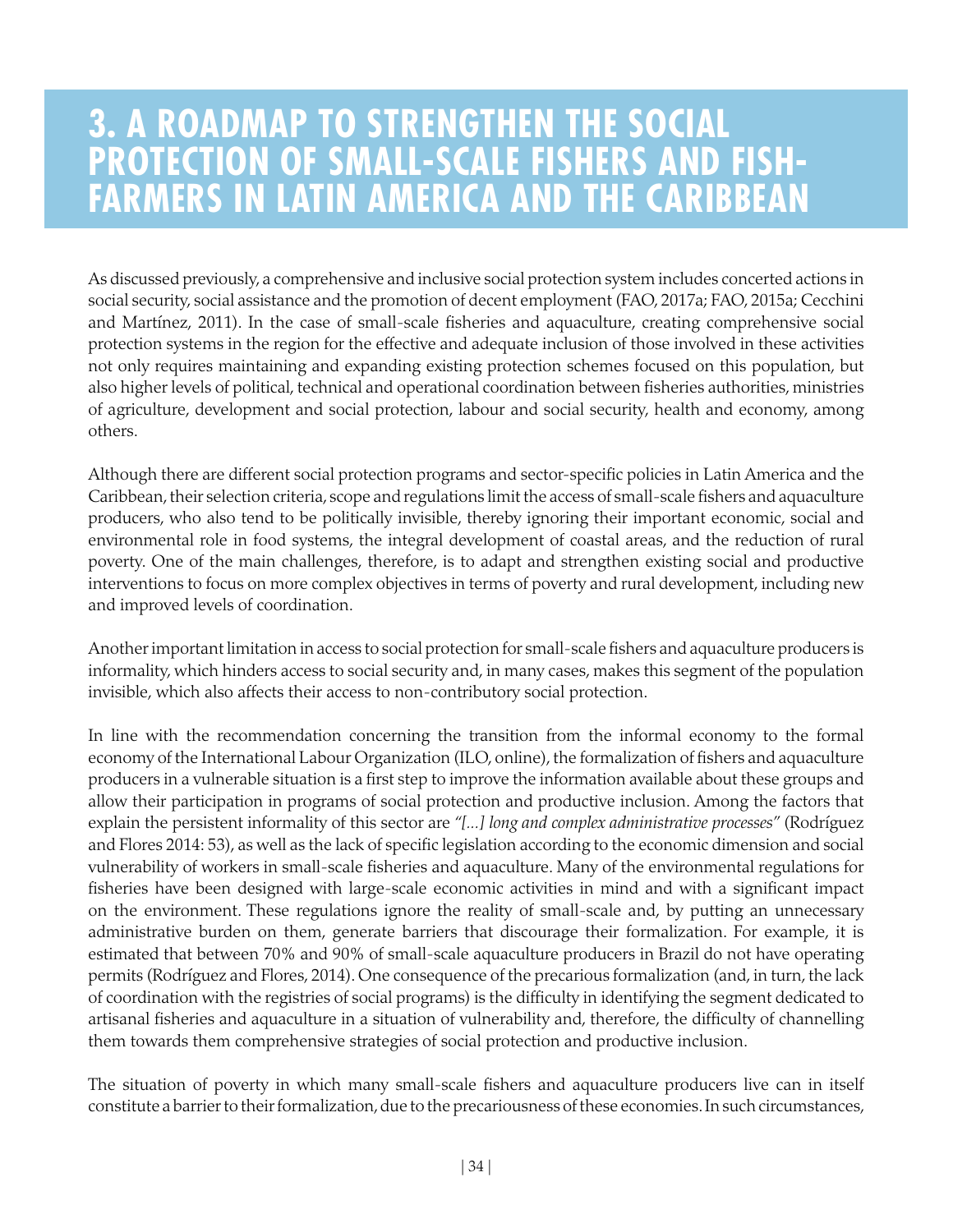# 3. A ROADMAP TO STRENGTHEN THE SOCIAL PROTECTION OF SMALL-SCALE FISHERS AND FISH-FARMERS IN LATIN AMERICA AND THE CARIBBEAN

As discussed previously, a comprehensive and inclusive social protection system includes concerted actions in social security, social assistance and the promotion of decent employment (FAO, 2017a; FAO, 2015a; Cecchini and Martínez, 2011). In the case of small-scale fisheries and aquaculture, creating comprehensive social protection systems in the region for the effective and adequate inclusion of those involved in these activities not only requires maintaining and expanding existing protection schemes focused on this population, but also higher levels of political, technical and operational coordination between fisheries authorities, ministries of agriculture, development and social protection, labour and social security, health and economy, among others.

Although there are different social protection programs and sector-specific policies in Latin America and the Caribbean, their selection criteria, scope and regulations limit the access of small-scale fishers and aquaculture producers, who also tend to be politically invisible, thereby ignoring their important economic, social and environmental role in food systems, the integral development of coastal areas, and the reduction of rural poverty. One of the main challenges, therefore, is to adapt and strengthen existing social and productive interventions to focus on more complex objectives in terms of poverty and rural development, including new and improved levels of coordination.

Another important limitation in access to social protection for small-scale fishers and aquaculture producers is informality, which hinders access to social security and, in many cases, makes this segment of the population invisible, which also affects their access to non-contributory social protection.

In line with the recommendation concerning the transition from the informal economy to the formal economy of the International Labour Organization (ILO, online), the formalization of fishers and aquaculture producers in a vulnerable situation is a first step to improve the information available about these groups and allow their participation in programs of social protection and productive inclusion. Among the factors that explain the persistent informality of this sector are *"[...] long and complex administrative processes"* (Rodríguez and Flores 2014: 53), as well as the lack of specific legislation according to the economic dimension and social vulnerability of workers in small-scale fisheries and aquaculture. Many of the environmental regulations for fisheries have been designed with large-scale economic activities in mind and with a significant impact on the environment. These regulations ignore the reality of small-scale and, by putting an unnecessary administrative burden on them, generate barriers that discourage their formalization. For example, it is estimated that between 70% and 90% of small-scale aquaculture producers in Brazil do not have operating permits (Rodríguez and Flores, 2014). One consequence of the precarious formalization (and, in turn, the lack of coordination with the registries of social programs) is the difficulty in identifying the segment dedicated to artisanal fisheries and aquaculture in a situation of vulnerability and, therefore, the difficulty of channelling them towards them comprehensive strategies of social protection and productive inclusion.

The situation of poverty in which many small-scale fishers and aquaculture producers live can in itself constitute a barrier to their formalization, due to the precariousness of these economies. In such circumstances,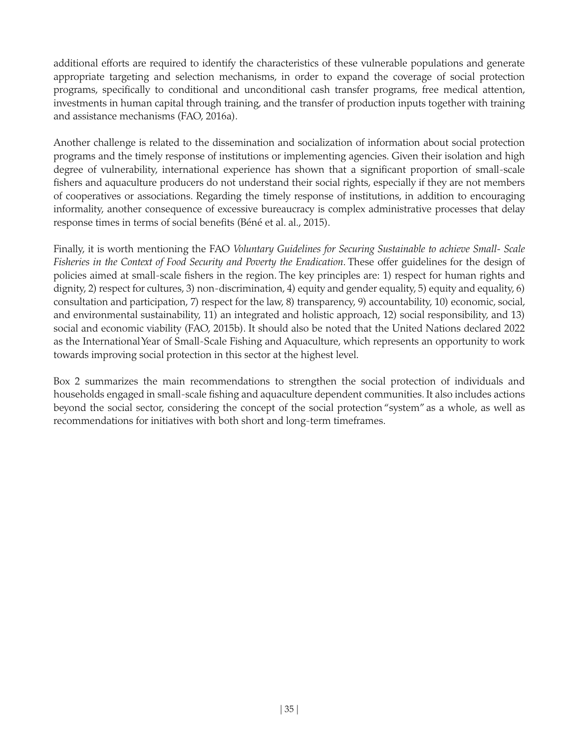additional efforts are required to identify the characteristics of these vulnerable populations and generate appropriate targeting and selection mechanisms, in order to expand the coverage of social protection programs, specifically to conditional and unconditional cash transfer programs, free medical attention, investments in human capital through training, and the transfer of production inputs together with training and assistance mechanisms (FAO, 2016a).

Another challenge is related to the dissemination and socialization of information about social protection programs and the timely response of institutions or implementing agencies. Given their isolation and high degree of vulnerability, international experience has shown that a significant proportion of small-scale fishers and aquaculture producers do not understand their social rights, especially if they are not members of cooperatives or associations. Regarding the timely response of institutions, in addition to encouraging informality, another consequence of excessive bureaucracy is complex administrative processes that delay response times in terms of social benefits (Béné et al. al., 2015).

Finally, it is worth mentioning the FAO *Voluntary Guidelines for Securing Sustainable to achieve Small- Scale Fisheries in the Context of Food Security and Poverty the Eradication*. These offer guidelines for the design of policies aimed at small-scale fishers in the region. The key principles are: 1) respect for human rights and dignity, 2) respect for cultures, 3) non-discrimination, 4) equity and gender equality, 5) equity and equality, 6) consultation and participation, 7) respect for the law, 8) transparency, 9) accountability, 10) economic, social, and environmental sustainability, 11) an integrated and holistic approach, 12) social responsibility, and 13) social and economic viability (FAO, 2015b). It should also be noted that the United Nations declared 2022 as the International Year of Small-Scale Fishing and Aquaculture, which represents an opportunity to work towards improving social protection in this sector at the highest level.

Box 2 summarizes the main recommendations to strengthen the social protection of individuals and households engaged in small-scale fishing and aquaculture dependent communities. It also includes actions beyond the social sector, considering the concept of the social protection "system" as a whole, as well as recommendations for initiatives with both short and long-term timeframes.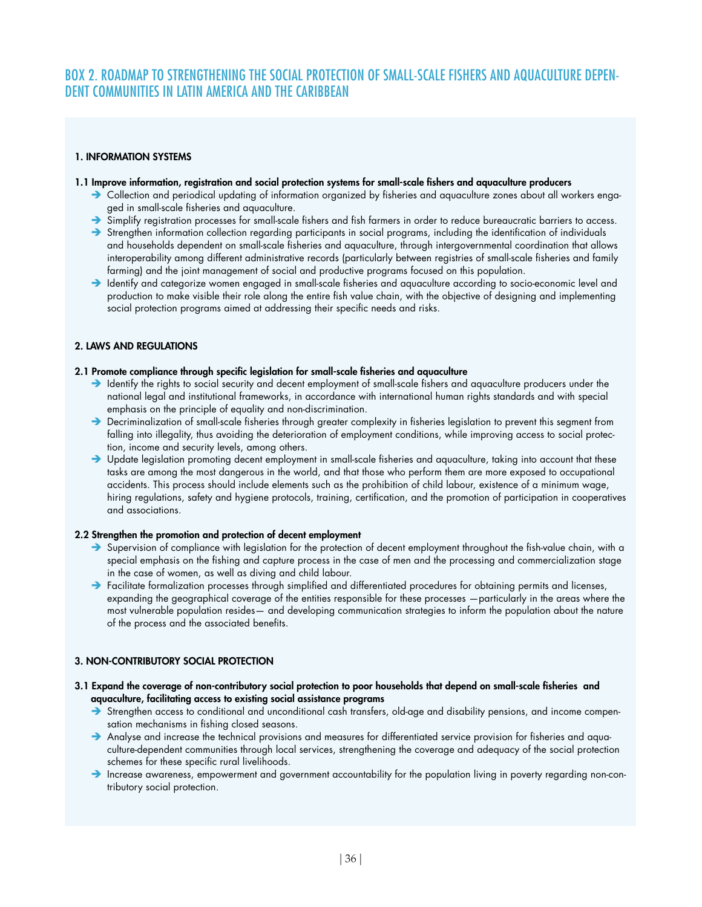## BOX 2. ROADMAP TO STRENGTHENING THE SOCIAL PROTECTION OF SMALL-SCALE FISHERS AND AQUACULTURE DEPENDENT COMMUNITIES IN LATIN AMERICA AND THE CARIBBEAN

### 1. INFORMATION SYSTEMS

**1.1 Improve information, registration and social protection systems for small-scale fishers and aquaculture producers**

- Collection and periodical updating of information organized by fisheries and aquaculture zones about all workers engaged in small-scale fisheries and aquaculture.
- Simplify registration processes for small-scale fishers and fish farmers in order to reduce bureaucratic barriers to access.
- Strengthen information collection regarding participants in social programs, including the identification of individuals and households dependent on small-scale fisheries and aquaculture, through intergovernmental coordination that allows interoperability among different administrative records (particularly between registries of small-scale fisheries and family farming) and the joint management of social and productive programs focused on this population.
- Identify and categorize women engaged in small-scale fisheries and aquaculture according to socio-economic level and production to make visible their role along the entire fish value chain, with the objective of designing and implementing social protection programs aimed at addressing their specific needs and risks.

### 2. LAWS AND REGULATIONS

**2.1 Promote compliance through specific legislation for small-scale fisheries and aquaculture**

- Identify the rights to social security and decent employment of small-scale fishers and aquaculture producers under the national legal and institutional frameworks, in accordance with international human rights standards and with special emphasis on the principle of equality and non-discrimination.
- Decriminalization of small-scale fisheries through greater complexity in fisheries legislation to prevent this segment from falling into illegality, thus avoiding the deterioration of employment conditions, while improving access to social protection, income and security levels, among others.
- Update legislation promoting decent employment in small-scale fisheries and aquaculture, taking into account that these tasks are among the most dangerous in the world, and that those who perform them are more exposed to occupational accidents. This process should include elements such as the prohibition of child labour, existence of a minimum wage, hiring regulations, safety and hygiene protocols, training, certification, and the promotion of participation in cooperatives and associations.

**2.2 Strengthen the promotion and protection of decent employment**

- Supervision of compliance with legislation for the protection of decent employment throughout the fish-value chain, with a special emphasis on the fishing and capture process in the case of men and the processing and commercialization stage in the case of women, as well as diving and child labour.
- Facilitate formalization processes through simplified and differentiated procedures for obtaining permits and licenses, expanding the geographical coverage of the entities responsible for these processes —particularly in the areas where the most vulnerable population resides— and developing communication strategies to inform the population about the nature of the process and the associated benefits.

### 3. NON-CONTRIBUTORY SOCIAL PROTECTION

**3.1 Expand the coverage of non-contributory social protection to poor households that depend on small-scale fisheries and aquaculture, facilitating access to existing social assistance programs**

- Strengthen access to conditional and unconditional cash transfers, old-age and disability pensions, and income compensation mechanisms in fishing closed seasons.
- Analyse and increase the technical provisions and measures for differentiated service provision for fisheries and aquaculture-dependent communities through local services, strengthening the coverage and adequacy of the social protection schemes for these specific rural livelihoods.
- Increase awareness, empowerment and government accountability for the population living in poverty regarding non-contributory social protection.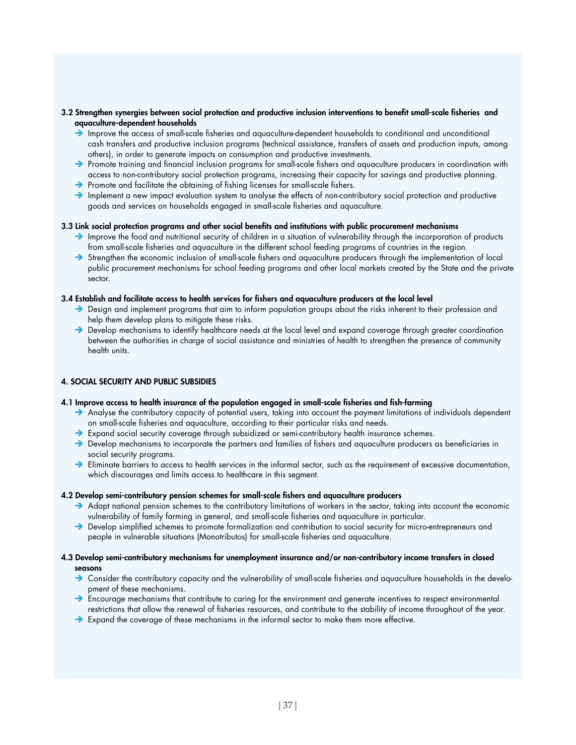### 3.2 Strengthen synergies between social protection and productive inclusion interventions to benefit small-scale fisheries and aquaculture-dependent households

- Improve the access of small-scale fisheries and aquaculture-dependent households to conditional and unconditional cash transfers and productive inclusion programs (technical assistance, transfers of assets and production inputs, among others), in order to generate impacts on consumption and productive investments.
- Promote training and financial inclusion programs for small-scale fishers and aquaculture producers in coordination with access to non-contributory social protection programs, increasing their capacity for savings and productive planning.
- Promote and facilitate the obtaining of fishing licenses for small-scale fishers.
- Implement a new impact evaluation system to analyse the effects of non-contributory social protection and productive goods and services on households engaged in small-scale fisheries and aquaculture.

### 3.3 Link social protection programs and other social benefits and institutions with public procurement mechanisms

- Improve the food and nutritional security of children in a situation of vulnerability through the incorporation of products from small-scale fisheries and aquaculture in the different school feeding programs of countries in the region.
- Strengthen the economic inclusion of small-scale fishers and aquaculture producers through the implementation of local public procurement mechanisms for school feeding programs and other local markets created by the State and the private sector.

### 3.4 Establish and facilitate access to health services for fishers and aquaculture producers at the local level

- Design and implement programs that aim to inform population groups about the risks inherent to their profession and help them develop plans to mitigate these risks.
- Develop mechanisms to identify healthcare needs at the local level and expand coverage through greater coordination between the authorities in charge of social assistance and ministries of health to strengthen the presence of community health units.

## 4. SOCIAL SECURITY AND PUBLIC SUBSIDIES

### 4.1 Improve access to health insurance of the population engaged in small-scale fisheries and fish-farming

- Analyse the contributory capacity of potential users, taking into account the payment limitations of individuals dependent on small-scale fisheries and aquaculture, according to their particular risks and needs.
- Expand social security coverage through subsidized or semi-contributory health insurance schemes.
- Develop mechanisms to incorporate the partners and families of fishers and aquaculture producers as beneficiaries in social security programs.
- Eliminate barriers to access to health services in the informal sector, such as the requirement of excessive documentation, which discourages and limits access to healthcare in this segment.

### 4.2 Develop semi-contributory pension schemes for small-scale fishers and aquaculture producers

- Adapt national pension schemes to the contributory limitations of workers in the sector, taking into account the economic vulnerability of family farming in general, and small-scale fisheries and aquaculture in particular.
- Develop simplified schemes to promote formalization and contribution to social security for micro-entrepreneurs and people in vulnerable situations (Monotributos) for small-scale fisheries and aquaculture.

### 4.3 Develop semi-contributory mechanisms for unemployment insurance and/or non-contributory income transfers in closed seasons

- Consider the contributory capacity and the vulnerability of small-scale fisheries and aquaculture households in the development of these mechanisms.
- Encourage mechanisms that contribute to caring for the environment and generate incentives to respect environmental restrictions that allow the renewal of fisheries resources, and contribute to the stability of income throughout of the year.
- Expand the coverage of these mechanisms in the informal sector to make them more effective.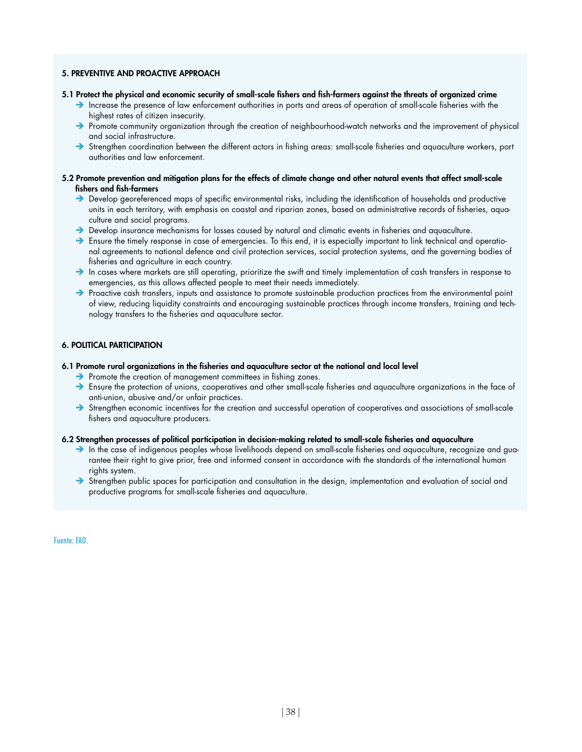**5. PREVENTIVE AND PROACTIVE APPROACH**

**5.1 Protect the physical and economic security of small-scale fishers and fish-farmers against the threats of organized crime**

- Increase the presence of law enforcement authorities in ports and areas of operation of small-scale fisheries with the highest rates of citizen insecurity.
- Promote community organization through the creation of neighbourhood-watch networks and the improvement of physical and social infrastructure.
- Strengthen coordination between the different actors in fishing areas: small-scale fisheries and aquaculture workers, port authorities and law enforcement.

**5.2 Promote prevention and mitigation plans for the effects of climate change and other natural events that affect small-scale fishers and fish-farmers**

- Develop georeferenced maps of specific environmental risks, including the identification of households and productive units in each territory, with emphasis on coastal and riparian zones, based on administrative records of fisheries, aquaculture and social programs.
- Develop insurance mechanisms for losses caused by natural and climatic events in fisheries and aquaculture.
- Ensure the timely response in case of emergencies. To this end, it is especially important to link technical and operational agreements to national defence and civil protection services, social protection systems, and the governing bodies of fisheries and agriculture in each country.
- In cases where markets are still operating, prioritize the swift and timely implementation of cash transfers in response to emergencies, as this allows affected people to meet their needs immediately.
- Proactive cash transfers, inputs and assistance to promote sustainable production practices from the environmental point of view, reducing liquidity constraints and encouraging sustainable practices through income transfers, training and technology transfers to the fisheries and aquaculture sector.

**6. POLITICAL PARTICIPATION**

**6.1 Promote rural organizations in the fisheries and aquaculture sector at the national and local level**

- Promote the creation of management committees in fishing zones.
- Ensure the protection of unions, cooperatives and other small-scale fisheries and aquaculture organizations in the face of anti-union, abusive and/or unfair practices.
- Strengthen economic incentives for the creation and successful operation of cooperatives and associations of small-scale fishers and aquaculture producers.

**6.2 Strengthen processes of political participation in decision-making related to small-scale fisheries and aquaculture**

- In the case of indigenous peoples whose livelihoods depend on small-scale fisheries and aquaculture, recognize and guarantee their right to give prior, free and informed consent in accordance with the standards of the international human rights system.
- Strengthen public spaces for participation and consultation in the design, implementation and evaluation of social and productive programs for small-scale fisheries and aquaculture.

Fuente: FAO.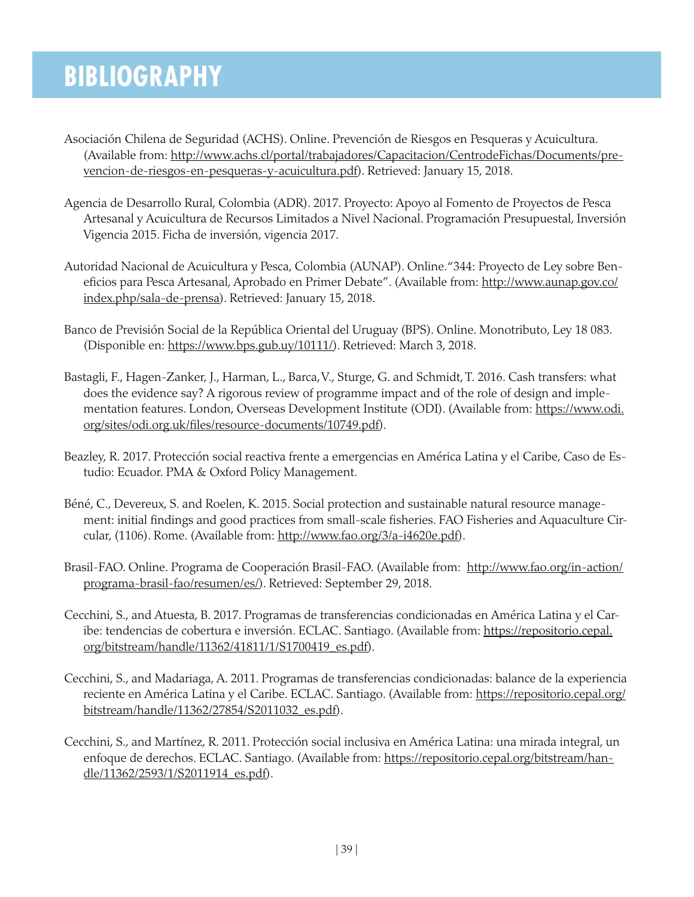# BIBLIOGRAPHY

Asociación Chilena de Seguridad (ACHS). Online. Prevención de Riesgos en Pesqueras y Acuicultura. (Available from: http://www.achs.cl/portal/trabajadores/Capacitacion/CentrodeFichas/Documents/prevencion-de-riesgos-en-pesqueras-y-acuicultura.pdf). Retrieved: January 15, 2018.

Agencia de Desarrollo Rural, Colombia (ADR). 2017. Proyecto: Apoyo al Fomento de Proyectos de Pesca Artesanal y Acuicultura de Recursos Limitados a Nivel Nacional. Programación Presupuestal, Inversión Vigencia 2015. Ficha de inversión, vigencia 2017.

Autoridad Nacional de Acuicultura y Pesca, Colombia (AUNAP). Online."344: Proyecto de Ley sobre Beneficios para Pesca Artesanal, Aprobado en Primer Debate". (Available from: http://www.aunap.gov.co/index.php/sala-de-prensa). Retrieved: January 15, 2018.

Banco de Previsión Social de la República Oriental del Uruguay (BPS). Online. Monotributo, Ley 18 083. (Disponible en: https://www.bps.gub.uy/10111/). Retrieved: March 3, 2018.

Bastagli, F., Hagen-Zanker, J., Harman, L., Barca,V., Sturge, G. and Schmidt, T. 2016. Cash transfers: what does the evidence say? A rigorous review of programme impact and of the role of design and implementation features. London, Overseas Development Institute (ODI). (Available from: https://www.odi.org/sites/odi.org.uk/files/resource-documents/10749.pdf).

Beazley, R. 2017. Protección social reactiva frente a emergencias en América Latina y el Caribe, Caso de Estudio: Ecuador. PMA & Oxford Policy Management.

Béné, C., Devereux, S. and Roelen, K. 2015. Social protection and sustainable natural resource management: initial findings and good practices from small-scale fisheries. FAO Fisheries and Aquaculture Circular, (1106). Rome. (Available from: http://www.fao.org/3/a-i4620e.pdf).

Brasil-FAO. Online. Programa de Cooperación Brasil-FAO. (Available from: http://www.fao.org/in-action/programa-brasil-fao/resumen/es/). Retrieved: September 29, 2018.

Cecchini, S., and Atuesta, B. 2017. Programas de transferencias condicionadas en América Latina y el Caribe: tendencias de cobertura e inversión. ECLAC. Santiago. (Available from: https://repositorio.cepal.org/bitstream/handle/11362/41811/1/S1700419_es.pdf).

Cecchini, S., and Madariaga, A. 2011. Programas de transferencias condicionadas: balance de la experiencia reciente en América Latina y el Caribe. ECLAC. Santiago. (Available from: https://repositorio.cepal.org/bitstream/handle/11362/27854/S2011032_es.pdf).

Cecchini, S., and Martínez, R. 2011. Protección social inclusiva en América Latina: una mirada integral, un enfoque de derechos. ECLAC. Santiago. (Available from: https://repositorio.cepal.org/bitstream/handle/11362/2593/1/S2011914_es.pdf).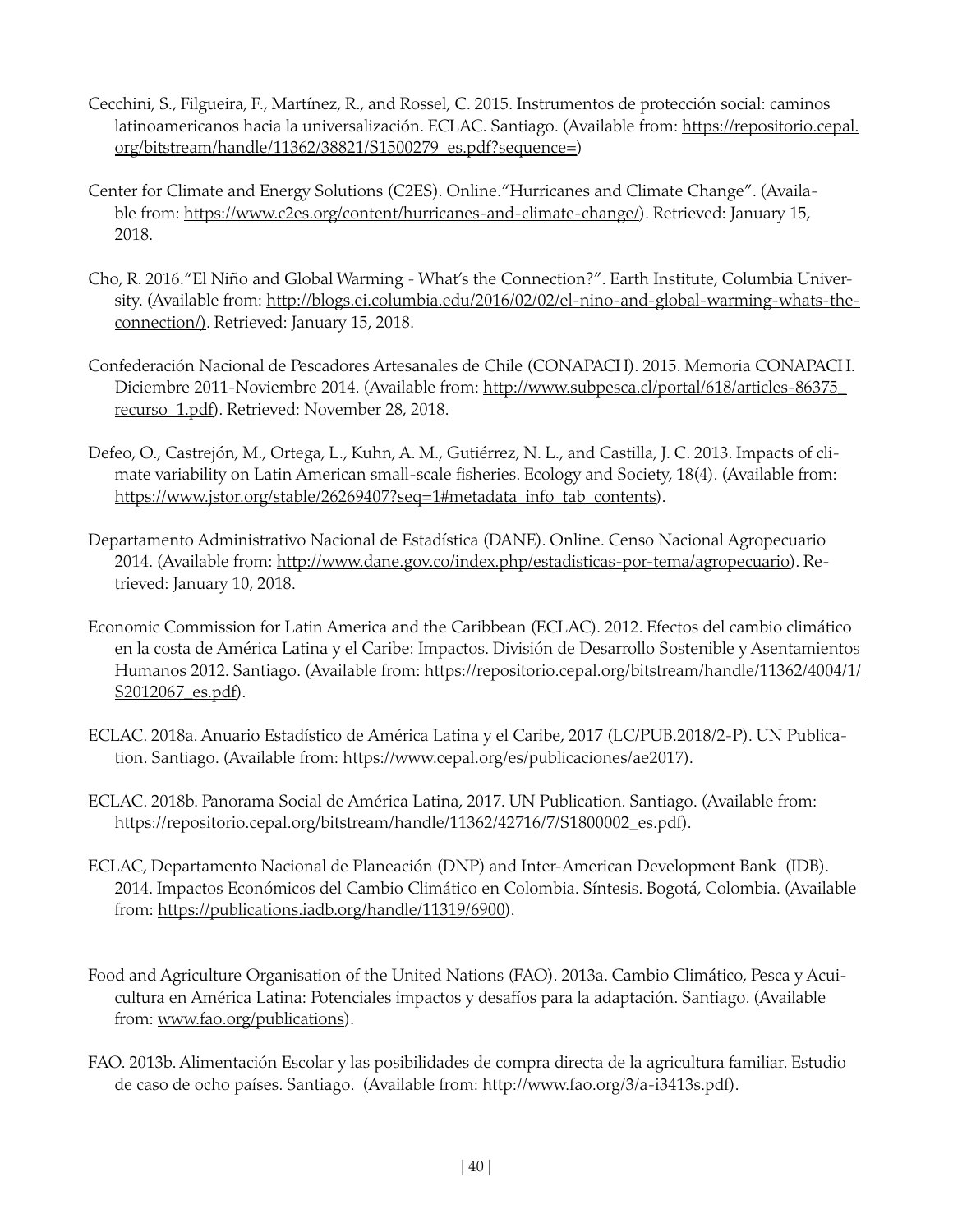Cecchini, S., Filgueira, F., Martínez, R., and Rossel, C. 2015. Instrumentos de protección social: caminos latinoamericanos hacia la universalización. ECLAC. Santiago. (Available from: https://repositorio.cepal.org/bitstream/handle/11362/38821/S1500279_es.pdf?sequence=)

Center for Climate and Energy Solutions (C2ES). Online."Hurricanes and Climate Change". (Available from: https://www.c2es.org/content/hurricanes-and-climate-change/). Retrieved: January 15, 2018.

Cho, R. 2016."El Niño and Global Warming - What's the Connection?". Earth Institute, Columbia University. (Available from: http://blogs.ei.columbia.edu/2016/02/02/el-nino-and-global-warming-whats-the-connection/). Retrieved: January 15, 2018.

Confederación Nacional de Pescadores Artesanales de Chile (CONAPACH). 2015. Memoria CONAPACH. Diciembre 2011-Noviembre 2014. (Available from: http://www.subpesca.cl/portal/618/articles-86375_recurso_1.pdf). Retrieved: November 28, 2018.

Defeo, O., Castrejón, M., Ortega, L., Kuhn, A. M., Gutiérrez, N. L., and Castilla, J. C. 2013. Impacts of climate variability on Latin American small-scale fisheries. Ecology and Society, 18(4). (Available from: https://www.jstor.org/stable/26269407?seq=1#metadata_info_tab_contents).

Departamento Administrativo Nacional de Estadística (DANE). Online. Censo Nacional Agropecuario 2014. (Available from: http://www.dane.gov.co/index.php/estadisticas-por-tema/agropecuario). Retrieved: January 10, 2018.

Economic Commission for Latin America and the Caribbean (ECLAC). 2012. Efectos del cambio climático en la costa de América Latina y el Caribe: Impactos. División de Desarrollo Sostenible y Asentamientos Humanos 2012. Santiago. (Available from: https://repositorio.cepal.org/bitstream/handle/11362/4004/1/S2012067_es.pdf).

ECLAC. 2018a. Anuario Estadístico de América Latina y el Caribe, 2017 (LC/PUB.2018/2-P). UN Publication. Santiago. (Available from: https://www.cepal.org/es/publicaciones/ae2017).

ECLAC. 2018b. Panorama Social de América Latina, 2017. UN Publication. Santiago. (Available from: https://repositorio.cepal.org/bitstream/handle/11362/42716/7/S1800002_es.pdf).

ECLAC, Departamento Nacional de Planeación (DNP) and Inter-American Development Bank (IDB). 2014. Impactos Económicos del Cambio Climático en Colombia. Síntesis. Bogotá, Colombia. (Available from: https://publications.iadb.org/handle/11319/6900).

Food and Agriculture Organisation of the United Nations (FAO). 2013a. Cambio Climático, Pesca y Acuicultura en América Latina: Potenciales impactos y desafíos para la adaptación. Santiago. (Available from: www.fao.org/publications).

FAO. 2013b. Alimentación Escolar y las posibilidades de compra directa de la agricultura familiar. Estudio de caso de ocho países. Santiago. (Available from: http://www.fao.org/3/a-i3413s.pdf).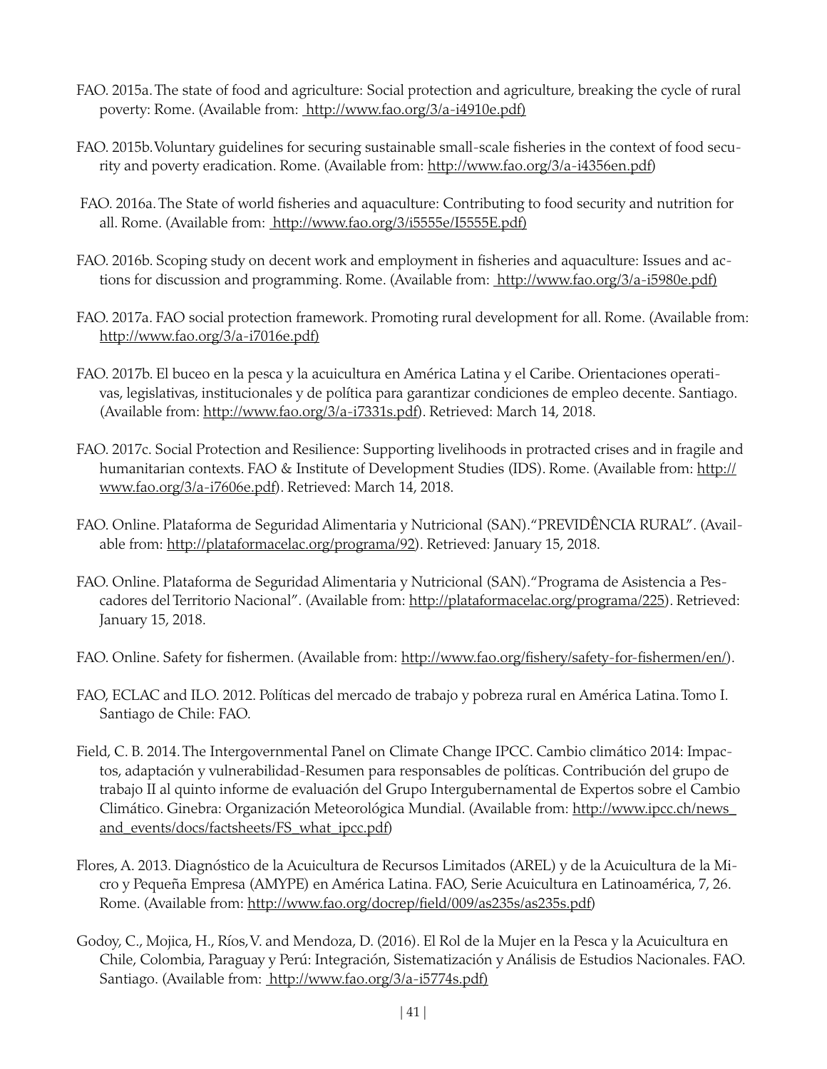FAO. 2015a. The state of food and agriculture: Social protection and agriculture, breaking the cycle of rural poverty: Rome. (Available from: http://www.fao.org/3/a-i4910e.pdf)

FAO. 2015b. Voluntary guidelines for securing sustainable small-scale fisheries in the context of food security and poverty eradication. Rome. (Available from: http://www.fao.org/3/a-i4356en.pdf)

FAO. 2016a. The State of world fisheries and aquaculture: Contributing to food security and nutrition for all. Rome. (Available from: http://www.fao.org/3/i5555e/I5555E.pdf)

FAO. 2016b. Scoping study on decent work and employment in fisheries and aquaculture: Issues and actions for discussion and programming. Rome. (Available from: http://www.fao.org/3/a-i5980e.pdf)

FAO. 2017a. FAO social protection framework. Promoting rural development for all. Rome. (Available from: http://www.fao.org/3/a-i7016e.pdf)

FAO. 2017b. El buceo en la pesca y la acuicultura en América Latina y el Caribe. Orientaciones operativas, legislativas, institucionales y de política para garantizar condiciones de empleo decente. Santiago. (Available from: http://www.fao.org/3/a-i7331s.pdf). Retrieved: March 14, 2018.

FAO. 2017c. Social Protection and Resilience: Supporting livelihoods in protracted crises and in fragile and humanitarian contexts. FAO & Institute of Development Studies (IDS). Rome. (Available from: http://www.fao.org/3/a-i7606e.pdf). Retrieved: March 14, 2018.

FAO. Online. Plataforma de Seguridad Alimentaria y Nutricional (SAN)."PREVIDÊNCIA RURAL". (Available from: http://plataformacelac.org/programa/92). Retrieved: January 15, 2018.

FAO. Online. Plataforma de Seguridad Alimentaria y Nutricional (SAN)."Programa de Asistencia a Pescadores del Territorio Nacional". (Available from: http://plataformacelac.org/programa/225). Retrieved: January 15, 2018.

FAO. Online. Safety for fishermen. (Available from: http://www.fao.org/fishery/safety-for-fishermen/en/).

FAO, ECLAC and ILO. 2012. Políticas del mercado de trabajo y pobreza rural en América Latina. Tomo I. Santiago de Chile: FAO.

Field, C. B. 2014. The Intergovernmental Panel on Climate Change IPCC. Cambio climático 2014: Impactos, adaptación y vulnerabilidad-Resumen para responsables de políticas. Contribución del grupo de trabajo II al quinto informe de evaluación del Grupo Intergubernamental de Expertos sobre el Cambio Climático. Ginebra: Organización Meteorológica Mundial. (Available from: http://www.ipcc.ch/news_and_events/docs/factsheets/FS_what_ipcc.pdf)

Flores, A. 2013. Diagnóstico de la Acuicultura de Recursos Limitados (AREL) y de la Acuicultura de la Micro y Pequeña Empresa (AMYPE) en América Latina. FAO, Serie Acuicultura en Latinoamérica, 7, 26. Rome. (Available from: http://www.fao.org/docrep/field/009/as235s/as235s.pdf)

Godoy, C., Mojica, H., Ríos, V. and Mendoza, D. (2016). El Rol de la Mujer en la Pesca y la Acuicultura en Chile, Colombia, Paraguay y Perú: Integración, Sistematización y Análisis de Estudios Nacionales. FAO. Santiago. (Available from: http://www.fao.org/3/a-i5774s.pdf)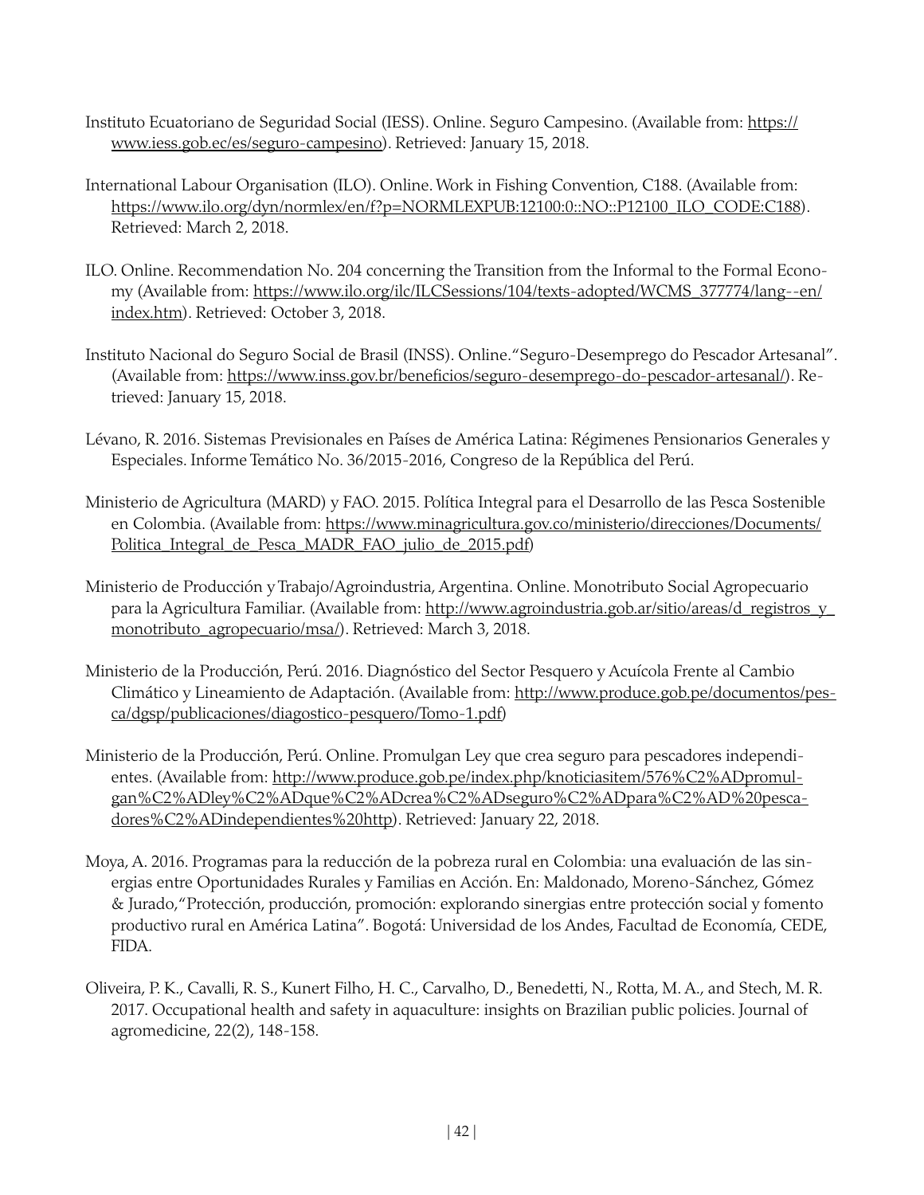Instituto Ecuatoriano de Seguridad Social (IESS). Online. Seguro Campesino. (Available from: https://www.iess.gob.ec/es/seguro-campesino). Retrieved: January 15, 2018.

International Labour Organisation (ILO). Online. Work in Fishing Convention, C188. (Available from: https://www.ilo.org/dyn/normlex/en/f?p=NORMLEXPUB:12100:0::NO::P12100_ILO_CODE:C188). Retrieved: March 2, 2018.

ILO. Online. Recommendation No. 204 concerning the Transition from the Informal to the Formal Economy (Available from: https://www.ilo.org/ilc/ILCSessions/104/texts-adopted/WCMS_377774/lang--en/index.htm). Retrieved: October 3, 2018.

Instituto Nacional do Seguro Social de Brasil (INSS). Online."Seguro-Desemprego do Pescador Artesanal". (Available from: https://www.inss.gov.br/beneficios/seguro-desemprego-do-pescador-artesanal/). Retrieved: January 15, 2018.

Lévano, R. 2016. Sistemas Previsionales en Países de América Latina: Régimenes Pensionarios Generales y Especiales. Informe Temático No. 36/2015-2016, Congreso de la República del Perú.

Ministerio de Agricultura (MARD) y FAO. 2015. Política Integral para el Desarrollo de las Pesca Sostenible en Colombia. (Available from: https://www.minagricultura.gov.co/ministerio/direcciones/Documents/Politica_Integral_de_Pesca_MADR_FAO_julio_de_2015.pdf)

Ministerio de Producción y Trabajo/Agroindustria, Argentina. Online. Monotributo Social Agropecuario para la Agricultura Familiar. (Available from: http://www.agroindustria.gob.ar/sitio/areas/d_registros_y_monotributo_agropecuario/msa/). Retrieved: March 3, 2018.

Ministerio de la Producción, Perú. 2016. Diagnóstico del Sector Pesquero y Acuícola Frente al Cambio Climático y Lineamiento de Adaptación. (Available from: http://www.produce.gob.pe/documentos/pesca/dgsp/publicaciones/diagostico-pesquero/Tomo-1.pdf)

Ministerio de la Producción, Perú. Online. Promulgan Ley que crea seguro para pescadores independientes. (Available from: http://www.produce.gob.pe/index.php/knoticiasitem/576%C2%ADpromulgan%C2%ADley%C2%ADque%C2%ADcrea%C2%ADseguro%C2%ADpara%C2%AD%20pescadores%C2%ADindependientes%20http). Retrieved: January 22, 2018.

Moya, A. 2016. Programas para la reducción de la pobreza rural en Colombia: una evaluación de las sinergias entre Oportunidades Rurales y Familias en Acción. En: Maldonado, Moreno-Sánchez, Gómez & Jurado,"Protección, producción, promoción: explorando sinergias entre protección social y fomento productivo rural en América Latina". Bogotá: Universidad de los Andes, Facultad de Economía, CEDE, FIDA.

Oliveira, P. K., Cavalli, R. S., Kunert Filho, H. C., Carvalho, D., Benedetti, N., Rotta, M. A., and Stech, M. R. 2017. Occupational health and safety in aquaculture: insights on Brazilian public policies. Journal of agromedicine, 22(2), 148-158.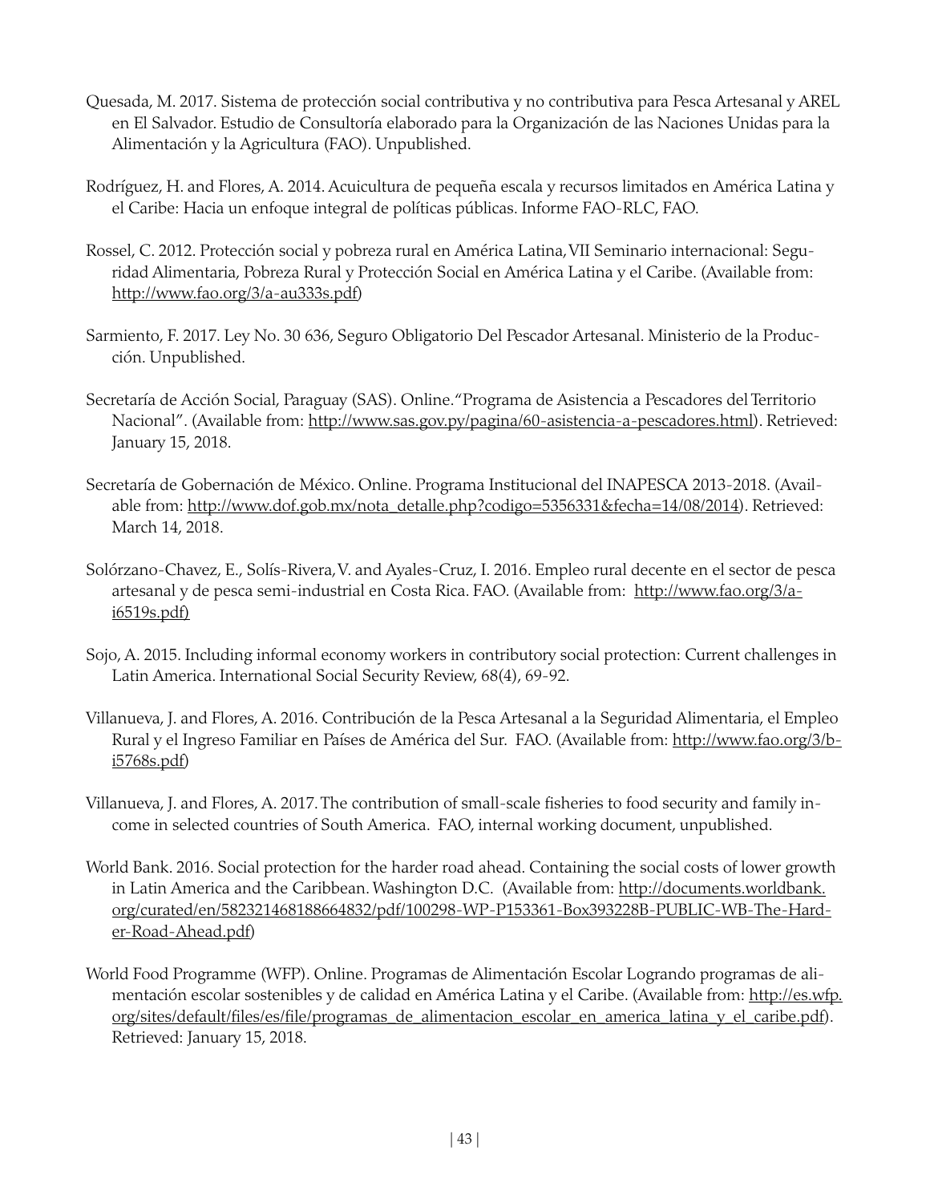Quesada, M. 2017. Sistema de protección social contributiva y no contributiva para Pesca Artesanal y AREL en El Salvador. Estudio de Consultoría elaborado para la Organización de las Naciones Unidas para la Alimentación y la Agricultura (FAO). Unpublished.

Rodríguez, H. and Flores, A. 2014. Acuicultura de pequeña escala y recursos limitados en América Latina y el Caribe: Hacia un enfoque integral de políticas públicas. Informe FAO-RLC, FAO.

Rossel, C. 2012. Protección social y pobreza rural en América Latina, VII Seminario internacional: Seguridad Alimentaria, Pobreza Rural y Protección Social en América Latina y el Caribe. (Available from: http://www.fao.org/3/a-au333s.pdf)

Sarmiento, F. 2017. Ley No. 30 636, Seguro Obligatorio Del Pescador Artesanal. Ministerio de la Producción. Unpublished.

Secretaría de Acción Social, Paraguay (SAS). Online. "Programa de Asistencia a Pescadores del Territorio Nacional". (Available from: http://www.sas.gov.py/pagina/60-asistencia-a-pescadores.html). Retrieved: January 15, 2018.

Secretaría de Gobernación de México. Online. Programa Institucional del INAPESCA 2013-2018. (Available from: http://www.dof.gob.mx/nota_detalle.php?codigo=5356331&fecha=14/08/2014). Retrieved: March 14, 2018.

Solórzano-Chavez, E., Solís-Rivera, V. and Ayales-Cruz, I. 2016. Empleo rural decente en el sector de pesca artesanal y de pesca semi-industrial en Costa Rica. FAO. (Available from: http://www.fao.org/3/a-i6519s.pdf)

Sojo, A. 2015. Including informal economy workers in contributory social protection: Current challenges in Latin America. International Social Security Review, 68(4), 69-92.

Villanueva, J. and Flores, A. 2016. Contribución de la Pesca Artesanal a la Seguridad Alimentaria, el Empleo Rural y el Ingreso Familiar en Países de América del Sur. FAO. (Available from: http://www.fao.org/3/b-i5768s.pdf)

Villanueva, J. and Flores, A. 2017. The contribution of small-scale fisheries to food security and family income in selected countries of South America. FAO, internal working document, unpublished.

World Bank. 2016. Social protection for the harder road ahead. Containing the social costs of lower growth in Latin America and the Caribbean. Washington D.C. (Available from: http://documents.worldbank.org/curated/en/582321468188664832/pdf/100298-WP-P153361-Box393228B-PUBLIC-WB-The-Harder-Road-Ahead.pdf)

World Food Programme (WFP). Online. Programas de Alimentación Escolar Logrando programas de alimentación escolar sostenibles y de calidad en América Latina y el Caribe. (Available from: http://es.wfp.org/sites/default/files/es/file/programas_de_alimentacion_escolar_en_america_latina_y_el_caribe.pdf). Retrieved: January 15, 2018.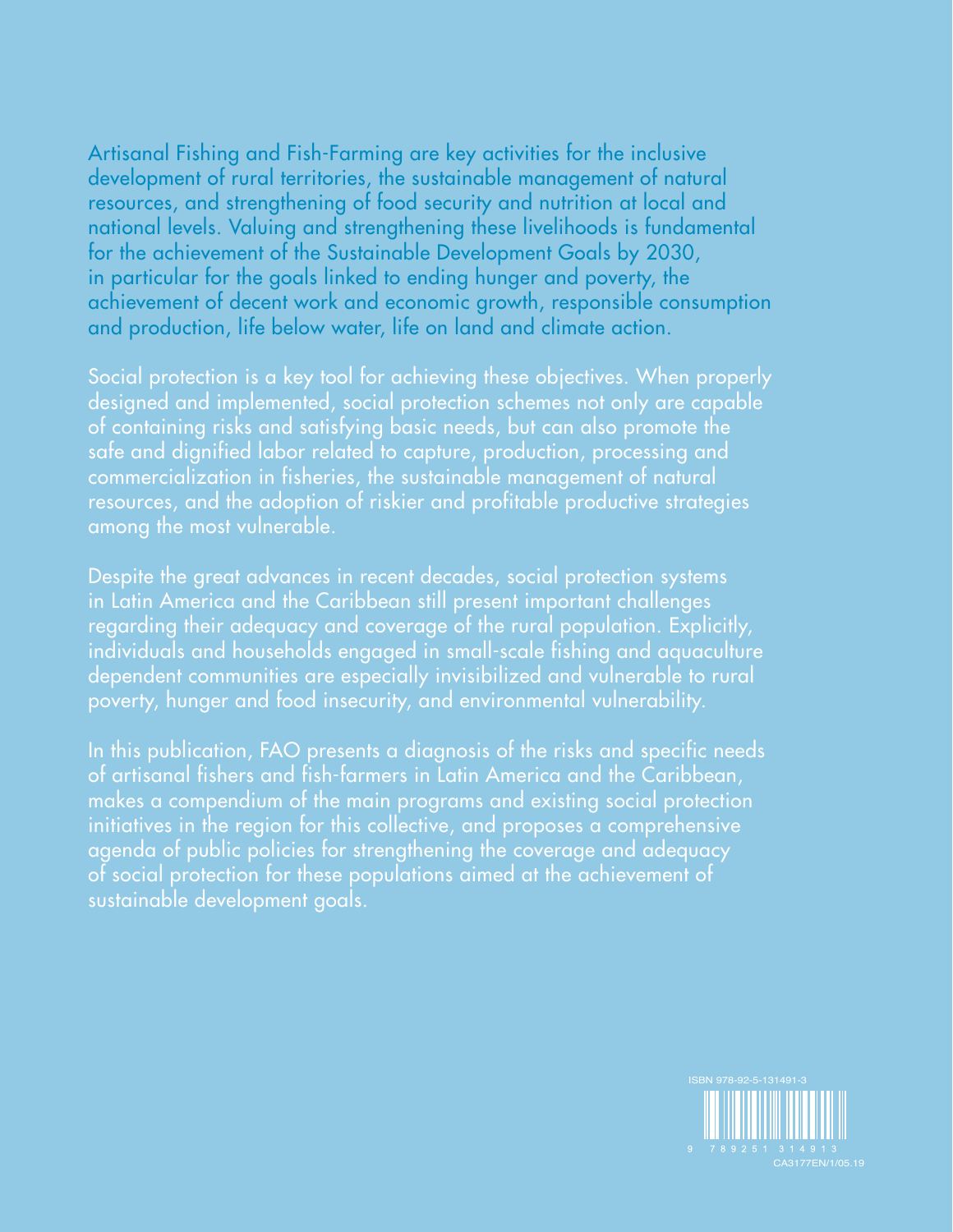Artisanal Fishing and Fish-Farming are key activities for the inclusive development of rural territories, the sustainable management of natural resources, and strengthening of food security and nutrition at local and national levels. Valuing and strengthening these livelihoods is fundamental for the achievement of the Sustainable Development Goals by 2030, in particular for the goals linked to ending hunger and poverty, the achievement of decent work and economic growth, responsible consumption and production, life below water, life on land and climate action.

Social protection is a key tool for achieving these objectives. When properly designed and implemented, social protection schemes not only are capable of containing risks and satisfying basic needs, but can also promote the safe and dignified labor related to capture, production, processing and commercialization in fisheries, the sustainable management of natural resources, and the adoption of riskier and profitable productive strategies among the most vulnerable.

Despite the great advances in recent decades, social protection systems in Latin America and the Caribbean still present important challenges regarding their adequacy and coverage of the rural population. Explicitly, individuals and households engaged in small-scale fishing and aquaculture dependent communities are especially invisibilized and vulnerable to rural poverty, hunger and food insecurity, and environmental vulnerability.

In this publication, FAO presents a diagnosis of the risks and specific needs of artisanal fishers and fish-farmers in Latin America and the Caribbean, makes a compendium of the main programs and existing social protection initiatives in the region for this collective, and proposes a comprehensive agenda of public policies for strengthening the coverage and adequacy of social protection for these populations aimed at the achievement of sustainable development goals.

ISBN 978-92-5-131491-3

9 789251 314913

CA3177EN/1/05.19